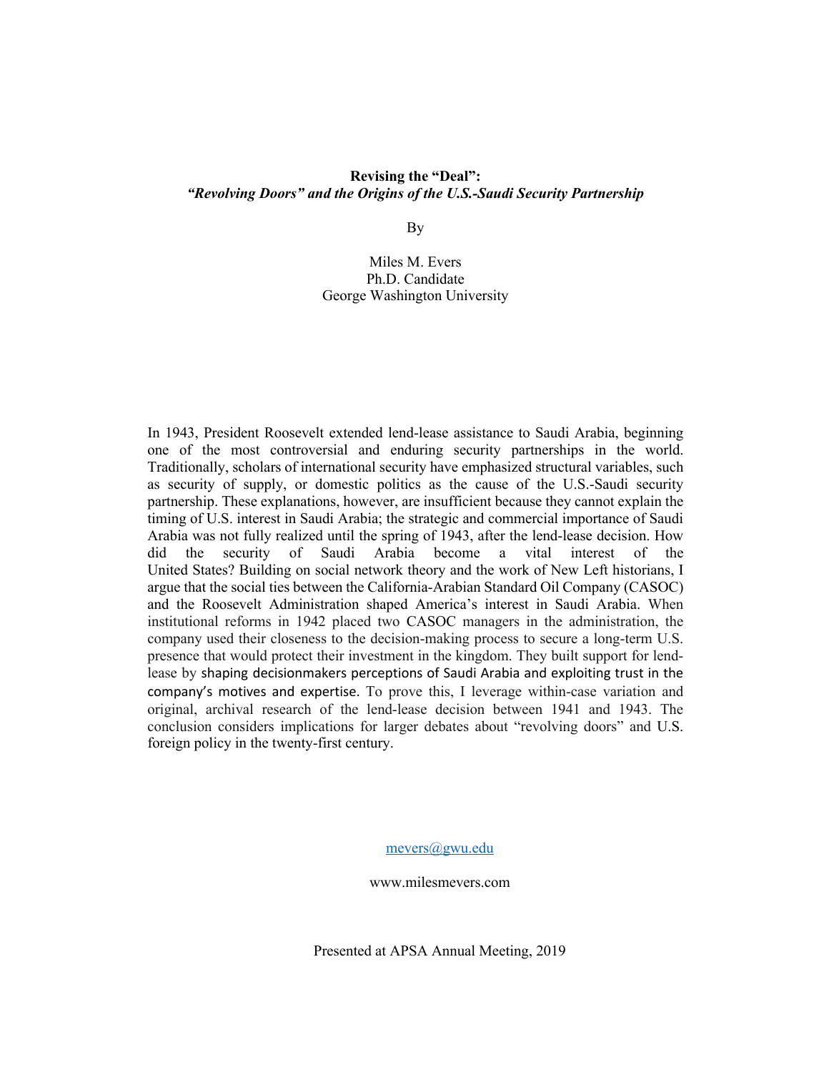# Revising the "Deal":
## *"Revolving Doors" and the Origins of the U.S.-Saudi Security Partnership*

By

Miles M. Evers
Ph.D. Candidate
George Washington University

In 1943, President Roosevelt extended lend-lease assistance to Saudi Arabia, beginning one of the most controversial and enduring security partnerships in the world. Traditionally, scholars of international security have emphasized structural variables, such as security of supply, or domestic politics as the cause of the U.S.-Saudi security partnership. These explanations, however, are insufficient because they cannot explain the timing of U.S. interest in Saudi Arabia; the strategic and commercial importance of Saudi Arabia was not fully realized until the spring of 1943, after the lend-lease decision. How did the security of Saudi Arabia become a vital interest of the United States? Building on social network theory and the work of New Left historians, I argue that the social ties between the California-Arabian Standard Oil Company (CASOC) and the Roosevelt Administration shaped America's interest in Saudi Arabia. When institutional reforms in 1942 placed two CASOC managers in the administration, the company used their closeness to the decision-making process to secure a long-term U.S. presence that would protect their investment in the kingdom. They built support for lend-lease by shaping decisionmakers perceptions of Saudi Arabia and exploiting trust in the company's motives and expertise. To prove this, I leverage within-case variation and original, archival research of the lend-lease decision between 1941 and 1943. The conclusion considers implications for larger debates about "revolving doors" and U.S. foreign policy in the twenty-first century.

mevers@gwu.edu

www.milesmevers.com

Presented at APSA Annual Meeting, 2019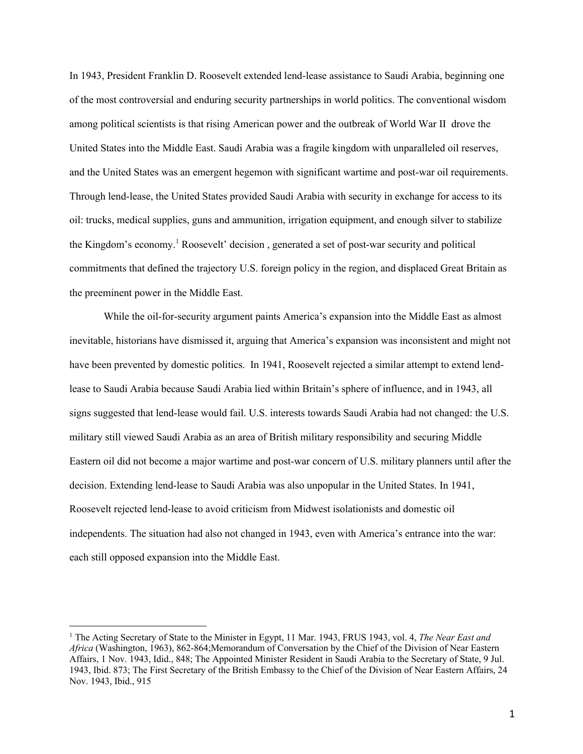In 1943, President Franklin D. Roosevelt extended lend-lease assistance to Saudi Arabia, beginning one of the most controversial and enduring security partnerships in world politics. The conventional wisdom among political scientists is that rising American power and the outbreak of World War II drove the United States into the Middle East. Saudi Arabia was a fragile kingdom with unparalleled oil reserves, and the United States was an emergent hegemon with significant wartime and post-war oil requirements. Through lend-lease, the United States provided Saudi Arabia with security in exchange for access to its oil: trucks, medical supplies, guns and ammunition, irrigation equipment, and enough silver to stabilize the Kingdom's economy.[1] Roosevelt' decision , generated a set of post-war security and political commitments that defined the trajectory U.S. foreign policy in the region, and displaced Great Britain as the preeminent power in the Middle East.

While the oil-for-security argument paints America's expansion into the Middle East as almost inevitable, historians have dismissed it, arguing that America's expansion was inconsistent and might not have been prevented by domestic politics. In 1941, Roosevelt rejected a similar attempt to extend lend-lease to Saudi Arabia because Saudi Arabia lied within Britain's sphere of influence, and in 1943, all signs suggested that lend-lease would fail. U.S. interests towards Saudi Arabia had not changed: the U.S. military still viewed Saudi Arabia as an area of British military responsibility and securing Middle Eastern oil did not become a major wartime and post-war concern of U.S. military planners until after the decision. Extending lend-lease to Saudi Arabia was also unpopular in the United States. In 1941, Roosevelt rejected lend-lease to avoid criticism from Midwest isolationists and domestic oil independents. The situation had also not changed in 1943, even with America's entrance into the war: each still opposed expansion into the Middle East.

---

[1] The Acting Secretary of State to the Minister in Egypt, 11 Mar. 1943, FRUS 1943, vol. 4, *The Near East and Africa* (Washington, 1963), 862-864;Memorandum of Conversation by the Chief of the Division of Near Eastern Affairs, 1 Nov. 1943, Idid., 848; The Appointed Minister Resident in Saudi Arabia to the Secretary of State, 9 Jul. 1943, Ibid. 873; The First Secretary of the British Embassy to the Chief of the Division of Near Eastern Affairs, 24 Nov. 1943, Ibid., 915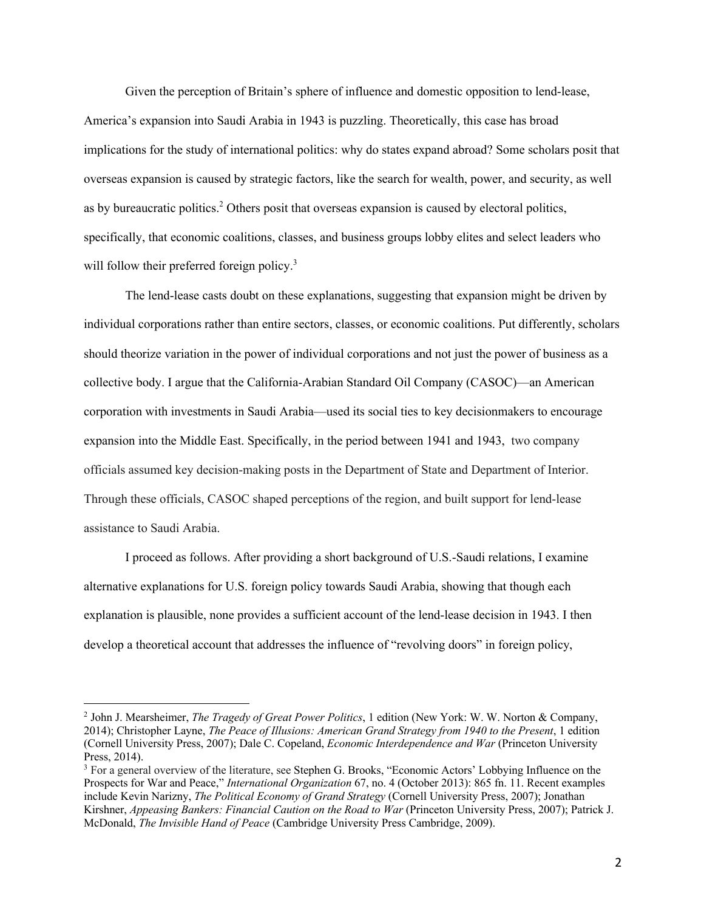Given the perception of Britain's sphere of influence and domestic opposition to lend-lease, America's expansion into Saudi Arabia in 1943 is puzzling. Theoretically, this case has broad implications for the study of international politics: why do states expand abroad? Some scholars posit that overseas expansion is caused by strategic factors, like the search for wealth, power, and security, as well as by bureaucratic politics.[2] Others posit that overseas expansion is caused by electoral politics, specifically, that economic coalitions, classes, and business groups lobby elites and select leaders who will follow their preferred foreign policy.[3]

The lend-lease casts doubt on these explanations, suggesting that expansion might be driven by individual corporations rather than entire sectors, classes, or economic coalitions. Put differently, scholars should theorize variation in the power of individual corporations and not just the power of business as a collective body. I argue that the California-Arabian Standard Oil Company (CASOC)—an American corporation with investments in Saudi Arabia—used its social ties to key decisionmakers to encourage expansion into the Middle East. Specifically, in the period between 1941 and 1943, two company officials assumed key decision-making posts in the Department of State and Department of Interior. Through these officials, CASOC shaped perceptions of the region, and built support for lend-lease assistance to Saudi Arabia.

I proceed as follows. After providing a short background of U.S.-Saudi relations, I examine alternative explanations for U.S. foreign policy towards Saudi Arabia, showing that though each explanation is plausible, none provides a sufficient account of the lend-lease decision in 1943. I then develop a theoretical account that addresses the influence of "revolving doors" in foreign policy,

---

[2] John J. Mearsheimer, *The Tragedy of Great Power Politics*, 1 edition (New York: W. W. Norton & Company, 2014); Christopher Layne, *The Peace of Illusions: American Grand Strategy from 1940 to the Present*, 1 edition (Cornell University Press, 2007); Dale C. Copeland, *Economic Interdependence and War* (Princeton University Press, 2014).

[3] For a general overview of the literature, see Stephen G. Brooks, "Economic Actors' Lobbying Influence on the Prospects for War and Peace," *International Organization* 67, no. 4 (October 2013): 865 fn. 11. Recent examples include Kevin Narizny, *The Political Economy of Grand Strategy* (Cornell University Press, 2007); Jonathan Kirshner, *Appeasing Bankers: Financial Caution on the Road to War* (Princeton University Press, 2007); Patrick J. McDonald, *The Invisible Hand of Peace* (Cambridge University Press Cambridge, 2009).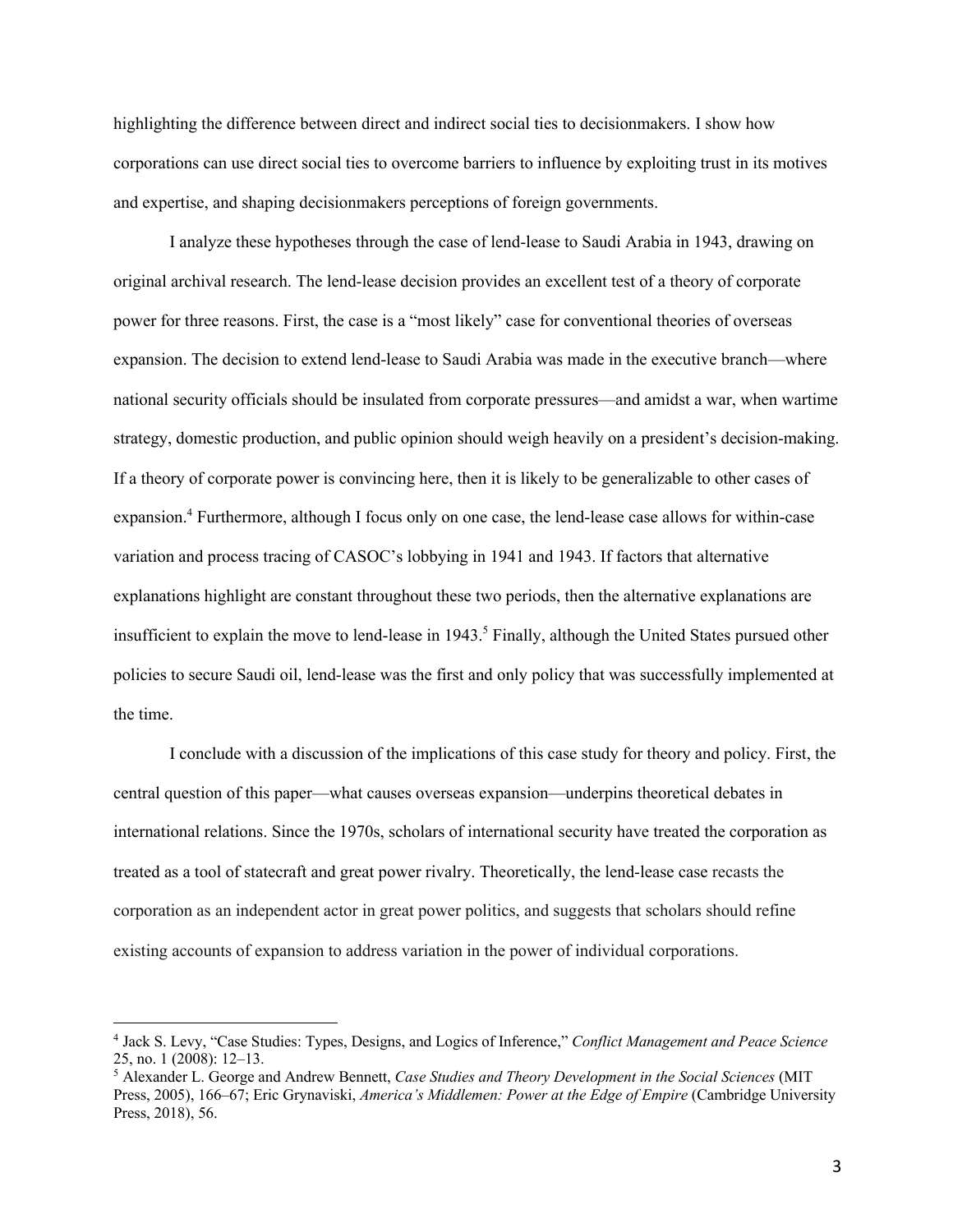highlighting the difference between direct and indirect social ties to decisionmakers. I show how corporations can use direct social ties to overcome barriers to influence by exploiting trust in its motives and expertise, and shaping decisionmakers perceptions of foreign governments.

I analyze these hypotheses through the case of lend-lease to Saudi Arabia in 1943, drawing on original archival research. The lend-lease decision provides an excellent test of a theory of corporate power for three reasons. First, the case is a "most likely" case for conventional theories of overseas expansion. The decision to extend lend-lease to Saudi Arabia was made in the executive branch—where national security officials should be insulated from corporate pressures—and amidst a war, when wartime strategy, domestic production, and public opinion should weigh heavily on a president's decision-making. If a theory of corporate power is convincing here, then it is likely to be generalizable to other cases of expansion.[4] Furthermore, although I focus only on one case, the lend-lease case allows for within-case variation and process tracing of CASOC's lobbying in 1941 and 1943. If factors that alternative explanations highlight are constant throughout these two periods, then the alternative explanations are insufficient to explain the move to lend-lease in 1943.[5] Finally, although the United States pursued other policies to secure Saudi oil, lend-lease was the first and only policy that was successfully implemented at the time.

I conclude with a discussion of the implications of this case study for theory and policy. First, the central question of this paper—what causes overseas expansion—underpins theoretical debates in international relations. Since the 1970s, scholars of international security have treated the corporation as treated as a tool of statecraft and great power rivalry. Theoretically, the lend-lease case recasts the corporation as an independent actor in great power politics, and suggests that scholars should refine existing accounts of expansion to address variation in the power of individual corporations.

[4] Jack S. Levy, "Case Studies: Types, Designs, and Logics of Inference," *Conflict Management and Peace Science* 25, no. 1 (2008): 12–13.

[5] Alexander L. George and Andrew Bennett, *Case Studies and Theory Development in the Social Sciences* (MIT Press, 2005), 166–67; Eric Grynaviski, *America's Middlemen: Power at the Edge of Empire* (Cambridge University Press, 2018), 56.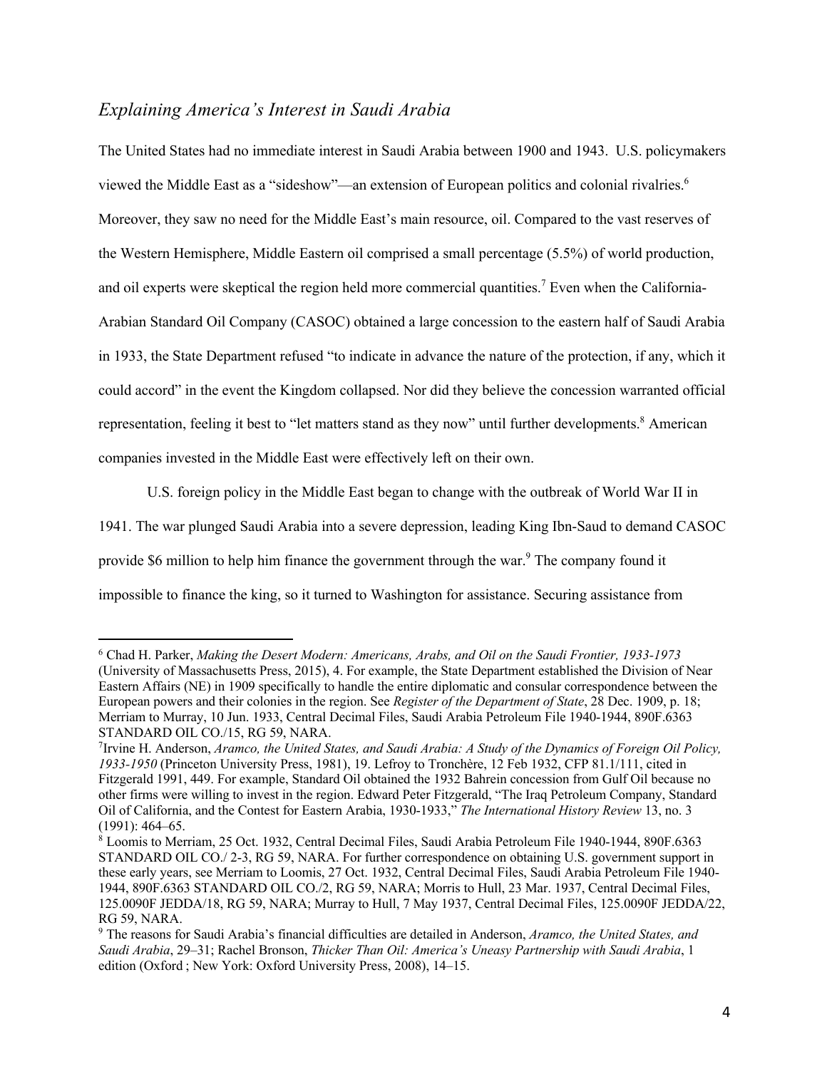## *Explaining America's Interest in Saudi Arabia*

The United States had no immediate interest in Saudi Arabia between 1900 and 1943. U.S. policymakers viewed the Middle East as a "sideshow"—an extension of European politics and colonial rivalries.[6] Moreover, they saw no need for the Middle East's main resource, oil. Compared to the vast reserves of the Western Hemisphere, Middle Eastern oil comprised a small percentage (5.5%) of world production, and oil experts were skeptical the region held more commercial quantities.[7] Even when the California-Arabian Standard Oil Company (CASOC) obtained a large concession to the eastern half of Saudi Arabia in 1933, the State Department refused "to indicate in advance the nature of the protection, if any, which it could accord" in the event the Kingdom collapsed. Nor did they believe the concession warranted official representation, feeling it best to "let matters stand as they now" until further developments.[8] American companies invested in the Middle East were effectively left on their own.

U.S. foreign policy in the Middle East began to change with the outbreak of World War II in 1941. The war plunged Saudi Arabia into a severe depression, leading King Ibn-Saud to demand CASOC provide $6 million to help him finance the government through the war.[9] The company found it impossible to finance the king, so it turned to Washington for assistance. Securing assistance from

---

[6] Chad H. Parker, *Making the Desert Modern: Americans, Arabs, and Oil on the Saudi Frontier, 1933-1973* (University of Massachusetts Press, 2015), 4. For example, the State Department established the Division of Near Eastern Affairs (NE) in 1909 specifically to handle the entire diplomatic and consular correspondence between the European powers and their colonies in the region. See *Register of the Department of State*, 28 Dec. 1909, p. 18; Merriam to Murray, 10 Jun. 1933, Central Decimal Files, Saudi Arabia Petroleum File 1940-1944, 890F.6363 STANDARD OIL CO./15, RG 59, NARA.

[7] Irvine H. Anderson, *Aramco, the United States, and Saudi Arabia: A Study of the Dynamics of Foreign Oil Policy, 1933-1950* (Princeton University Press, 1981), 19. Lefroy to Tronchère, 12 Feb 1932, CFP 81.1/111, cited in Fitzgerald 1991, 449. For example, Standard Oil obtained the 1932 Bahrein concession from Gulf Oil because no other firms were willing to invest in the region. Edward Peter Fitzgerald, "The Iraq Petroleum Company, Standard Oil of California, and the Contest for Eastern Arabia, 1930-1933," *The International History Review* 13, no. 3 (1991): 464–65.

[8] Loomis to Merriam, 25 Oct. 1932, Central Decimal Files, Saudi Arabia Petroleum File 1940-1944, 890F.6363 STANDARD OIL CO./ 2-3, RG 59, NARA. For further correspondence on obtaining U.S. government support in these early years, see Merriam to Loomis, 27 Oct. 1932, Central Decimal Files, Saudi Arabia Petroleum File 1940-1944, 890F.6363 STANDARD OIL CO./2, RG 59, NARA; Morris to Hull, 23 Mar. 1937, Central Decimal Files, 125.0090F JEDDA/18, RG 59, NARA; Murray to Hull, 7 May 1937, Central Decimal Files, 125.0090F JEDDA/22, RG 59, NARA.

[9] The reasons for Saudi Arabia's financial difficulties are detailed in Anderson, *Aramco, the United States, and Saudi Arabia*, 29–31; Rachel Bronson, *Thicker Than Oil: America's Uneasy Partnership with Saudi Arabia*, 1 edition (Oxford ; New York: Oxford University Press, 2008), 14–15.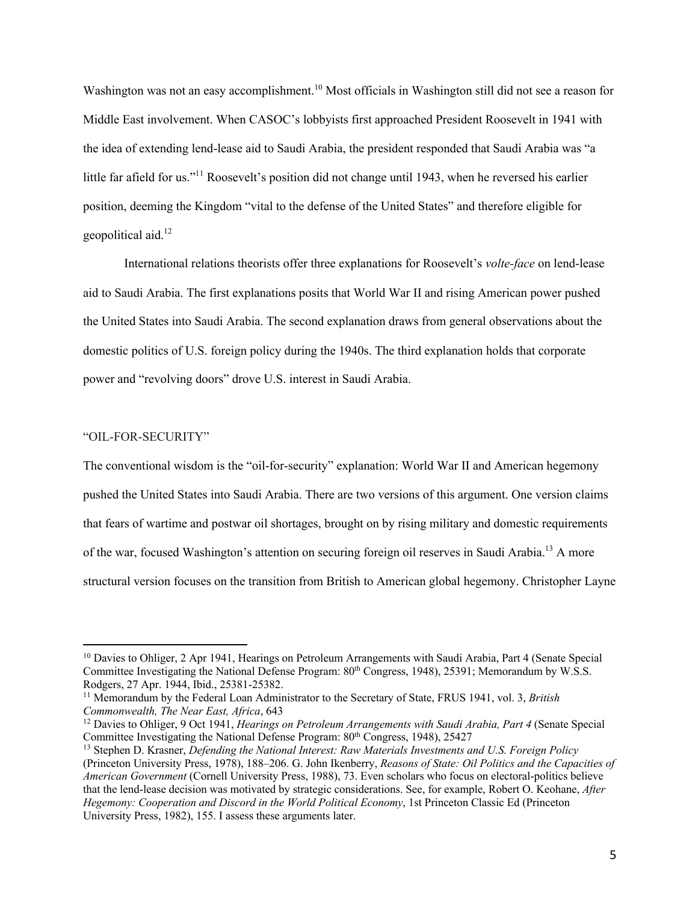Washington was not an easy accomplishment.[10] Most officials in Washington still did not see a reason for Middle East involvement. When CASOC's lobbyists first approached President Roosevelt in 1941 with the idea of extending lend-lease aid to Saudi Arabia, the president responded that Saudi Arabia was "a little far afield for us."[11] Roosevelt's position did not change until 1943, when he reversed his earlier position, deeming the Kingdom "vital to the defense of the United States" and therefore eligible for geopolitical aid.[12]

International relations theorists offer three explanations for Roosevelt's *volte-face* on lend-lease aid to Saudi Arabia. The first explanations posits that World War II and rising American power pushed the United States into Saudi Arabia. The second explanation draws from general observations about the domestic politics of U.S. foreign policy during the 1940s. The third explanation holds that corporate power and "revolving doors" drove U.S. interest in Saudi Arabia.

## "OIL-FOR-SECURITY"

The conventional wisdom is the "oil-for-security" explanation: World War II and American hegemony pushed the United States into Saudi Arabia. There are two versions of this argument. One version claims that fears of wartime and postwar oil shortages, brought on by rising military and domestic requirements of the war, focused Washington's attention on securing foreign oil reserves in Saudi Arabia.[13] A more structural version focuses on the transition from British to American global hegemony. Christopher Layne

---

[10] Davies to Ohliger, 2 Apr 1941, Hearings on Petroleum Arrangements with Saudi Arabia, Part 4 (Senate Special Committee Investigating the National Defense Program: 80th Congress, 1948), 25391; Memorandum by W.S.S. Rodgers, 27 Apr. 1944, Ibid., 25381-25382.

[11] Memorandum by the Federal Loan Administrator to the Secretary of State, FRUS 1941, vol. 3, *British Commonwealth, The Near East, Africa*, 643

[12] Davies to Ohliger, 9 Oct 1941, *Hearings on Petroleum Arrangements with Saudi Arabia, Part 4* (Senate Special Committee Investigating the National Defense Program: 80th Congress, 1948), 25427

[13] Stephen D. Krasner, *Defending the National Interest: Raw Materials Investments and U.S. Foreign Policy* (Princeton University Press, 1978), 188–206. G. John Ikenberry, *Reasons of State: Oil Politics and the Capacities of American Government* (Cornell University Press, 1988), 73. Even scholars who focus on electoral-politics believe that the lend-lease decision was motivated by strategic considerations. See, for example, Robert O. Keohane, *After Hegemony: Cooperation and Discord in the World Political Economy*, 1st Princeton Classic Ed (Princeton University Press, 1982), 155. I assess these arguments later.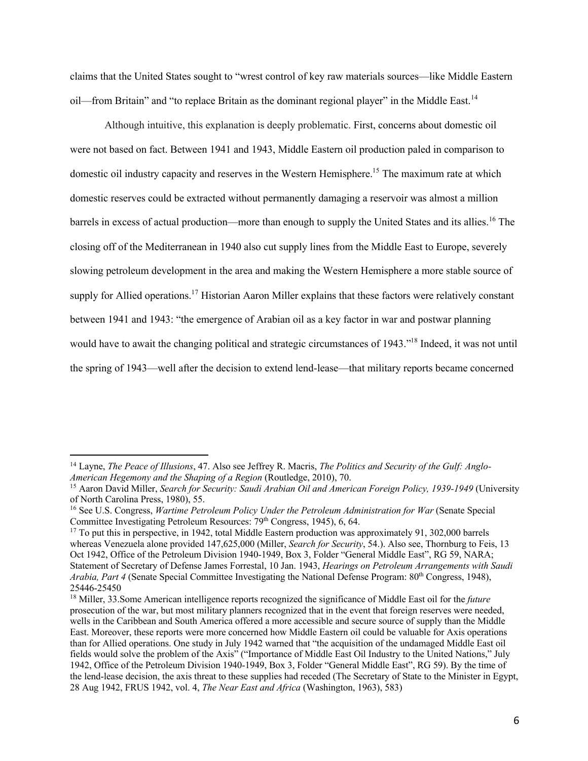claims that the United States sought to "wrest control of key raw materials sources—like Middle Eastern oil—from Britain" and "to replace Britain as the dominant regional player" in the Middle East.[14]

Although intuitive, this explanation is deeply problematic. First, concerns about domestic oil were not based on fact. Between 1941 and 1943, Middle Eastern oil production paled in comparison to domestic oil industry capacity and reserves in the Western Hemisphere.[15] The maximum rate at which domestic reserves could be extracted without permanently damaging a reservoir was almost a million barrels in excess of actual production—more than enough to supply the United States and its allies.[16] The closing off of the Mediterranean in 1940 also cut supply lines from the Middle East to Europe, severely slowing petroleum development in the area and making the Western Hemisphere a more stable source of supply for Allied operations.[17] Historian Aaron Miller explains that these factors were relatively constant between 1941 and 1943: "the emergence of Arabian oil as a key factor in war and postwar planning would have to await the changing political and strategic circumstances of 1943."[18] Indeed, it was not until the spring of 1943—well after the decision to extend lend-lease—that military reports became concerned

---

[14] Layne, *The Peace of Illusions*, 47. Also see Jeffrey R. Macris, *The Politics and Security of the Gulf: Anglo-American Hegemony and the Shaping of a Region* (Routledge, 2010), 70.

[15] Aaron David Miller, *Search for Security: Saudi Arabian Oil and American Foreign Policy, 1939-1949* (University of North Carolina Press, 1980), 55.

[16] See U.S. Congress, *Wartime Petroleum Policy Under the Petroleum Administration for War* (Senate Special Committee Investigating Petroleum Resources: 79th Congress, 1945), 6, 64.

[17] To put this in perspective, in 1942, total Middle Eastern production was approximately 91, 302,000 barrels whereas Venezuela alone provided 147,625,000 (Miller, *Search for Security*, 54.). Also see, Thornburg to Feis, 13 Oct 1942, Office of the Petroleum Division 1940-1949, Box 3, Folder "General Middle East", RG 59, NARA; Statement of Secretary of Defense James Forrestal, 10 Jan. 1943, *Hearings on Petroleum Arrangements with Saudi Arabia, Part 4* (Senate Special Committee Investigating the National Defense Program: 80th Congress, 1948), 25446-25450

[18] Miller, 33.Some American intelligence reports recognized the significance of Middle East oil for the *future* prosecution of the war, but most military planners recognized that in the event that foreign reserves were needed, wells in the Caribbean and South America offered a more accessible and secure source of supply than the Middle East. Moreover, these reports were more concerned how Middle Eastern oil could be valuable for Axis operations than for Allied operations. One study in July 1942 warned that "the acquisition of the undamaged Middle East oil fields would solve the problem of the Axis" ("Importance of Middle East Oil Industry to the United Nations," July 1942, Office of the Petroleum Division 1940-1949, Box 3, Folder "General Middle East", RG 59). By the time of the lend-lease decision, the axis threat to these supplies had receded (The Secretary of State to the Minister in Egypt, 28 Aug 1942, FRUS 1942, vol. 4, *The Near East and Africa* (Washington, 1963), 583)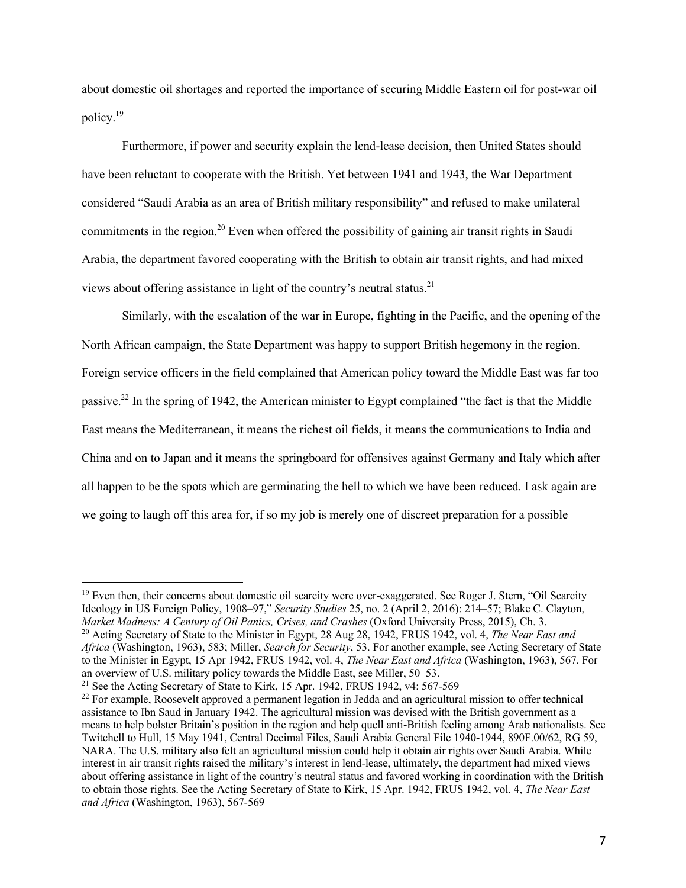about domestic oil shortages and reported the importance of securing Middle Eastern oil for post-war oil policy.[19]

Furthermore, if power and security explain the lend-lease decision, then United States should have been reluctant to cooperate with the British. Yet between 1941 and 1943, the War Department considered "Saudi Arabia as an area of British military responsibility" and refused to make unilateral commitments in the region.[20] Even when offered the possibility of gaining air transit rights in Saudi Arabia, the department favored cooperating with the British to obtain air transit rights, and had mixed views about offering assistance in light of the country's neutral status.[21]

Similarly, with the escalation of the war in Europe, fighting in the Pacific, and the opening of the North African campaign, the State Department was happy to support British hegemony in the region. Foreign service officers in the field complained that American policy toward the Middle East was far too passive.[22] In the spring of 1942, the American minister to Egypt complained "the fact is that the Middle East means the Mediterranean, it means the richest oil fields, it means the communications to India and China and on to Japan and it means the springboard for offensives against Germany and Italy which after all happen to be the spots which are germinating the hell to which we have been reduced. I ask again are we going to laugh off this area for, if so my job is merely one of discreet preparation for a possible

---

[19] Even then, their concerns about domestic oil scarcity were over-exaggerated. See Roger J. Stern, "Oil Scarcity Ideology in US Foreign Policy, 1908–97," *Security Studies* 25, no. 2 (April 2, 2016): 214–57; Blake C. Clayton, *Market Madness: A Century of Oil Panics, Crises, and Crashes* (Oxford University Press, 2015), Ch. 3.

[20] Acting Secretary of State to the Minister in Egypt, 28 Aug 28, 1942, FRUS 1942, vol. 4, *The Near East and Africa* (Washington, 1963), 583; Miller, *Search for Security*, 53. For another example, see Acting Secretary of State to the Minister in Egypt, 15 Apr 1942, FRUS 1942, vol. 4, *The Near East and Africa* (Washington, 1963), 567. For an overview of U.S. military policy towards the Middle East, see Miller, 50–53.

[21] See the Acting Secretary of State to Kirk, 15 Apr. 1942, FRUS 1942, v4: 567-569

[22] For example, Roosevelt approved a permanent legation in Jedda and an agricultural mission to offer technical assistance to Ibn Saud in January 1942. The agricultural mission was devised with the British government as a means to help bolster Britain's position in the region and help quell anti-British feeling among Arab nationalists. See Twitchell to Hull, 15 May 1941, Central Decimal Files, Saudi Arabia General File 1940-1944, 890F.00/62, RG 59, NARA. The U.S. military also felt an agricultural mission could help it obtain air rights over Saudi Arabia. While interest in air transit rights raised the military's interest in lend-lease, ultimately, the department had mixed views about offering assistance in light of the country's neutral status and favored working in coordination with the British to obtain those rights. See the Acting Secretary of State to Kirk, 15 Apr. 1942, FRUS 1942, vol. 4, *The Near East and Africa* (Washington, 1963), 567-569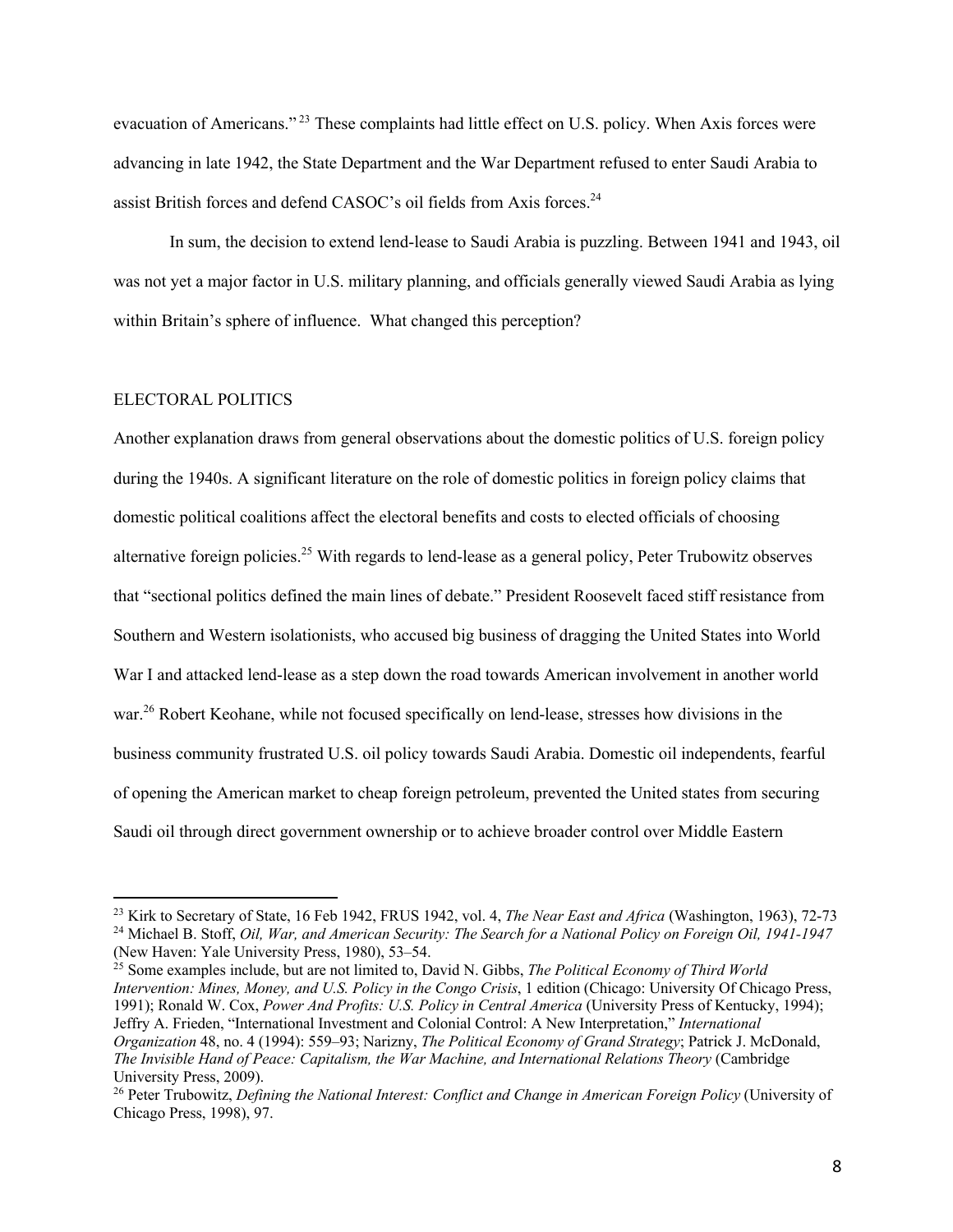evacuation of Americans."[23] These complaints had little effect on U.S. policy. When Axis forces were advancing in late 1942, the State Department and the War Department refused to enter Saudi Arabia to assist British forces and defend CASOC's oil fields from Axis forces.[24]

In sum, the decision to extend lend-lease to Saudi Arabia is puzzling. Between 1941 and 1943, oil was not yet a major factor in U.S. military planning, and officials generally viewed Saudi Arabia as lying within Britain's sphere of influence. What changed this perception?

## ELECTORAL POLITICS

Another explanation draws from general observations about the domestic politics of U.S. foreign policy during the 1940s. A significant literature on the role of domestic politics in foreign policy claims that domestic political coalitions affect the electoral benefits and costs to elected officials of choosing alternative foreign policies.[25] With regards to lend-lease as a general policy, Peter Trubowitz observes that "sectional politics defined the main lines of debate." President Roosevelt faced stiff resistance from Southern and Western isolationists, who accused big business of dragging the United States into World War I and attacked lend-lease as a step down the road towards American involvement in another world war.[26] Robert Keohane, while not focused specifically on lend-lease, stresses how divisions in the business community frustrated U.S. oil policy towards Saudi Arabia. Domestic oil independents, fearful of opening the American market to cheap foreign petroleum, prevented the United states from securing Saudi oil through direct government ownership or to achieve broader control over Middle Eastern

---

[23] Kirk to Secretary of State, 16 Feb 1942, FRUS 1942, vol. 4, *The Near East and Africa* (Washington, 1963), 72-73

[24] Michael B. Stoff, *Oil, War, and American Security: The Search for a National Policy on Foreign Oil, 1941-1947* (New Haven: Yale University Press, 1980), 53–54.

[25] Some examples include, but are not limited to, David N. Gibbs, *The Political Economy of Third World Intervention: Mines, Money, and U.S. Policy in the Congo Crisis*, 1 edition (Chicago: University Of Chicago Press, 1991); Ronald W. Cox, *Power And Profits: U.S. Policy in Central America* (University Press of Kentucky, 1994); Jeffry A. Frieden, "International Investment and Colonial Control: A New Interpretation," *International Organization* 48, no. 4 (1994): 559–93; Narizny, *The Political Economy of Grand Strategy*; Patrick J. McDonald, *The Invisible Hand of Peace: Capitalism, the War Machine, and International Relations Theory* (Cambridge University Press, 2009).

[26] Peter Trubowitz, *Defining the National Interest: Conflict and Change in American Foreign Policy* (University of Chicago Press, 1998), 97.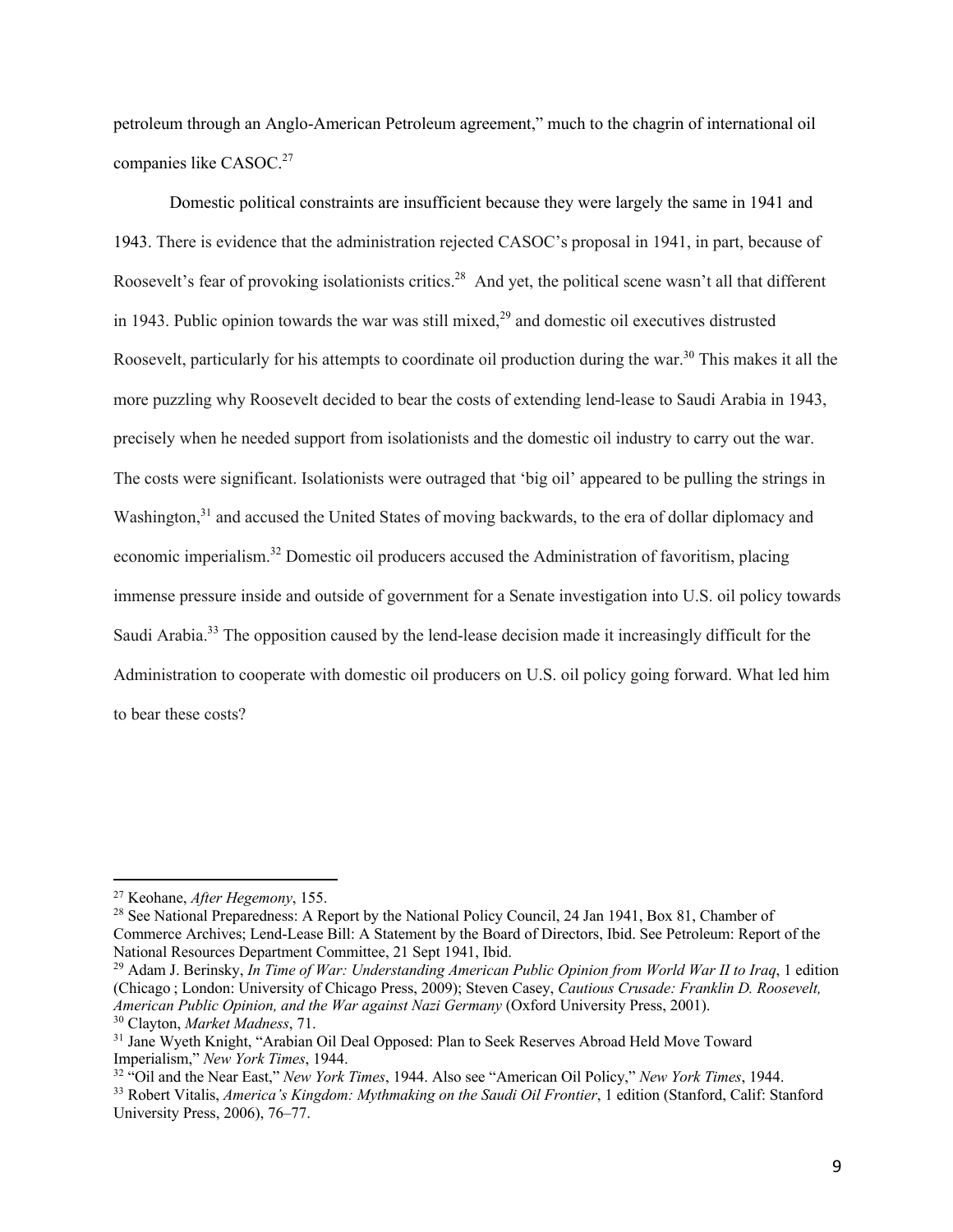petroleum through an Anglo-American Petroleum agreement," much to the chagrin of international oil companies like CASOC.[27]

Domestic political constraints are insufficient because they were largely the same in 1941 and 1943. There is evidence that the administration rejected CASOC's proposal in 1941, in part, because of Roosevelt's fear of provoking isolationists critics.[28] And yet, the political scene wasn't all that different in 1943. Public opinion towards the war was still mixed,[29] and domestic oil executives distrusted Roosevelt, particularly for his attempts to coordinate oil production during the war.[30] This makes it all the more puzzling why Roosevelt decided to bear the costs of extending lend-lease to Saudi Arabia in 1943, precisely when he needed support from isolationists and the domestic oil industry to carry out the war. The costs were significant. Isolationists were outraged that 'big oil' appeared to be pulling the strings in Washington,[31] and accused the United States of moving backwards, to the era of dollar diplomacy and economic imperialism.[32] Domestic oil producers accused the Administration of favoritism, placing immense pressure inside and outside of government for a Senate investigation into U.S. oil policy towards Saudi Arabia.[33] The opposition caused by the lend-lease decision made it increasingly difficult for the Administration to cooperate with domestic oil producers on U.S. oil policy going forward. What led him to bear these costs?

---

[27] Keohane, *After Hegemony*, 155.

[28] See National Preparedness: A Report by the National Policy Council, 24 Jan 1941, Box 81, Chamber of Commerce Archives; Lend-Lease Bill: A Statement by the Board of Directors, Ibid. See Petroleum: Report of the National Resources Department Committee, 21 Sept 1941, Ibid.

[29] Adam J. Berinsky, *In Time of War: Understanding American Public Opinion from World War II to Iraq*, 1 edition (Chicago ; London: University of Chicago Press, 2009); Steven Casey, *Cautious Crusade: Franklin D. Roosevelt, American Public Opinion, and the War against Nazi Germany* (Oxford University Press, 2001).

[30] Clayton, *Market Madness*, 71.

[31] Jane Wyeth Knight, "Arabian Oil Deal Opposed: Plan to Seek Reserves Abroad Held Move Toward Imperialism," *New York Times*, 1944.

[32] "Oil and the Near East," *New York Times*, 1944. Also see "American Oil Policy," *New York Times*, 1944.

[33] Robert Vitalis, *America's Kingdom: Mythmaking on the Saudi Oil Frontier*, 1 edition (Stanford, Calif: Stanford University Press, 2006), 76–77.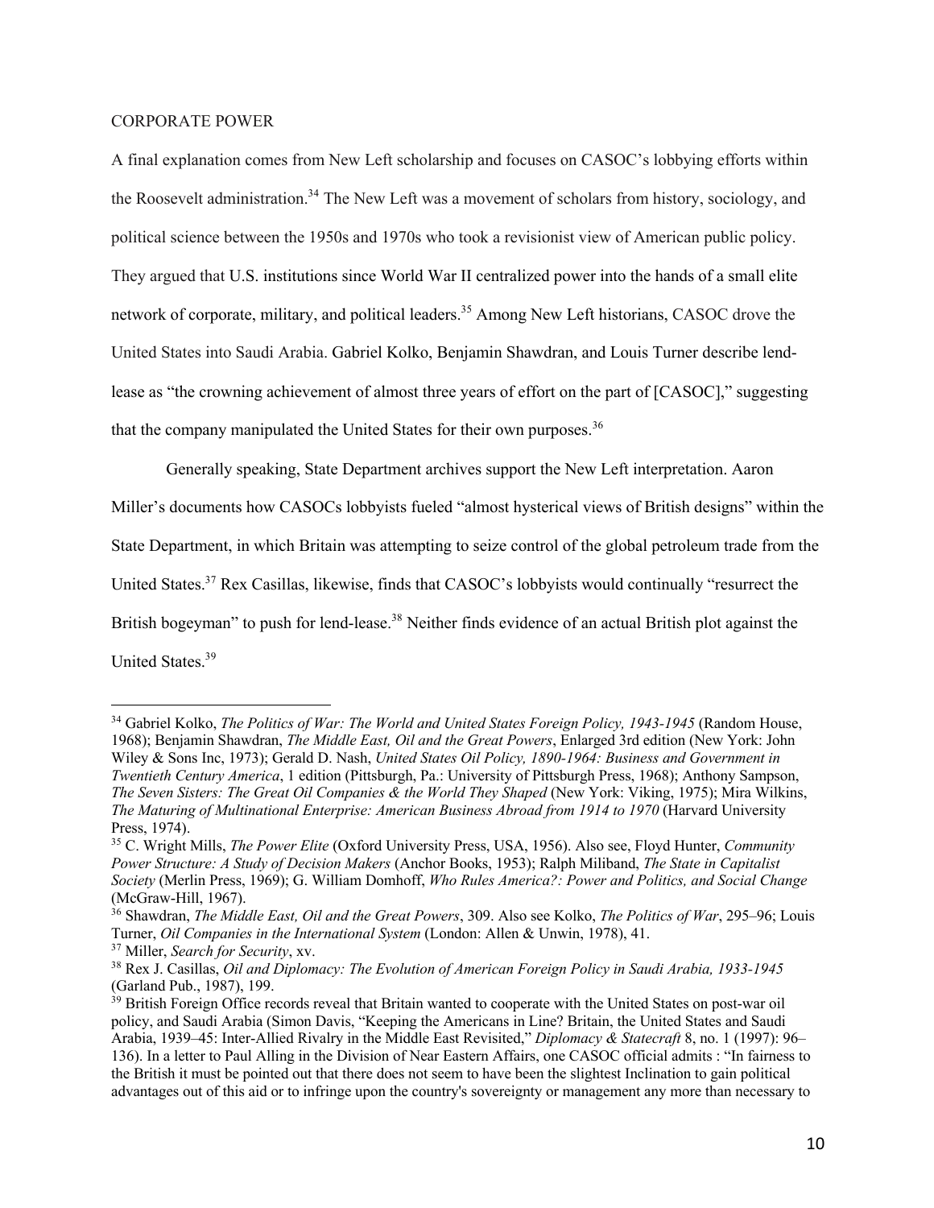## CORPORATE POWER

A final explanation comes from New Left scholarship and focuses on CASOC's lobbying efforts within the Roosevelt administration.[34] The New Left was a movement of scholars from history, sociology, and political science between the 1950s and 1970s who took a revisionist view of American public policy. They argued that U.S. institutions since World War II centralized power into the hands of a small elite network of corporate, military, and political leaders.[35] Among New Left historians, CASOC drove the United States into Saudi Arabia. Gabriel Kolko, Benjamin Shawdran, and Louis Turner describe lend-lease as "the crowning achievement of almost three years of effort on the part of [CASOC]," suggesting that the company manipulated the United States for their own purposes.[36]

Generally speaking, State Department archives support the New Left interpretation. Aaron Miller's documents how CASOCs lobbyists fueled "almost hysterical views of British designs" within the State Department, in which Britain was attempting to seize control of the global petroleum trade from the United States.[37] Rex Casillas, likewise, finds that CASOC's lobbyists would continually "resurrect the British bogeyman" to push for lend-lease.[38] Neither finds evidence of an actual British plot against the United States.[39]

---

[34] Gabriel Kolko, *The Politics of War: The World and United States Foreign Policy, 1943-1945* (Random House, 1968); Benjamin Shawdran, *The Middle East, Oil and the Great Powers*, Enlarged 3rd edition (New York: John Wiley & Sons Inc, 1973); Gerald D. Nash, *United States Oil Policy, 1890-1964: Business and Government in Twentieth Century America*, 1 edition (Pittsburgh, Pa.: University of Pittsburgh Press, 1968); Anthony Sampson, *The Seven Sisters: The Great Oil Companies & the World They Shaped* (New York: Viking, 1975); Mira Wilkins, *The Maturing of Multinational Enterprise: American Business Abroad from 1914 to 1970* (Harvard University Press, 1974).

[35] C. Wright Mills, *The Power Elite* (Oxford University Press, USA, 1956). Also see, Floyd Hunter, *Community Power Structure: A Study of Decision Makers* (Anchor Books, 1953); Ralph Miliband, *The State in Capitalist Society* (Merlin Press, 1969); G. William Domhoff, *Who Rules America?: Power and Politics, and Social Change* (McGraw-Hill, 1967).

[36] Shawdran, *The Middle East, Oil and the Great Powers*, 309. Also see Kolko, *The Politics of War*, 295–96; Louis Turner, *Oil Companies in the International System* (London: Allen & Unwin, 1978), 41.

[37] Miller, *Search for Security*, xv.

[38] Rex J. Casillas, *Oil and Diplomacy: The Evolution of American Foreign Policy in Saudi Arabia, 1933-1945* (Garland Pub., 1987), 199.

[39] British Foreign Office records reveal that Britain wanted to cooperate with the United States on post-war oil policy, and Saudi Arabia (Simon Davis, "Keeping the Americans in Line? Britain, the United States and Saudi Arabia, 1939–45: Inter-Allied Rivalry in the Middle East Revisited," *Diplomacy & Statecraft* 8, no. 1 (1997): 96–136). In a letter to Paul Alling in the Division of Near Eastern Affairs, one CASOC official admits : "In fairness to the British it must be pointed out that there does not seem to have been the slightest Inclination to gain political advantages out of this aid or to infringe upon the country's sovereignty or management any more than necessary to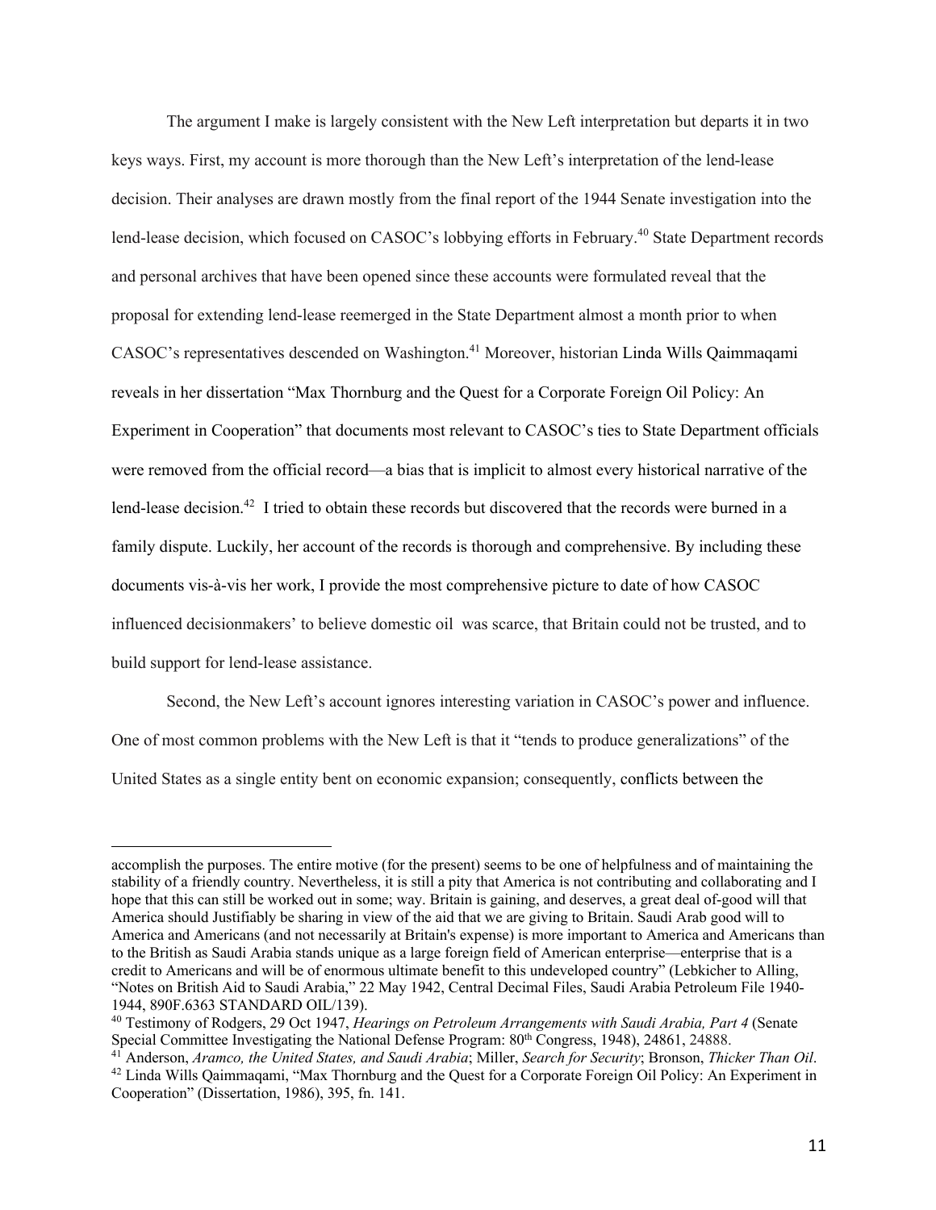The argument I make is largely consistent with the New Left interpretation but departs it in two keys ways. First, my account is more thorough than the New Left's interpretation of the lend-lease decision. Their analyses are drawn mostly from the final report of the 1944 Senate investigation into the lend-lease decision, which focused on CASOC's lobbying efforts in February.[40] State Department records and personal archives that have been opened since these accounts were formulated reveal that the proposal for extending lend-lease reemerged in the State Department almost a month prior to when CASOC's representatives descended on Washington.[41] Moreover, historian Linda Wills Qaimmaqami reveals in her dissertation "Max Thornburg and the Quest for a Corporate Foreign Oil Policy: An Experiment in Cooperation" that documents most relevant to CASOC's ties to State Department officials were removed from the official record—a bias that is implicit to almost every historical narrative of the lend-lease decision.[42] I tried to obtain these records but discovered that the records were burned in a family dispute. Luckily, her account of the records is thorough and comprehensive. By including these documents vis-à-vis her work, I provide the most comprehensive picture to date of how CASOC influenced decisionmakers' to believe domestic oil was scarce, that Britain could not be trusted, and to build support for lend-lease assistance.

Second, the New Left's account ignores interesting variation in CASOC's power and influence. One of most common problems with the New Left is that it "tends to produce generalizations" of the United States as a single entity bent on economic expansion; consequently, conflicts between the

---

accomplish the purposes. The entire motive (for the present) seems to be one of helpfulness and of maintaining the stability of a friendly country. Nevertheless, it is still a pity that America is not contributing and collaborating and I hope that this can still be worked out in some; way. Britain is gaining, and deserves, a great deal of-good will that America should Justifiably be sharing in view of the aid that we are giving to Britain. Saudi Arab good will to America and Americans (and not necessarily at Britain's expense) is more important to America and Americans than to the British as Saudi Arabia stands unique as a large foreign field of American enterprise—enterprise that is a credit to Americans and will be of enormous ultimate benefit to this undeveloped country" (Lebkicher to Alling, "Notes on British Aid to Saudi Arabia," 22 May 1942, Central Decimal Files, Saudi Arabia Petroleum File 1940-1944, 890F.6363 STANDARD OIL/139).

[40] Testimony of Rodgers, 29 Oct 1947, *Hearings on Petroleum Arrangements with Saudi Arabia, Part 4* (Senate Special Committee Investigating the National Defense Program: 80th Congress, 1948), 24861, 24888.

[41] Anderson, *Aramco, the United States, and Saudi Arabia*; Miller, *Search for Security*; Bronson, *Thicker Than Oil*.

[42] Linda Wills Qaimmaqami, "Max Thornburg and the Quest for a Corporate Foreign Oil Policy: An Experiment in Cooperation" (Dissertation, 1986), 395, fn. 141.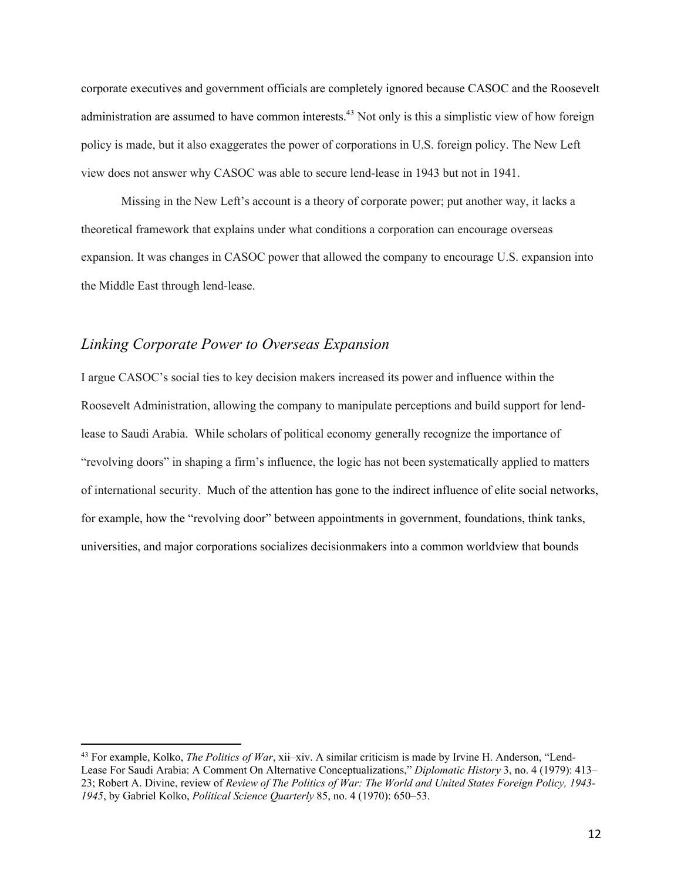corporate executives and government officials are completely ignored because CASOC and the Roosevelt administration are assumed to have common interests.[43] Not only is this a simplistic view of how foreign policy is made, but it also exaggerates the power of corporations in U.S. foreign policy. The New Left view does not answer why CASOC was able to secure lend-lease in 1943 but not in 1941.

Missing in the New Left's account is a theory of corporate power; put another way, it lacks a theoretical framework that explains under what conditions a corporation can encourage overseas expansion. It was changes in CASOC power that allowed the company to encourage U.S. expansion into the Middle East through lend-lease.

## *Linking Corporate Power to Overseas Expansion*

I argue CASOC's social ties to key decision makers increased its power and influence within the Roosevelt Administration, allowing the company to manipulate perceptions and build support for lend-lease to Saudi Arabia. While scholars of political economy generally recognize the importance of "revolving doors" in shaping a firm's influence, the logic has not been systematically applied to matters of international security. Much of the attention has gone to the indirect influence of elite social networks, for example, how the "revolving door" between appointments in government, foundations, think tanks, universities, and major corporations socializes decisionmakers into a common worldview that bounds

---

[43] For example, Kolko, *The Politics of War*, xii–xiv. A similar criticism is made by Irvine H. Anderson, "Lend-Lease For Saudi Arabia: A Comment On Alternative Conceptualizations," *Diplomatic History* 3, no. 4 (1979): 413–23; Robert A. Divine, review of *Review of The Politics of War: The World and United States Foreign Policy, 1943-1945*, by Gabriel Kolko, *Political Science Quarterly* 85, no. 4 (1970): 650–53.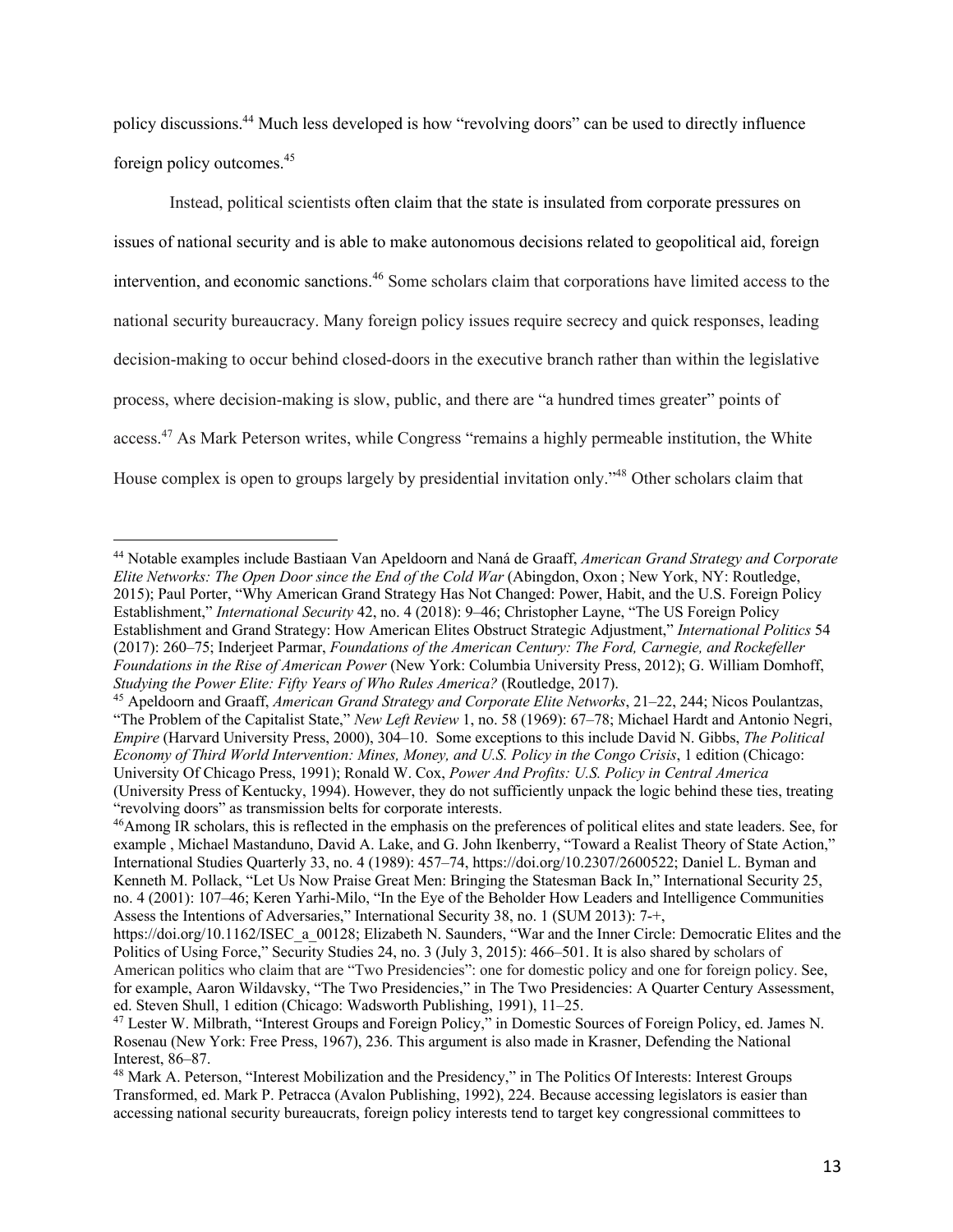policy discussions.[44] Much less developed is how "revolving doors" can be used to directly influence foreign policy outcomes.[45]

Instead, political scientists often claim that the state is insulated from corporate pressures on issues of national security and is able to make autonomous decisions related to geopolitical aid, foreign intervention, and economic sanctions.[46] Some scholars claim that corporations have limited access to the national security bureaucracy. Many foreign policy issues require secrecy and quick responses, leading decision-making to occur behind closed-doors in the executive branch rather than within the legislative process, where decision-making is slow, public, and there are "a hundred times greater" points of access.[47] As Mark Peterson writes, while Congress "remains a highly permeable institution, the White House complex is open to groups largely by presidential invitation only."[48] Other scholars claim that

---

[44] Notable examples include Bastiaan Van Apeldoorn and Naná de Graaff, *American Grand Strategy and Corporate Elite Networks: The Open Door since the End of the Cold War* (Abingdon, Oxon ; New York, NY: Routledge, 2015); Paul Porter, "Why American Grand Strategy Has Not Changed: Power, Habit, and the U.S. Foreign Policy Establishment," *International Security* 42, no. 4 (2018): 9–46; Christopher Layne, "The US Foreign Policy Establishment and Grand Strategy: How American Elites Obstruct Strategic Adjustment," *International Politics* 54 (2017): 260–75; Inderjeet Parmar, *Foundations of the American Century: The Ford, Carnegie, and Rockefeller Foundations in the Rise of American Power* (New York: Columbia University Press, 2012); G. William Domhoff, *Studying the Power Elite: Fifty Years of Who Rules America?* (Routledge, 2017).

[45] Apeldoorn and Graaff, *American Grand Strategy and Corporate Elite Networks*, 21–22, 244; Nicos Poulantzas, "The Problem of the Capitalist State," *New Left Review* 1, no. 58 (1969): 67–78; Michael Hardt and Antonio Negri, *Empire* (Harvard University Press, 2000), 304–10. Some exceptions to this include David N. Gibbs, *The Political Economy of Third World Intervention: Mines, Money, and U.S. Policy in the Congo Crisis*, 1 edition (Chicago: University Of Chicago Press, 1991); Ronald W. Cox, *Power And Profits: U.S. Policy in Central America* (University Press of Kentucky, 1994). However, they do not sufficiently unpack the logic behind these ties, treating "revolving doors" as transmission belts for corporate interests.

[46] Among IR scholars, this is reflected in the emphasis on the preferences of political elites and state leaders. See, for example , Michael Mastanduno, David A. Lake, and G. John Ikenberry, "Toward a Realist Theory of State Action," International Studies Quarterly 33, no. 4 (1989): 457–74, https://doi.org/10.2307/2600522; Daniel L. Byman and Kenneth M. Pollack, "Let Us Now Praise Great Men: Bringing the Statesman Back In," International Security 25, no. 4 (2001): 107–46; Keren Yarhi-Milo, "In the Eye of the Beholder How Leaders and Intelligence Communities Assess the Intentions of Adversaries," International Security 38, no. 1 (SUM 2013): 7-+, https://doi.org/10.1162/ISEC_a_00128; Elizabeth N. Saunders, "War and the Inner Circle: Democratic Elites and the Politics of Using Force," Security Studies 24, no. 3 (July 3, 2015): 466–501. It is also shared by scholars of American politics who claim that are "Two Presidencies": one for domestic policy and one for foreign policy. See, for example, Aaron Wildavsky, "The Two Presidencies," in The Two Presidencies: A Quarter Century Assessment, ed. Steven Shull, 1 edition (Chicago: Wadsworth Publishing, 1991), 11–25.

[47] Lester W. Milbrath, "Interest Groups and Foreign Policy," in Domestic Sources of Foreign Policy, ed. James N. Rosenau (New York: Free Press, 1967), 236. This argument is also made in Krasner, Defending the National Interest, 86–87.

[48] Mark A. Peterson, "Interest Mobilization and the Presidency," in The Politics Of Interests: Interest Groups Transformed, ed. Mark P. Petracca (Avalon Publishing, 1992), 224. Because accessing legislators is easier than accessing national security bureaucrats, foreign policy interests tend to target key congressional committees to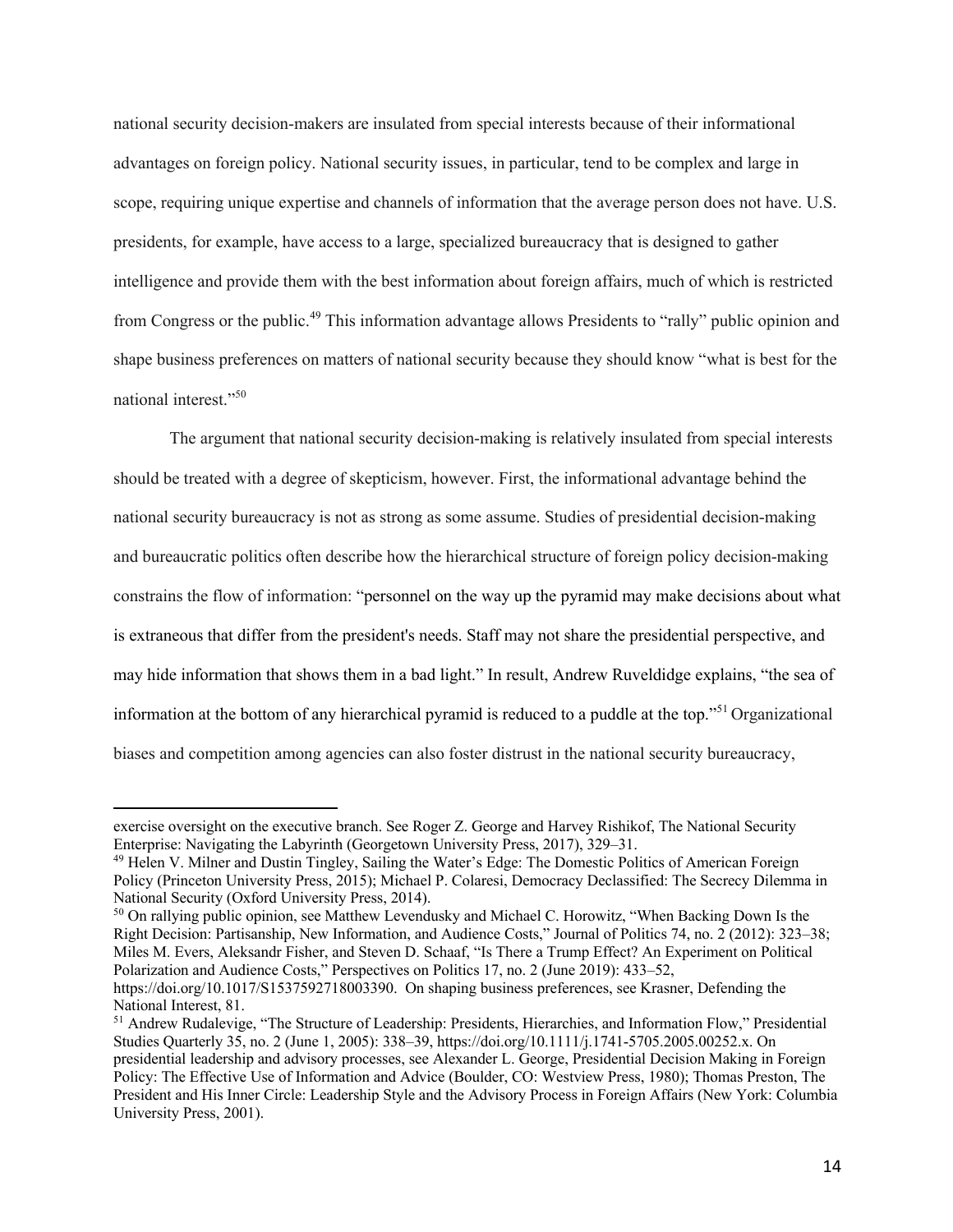national security decision-makers are insulated from special interests because of their informational advantages on foreign policy. National security issues, in particular, tend to be complex and large in scope, requiring unique expertise and channels of information that the average person does not have. U.S. presidents, for example, have access to a large, specialized bureaucracy that is designed to gather intelligence and provide them with the best information about foreign affairs, much of which is restricted from Congress or the public.[49] This information advantage allows Presidents to "rally" public opinion and shape business preferences on matters of national security because they should know "what is best for the national interest."[50]

The argument that national security decision-making is relatively insulated from special interests should be treated with a degree of skepticism, however. First, the informational advantage behind the national security bureaucracy is not as strong as some assume. Studies of presidential decision-making and bureaucratic politics often describe how the hierarchical structure of foreign policy decision-making constrains the flow of information: "personnel on the way up the pyramid may make decisions about what is extraneous that differ from the president's needs. Staff may not share the presidential perspective, and may hide information that shows them in a bad light." In result, Andrew Ruveldidge explains, "the sea of information at the bottom of any hierarchical pyramid is reduced to a puddle at the top."[51] Organizational biases and competition among agencies can also foster distrust in the national security bureaucracy,

---

exercise oversight on the executive branch. See Roger Z. George and Harvey Rishikof, The National Security Enterprise: Navigating the Labyrinth (Georgetown University Press, 2017), 329–31.

[49] Helen V. Milner and Dustin Tingley, Sailing the Water's Edge: The Domestic Politics of American Foreign Policy (Princeton University Press, 2015); Michael P. Colaresi, Democracy Declassified: The Secrecy Dilemma in National Security (Oxford University Press, 2014).

[50] On rallying public opinion, see Matthew Levendusky and Michael C. Horowitz, "When Backing Down Is the Right Decision: Partisanship, New Information, and Audience Costs," Journal of Politics 74, no. 2 (2012): 323–38; Miles M. Evers, Aleksandr Fisher, and Steven D. Schaaf, "Is There a Trump Effect? An Experiment on Political Polarization and Audience Costs," Perspectives on Politics 17, no. 2 (June 2019): 433–52, https://doi.org/10.1017/S1537592718003390. On shaping business preferences, see Krasner, Defending the National Interest, 81.

[51] Andrew Rudalevige, "The Structure of Leadership: Presidents, Hierarchies, and Information Flow," Presidential Studies Quarterly 35, no. 2 (June 1, 2005): 338–39, https://doi.org/10.1111/j.1741-5705.2005.00252.x. On presidential leadership and advisory processes, see Alexander L. George, Presidential Decision Making in Foreign Policy: The Effective Use of Information and Advice (Boulder, CO: Westview Press, 1980); Thomas Preston, The President and His Inner Circle: Leadership Style and the Advisory Process in Foreign Affairs (New York: Columbia University Press, 2001).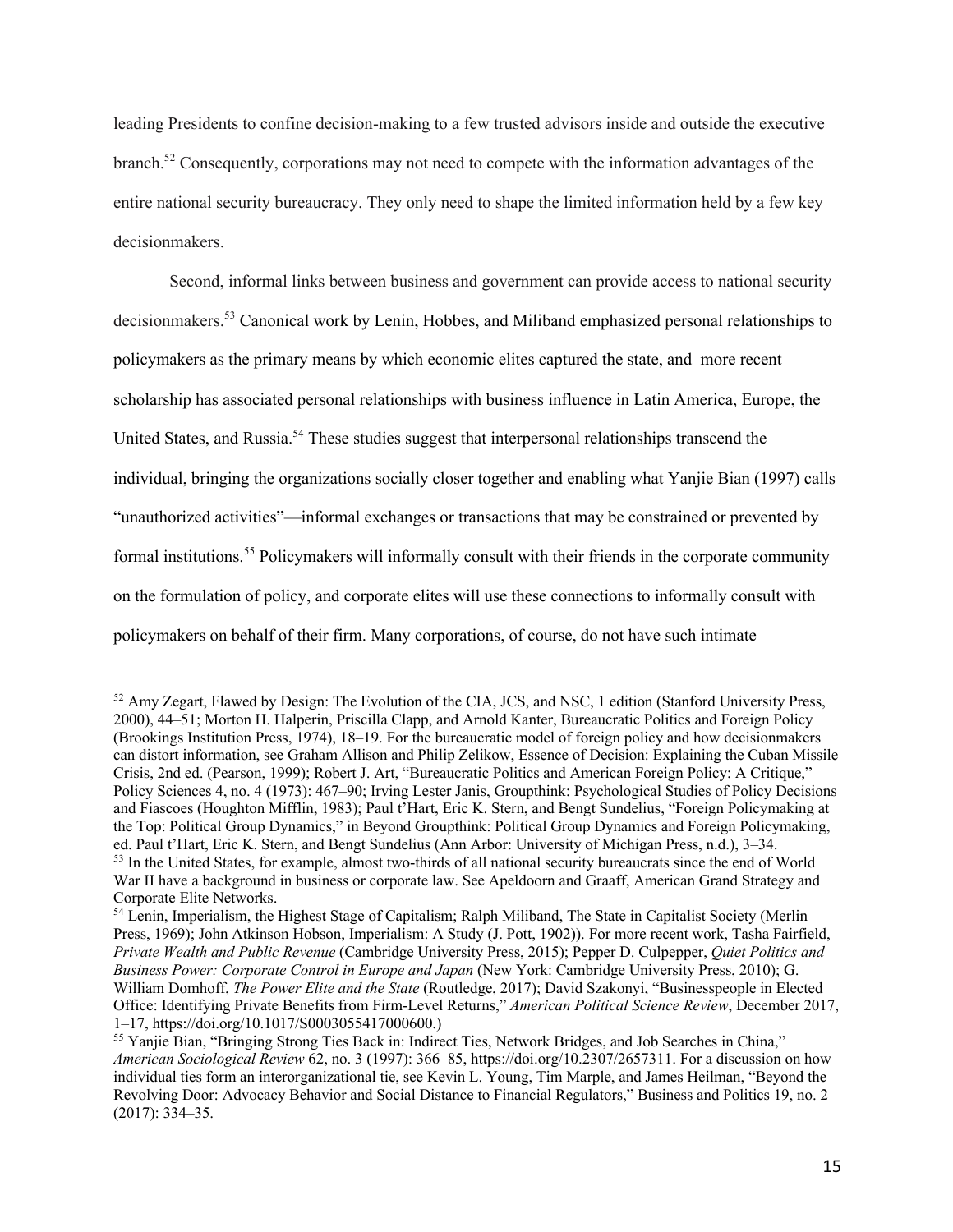leading Presidents to confine decision-making to a few trusted advisors inside and outside the executive branch.[52] Consequently, corporations may not need to compete with the information advantages of the entire national security bureaucracy. They only need to shape the limited information held by a few key decisionmakers.

Second, informal links between business and government can provide access to national security decisionmakers.[53] Canonical work by Lenin, Hobbes, and Miliband emphasized personal relationships to policymakers as the primary means by which economic elites captured the state, and more recent scholarship has associated personal relationships with business influence in Latin America, Europe, the United States, and Russia.[54] These studies suggest that interpersonal relationships transcend the individual, bringing the organizations socially closer together and enabling what Yanjie Bian (1997) calls "unauthorized activities"—informal exchanges or transactions that may be constrained or prevented by formal institutions.[55] Policymakers will informally consult with their friends in the corporate community on the formulation of policy, and corporate elites will use these connections to informally consult with policymakers on behalf of their firm. Many corporations, of course, do not have such intimate

---

[52] Amy Zegart, Flawed by Design: The Evolution of the CIA, JCS, and NSC, 1 edition (Stanford University Press, 2000), 44–51; Morton H. Halperin, Priscilla Clapp, and Arnold Kanter, Bureaucratic Politics and Foreign Policy (Brookings Institution Press, 1974), 18–19. For the bureaucratic model of foreign policy and how decisionmakers can distort information, see Graham Allison and Philip Zelikow, Essence of Decision: Explaining the Cuban Missile Crisis, 2nd ed. (Pearson, 1999); Robert J. Art, "Bureaucratic Politics and American Foreign Policy: A Critique," Policy Sciences 4, no. 4 (1973): 467–90; Irving Lester Janis, Groupthink: Psychological Studies of Policy Decisions and Fiascoes (Houghton Mifflin, 1983); Paul t'Hart, Eric K. Stern, and Bengt Sundelius, "Foreign Policymaking at the Top: Political Group Dynamics," in Beyond Groupthink: Political Group Dynamics and Foreign Policymaking, ed. Paul t'Hart, Eric K. Stern, and Bengt Sundelius (Ann Arbor: University of Michigan Press, n.d.), 3–34.

[53] In the United States, for example, almost two-thirds of all national security bureaucrats since the end of World War II have a background in business or corporate law. See Apeldoorn and Graaff, American Grand Strategy and Corporate Elite Networks.

[54] Lenin, Imperialism, the Highest Stage of Capitalism; Ralph Miliband, The State in Capitalist Society (Merlin Press, 1969); John Atkinson Hobson, Imperialism: A Study (J. Pott, 1902)). For more recent work, Tasha Fairfield, *Private Wealth and Public Revenue* (Cambridge University Press, 2015); Pepper D. Culpepper, *Quiet Politics and Business Power: Corporate Control in Europe and Japan* (New York: Cambridge University Press, 2010); G. William Domhoff, *The Power Elite and the State* (Routledge, 2017); David Szakonyi, "Businesspeople in Elected Office: Identifying Private Benefits from Firm-Level Returns," *American Political Science Review*, December 2017, 1–17, https://doi.org/10.1017/S0003055417000600.)

[55] Yanjie Bian, "Bringing Strong Ties Back in: Indirect Ties, Network Bridges, and Job Searches in China," *American Sociological Review* 62, no. 3 (1997): 366–85, https://doi.org/10.2307/2657311. For a discussion on how individual ties form an interorganizational tie, see Kevin L. Young, Tim Marple, and James Heilman, "Beyond the Revolving Door: Advocacy Behavior and Social Distance to Financial Regulators," Business and Politics 19, no. 2 (2017): 334–35.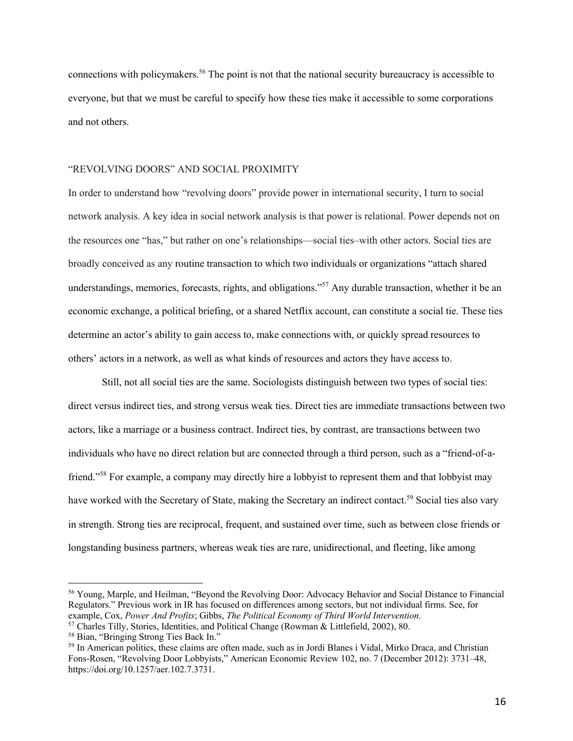connections with policymakers.[56] The point is not that the national security bureaucracy is accessible to everyone, but that we must be careful to specify how these ties make it accessible to some corporations and not others.

## "REVOLVING DOORS" AND SOCIAL PROXIMITY

In order to understand how "revolving doors" provide power in international security, I turn to social network analysis. A key idea in social network analysis is that power is relational. Power depends not on the resources one "has," but rather on one's relationships—social ties–with other actors. Social ties are broadly conceived as any routine transaction to which two individuals or organizations "attach shared understandings, memories, forecasts, rights, and obligations."[57] Any durable transaction, whether it be an economic exchange, a political briefing, or a shared Netflix account, can constitute a social tie. These ties determine an actor's ability to gain access to, make connections with, or quickly spread resources to others' actors in a network, as well as what kinds of resources and actors they have access to.

Still, not all social ties are the same. Sociologists distinguish between two types of social ties: direct versus indirect ties, and strong versus weak ties. Direct ties are immediate transactions between two actors, like a marriage or a business contract. Indirect ties, by contrast, are transactions between two individuals who have no direct relation but are connected through a third person, such as a "friend-of-a-friend."[58] For example, a company may directly hire a lobbyist to represent them and that lobbyist may have worked with the Secretary of State, making the Secretary an indirect contact.[59] Social ties also vary in strength. Strong ties are reciprocal, frequent, and sustained over time, such as between close friends or longstanding business partners, whereas weak ties are rare, unidirectional, and fleeting, like among

---

[56] Young, Marple, and Heilman, "Beyond the Revolving Door: Advocacy Behavior and Social Distance to Financial Regulators." Previous work in IR has focused on differences among sectors, but not individual firms. See, for example, Cox, *Power And Profits*; Gibbs, *The Political Economy of Third World Intervention*.

[57] Charles Tilly, Stories, Identities, and Political Change (Rowman & Littlefield, 2002), 80.

[58] Bian, "Bringing Strong Ties Back In."

[59] In American politics, these claims are often made, such as in Jordi Blanes i Vidal, Mirko Draca, and Christian Fons-Rosen, "Revolving Door Lobbyists," American Economic Review 102, no. 7 (December 2012): 3731–48, https://doi.org/10.1257/aer.102.7.3731.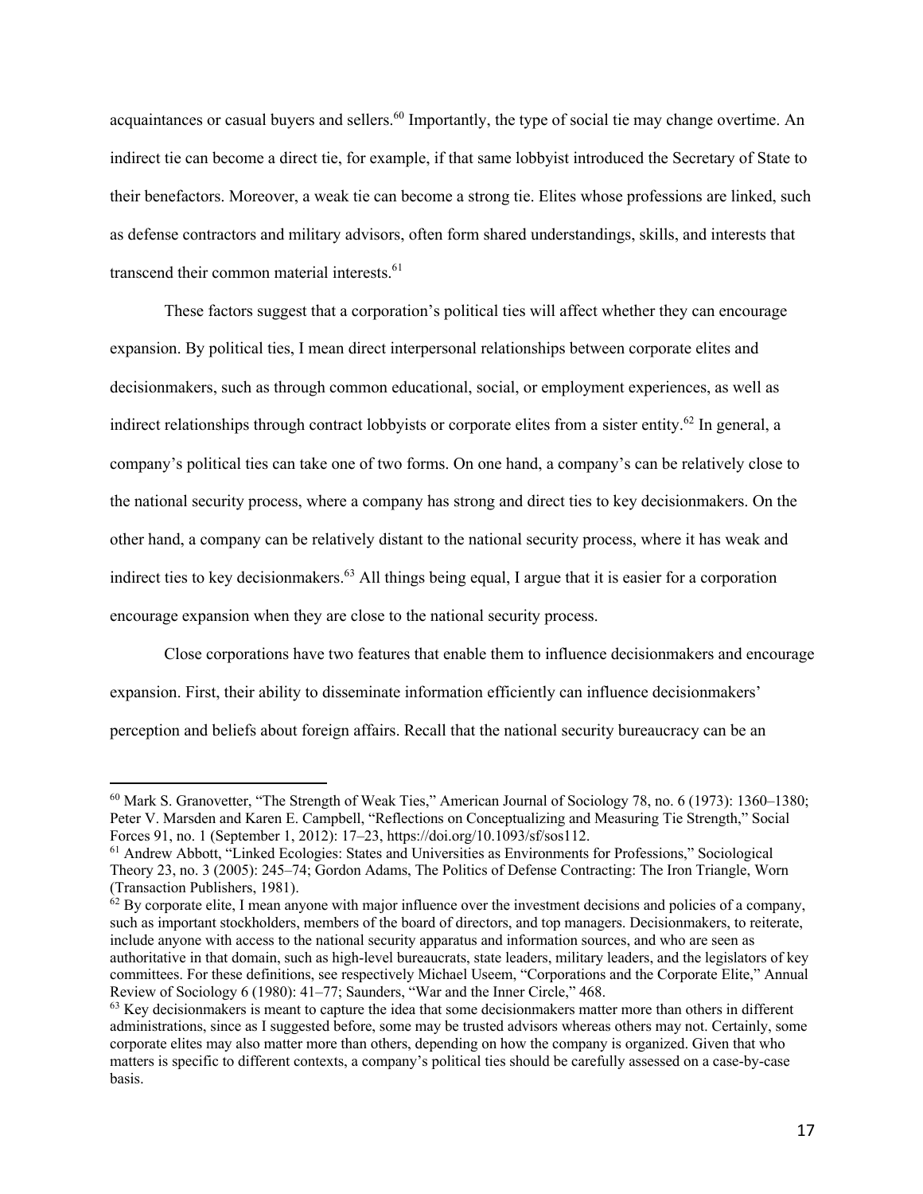acquaintances or casual buyers and sellers.[60] Importantly, the type of social tie may change overtime. An indirect tie can become a direct tie, for example, if that same lobbyist introduced the Secretary of State to their benefactors. Moreover, a weak tie can become a strong tie. Elites whose professions are linked, such as defense contractors and military advisors, often form shared understandings, skills, and interests that transcend their common material interests.[61]

These factors suggest that a corporation's political ties will affect whether they can encourage expansion. By political ties, I mean direct interpersonal relationships between corporate elites and decisionmakers, such as through common educational, social, or employment experiences, as well as indirect relationships through contract lobbyists or corporate elites from a sister entity.[62] In general, a company's political ties can take one of two forms. On one hand, a company's can be relatively close to the national security process, where a company has strong and direct ties to key decisionmakers. On the other hand, a company can be relatively distant to the national security process, where it has weak and indirect ties to key decisionmakers.[63] All things being equal, I argue that it is easier for a corporation encourage expansion when they are close to the national security process.

Close corporations have two features that enable them to influence decisionmakers and encourage expansion. First, their ability to disseminate information efficiently can influence decisionmakers' perception and beliefs about foreign affairs. Recall that the national security bureaucracy can be an

---

[60] Mark S. Granovetter, "The Strength of Weak Ties," American Journal of Sociology 78, no. 6 (1973): 1360–1380; Peter V. Marsden and Karen E. Campbell, "Reflections on Conceptualizing and Measuring Tie Strength," Social Forces 91, no. 1 (September 1, 2012): 17–23, https://doi.org/10.1093/sf/sos112.

[61] Andrew Abbott, "Linked Ecologies: States and Universities as Environments for Professions," Sociological Theory 23, no. 3 (2005): 245–74; Gordon Adams, The Politics of Defense Contracting: The Iron Triangle, Worn (Transaction Publishers, 1981).

[62] By corporate elite, I mean anyone with major influence over the investment decisions and policies of a company, such as important stockholders, members of the board of directors, and top managers. Decisionmakers, to reiterate, include anyone with access to the national security apparatus and information sources, and who are seen as authoritative in that domain, such as high-level bureaucrats, state leaders, military leaders, and the legislators of key committees. For these definitions, see respectively Michael Useem, "Corporations and the Corporate Elite," Annual Review of Sociology 6 (1980): 41–77; Saunders, "War and the Inner Circle," 468.

[63] Key decisionmakers is meant to capture the idea that some decisionmakers matter more than others in different administrations, since as I suggested before, some may be trusted advisors whereas others may not. Certainly, some corporate elites may also matter more than others, depending on how the company is organized. Given that who matters is specific to different contexts, a company's political ties should be carefully assessed on a case-by-case basis.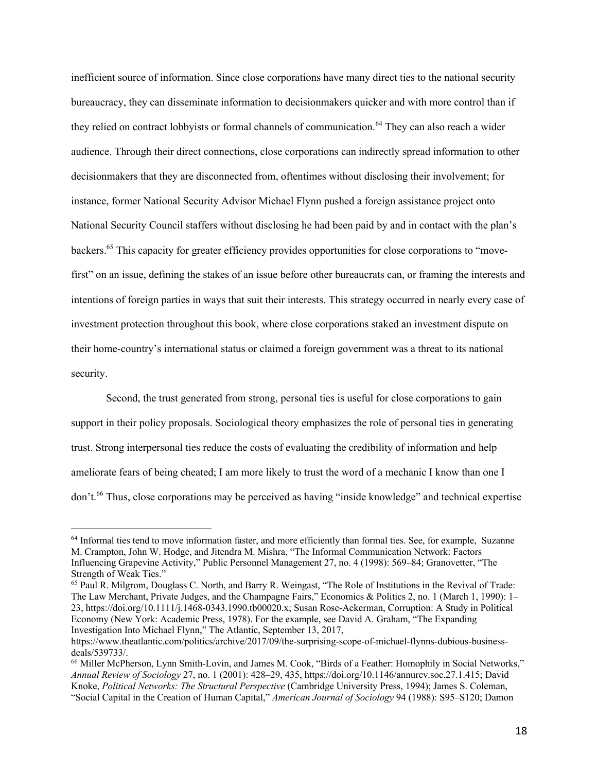inefficient source of information. Since close corporations have many direct ties to the national security bureaucracy, they can disseminate information to decisionmakers quicker and with more control than if they relied on contract lobbyists or formal channels of communication.[64] They can also reach a wider audience. Through their direct connections, close corporations can indirectly spread information to other decisionmakers that they are disconnected from, oftentimes without disclosing their involvement; for instance, former National Security Advisor Michael Flynn pushed a foreign assistance project onto National Security Council staffers without disclosing he had been paid by and in contact with the plan's backers.[65] This capacity for greater efficiency provides opportunities for close corporations to "move-first" on an issue, defining the stakes of an issue before other bureaucrats can, or framing the interests and intentions of foreign parties in ways that suit their interests. This strategy occurred in nearly every case of investment protection throughout this book, where close corporations staked an investment dispute on their home-country's international status or claimed a foreign government was a threat to its national security.

Second, the trust generated from strong, personal ties is useful for close corporations to gain support in their policy proposals. Sociological theory emphasizes the role of personal ties in generating trust. Strong interpersonal ties reduce the costs of evaluating the credibility of information and help ameliorate fears of being cheated; I am more likely to trust the word of a mechanic I know than one I don't.[66] Thus, close corporations may be perceived as having "inside knowledge" and technical expertise

---

[64] Informal ties tend to move information faster, and more efficiently than formal ties. See, for example, Suzanne M. Crampton, John W. Hodge, and Jitendra M. Mishra, "The Informal Communication Network: Factors Influencing Grapevine Activity," Public Personnel Management 27, no. 4 (1998): 569–84; Granovetter, "The Strength of Weak Ties."

[65] Paul R. Milgrom, Douglass C. North, and Barry R. Weingast, "The Role of Institutions in the Revival of Trade: The Law Merchant, Private Judges, and the Champagne Fairs," Economics & Politics 2, no. 1 (March 1, 1990): 1–23, https://doi.org/10.1111/j.1468-0343.1990.tb00020.x; Susan Rose-Ackerman, Corruption: A Study in Political Economy (New York: Academic Press, 1978). For the example, see David A. Graham, "The Expanding Investigation Into Michael Flynn," The Atlantic, September 13, 2017, https://www.theatlantic.com/politics/archive/2017/09/the-surprising-scope-of-michael-flynns-dubious-business-deals/539733/.

[66] Miller McPherson, Lynn Smith-Lovin, and James M. Cook, "Birds of a Feather: Homophily in Social Networks," *Annual Review of Sociology* 27, no. 1 (2001): 428–29, 435, https://doi.org/10.1146/annurev.soc.27.1.415; David Knoke, *Political Networks: The Structural Perspective* (Cambridge University Press, 1994); James S. Coleman, "Social Capital in the Creation of Human Capital," *American Journal of Sociology* 94 (1988): S95–S120; Damon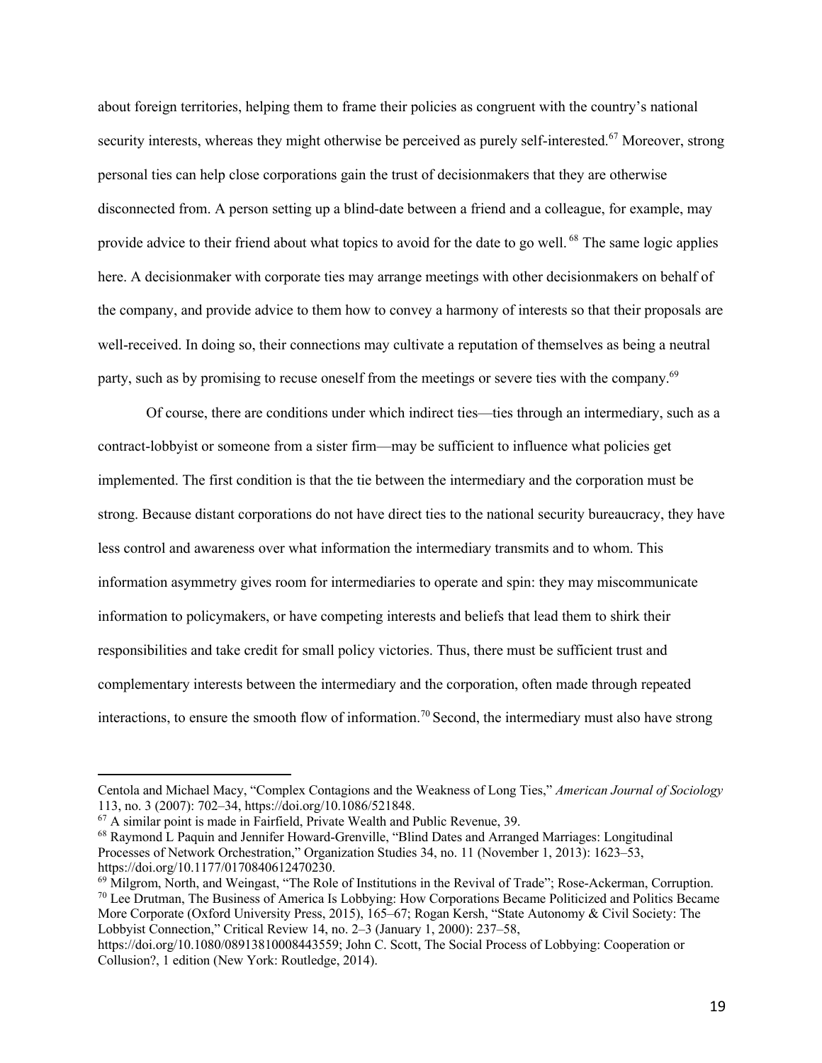about foreign territories, helping them to frame their policies as congruent with the country's national security interests, whereas they might otherwise be perceived as purely self-interested.[67] Moreover, strong personal ties can help close corporations gain the trust of decisionmakers that they are otherwise disconnected from. A person setting up a blind-date between a friend and a colleague, for example, may provide advice to their friend about what topics to avoid for the date to go well.[68] The same logic applies here. A decisionmaker with corporate ties may arrange meetings with other decisionmakers on behalf of the company, and provide advice to them how to convey a harmony of interests so that their proposals are well-received. In doing so, their connections may cultivate a reputation of themselves as being a neutral party, such as by promising to recuse oneself from the meetings or severe ties with the company.[69]

Of course, there are conditions under which indirect ties—ties through an intermediary, such as a contract-lobbyist or someone from a sister firm—may be sufficient to influence what policies get implemented. The first condition is that the tie between the intermediary and the corporation must be strong. Because distant corporations do not have direct ties to the national security bureaucracy, they have less control and awareness over what information the intermediary transmits and to whom. This information asymmetry gives room for intermediaries to operate and spin: they may miscommunicate information to policymakers, or have competing interests and beliefs that lead them to shirk their responsibilities and take credit for small policy victories. Thus, there must be sufficient trust and complementary interests between the intermediary and the corporation, often made through repeated interactions, to ensure the smooth flow of information.[70] Second, the intermediary must also have strong

---

Centola and Michael Macy, "Complex Contagions and the Weakness of Long Ties," *American Journal of Sociology* 113, no. 3 (2007): 702–34, https://doi.org/10.1086/521848.

[67] A similar point is made in Fairfield, Private Wealth and Public Revenue, 39.

[68] Raymond L Paquin and Jennifer Howard-Grenville, "Blind Dates and Arranged Marriages: Longitudinal Processes of Network Orchestration," Organization Studies 34, no. 11 (November 1, 2013): 1623–53, https://doi.org/10.1177/0170840612470230.

[69] Milgrom, North, and Weingast, "The Role of Institutions in the Revival of Trade"; Rose-Ackerman, Corruption.

[70] Lee Drutman, The Business of America Is Lobbying: How Corporations Became Politicized and Politics Became More Corporate (Oxford University Press, 2015), 165–67; Rogan Kersh, "State Autonomy & Civil Society: The Lobbyist Connection," Critical Review 14, no. 2–3 (January 1, 2000): 237–58, https://doi.org/10.1080/08913810008443559; John C. Scott, The Social Process of Lobbying: Cooperation or Collusion?, 1 edition (New York: Routledge, 2014).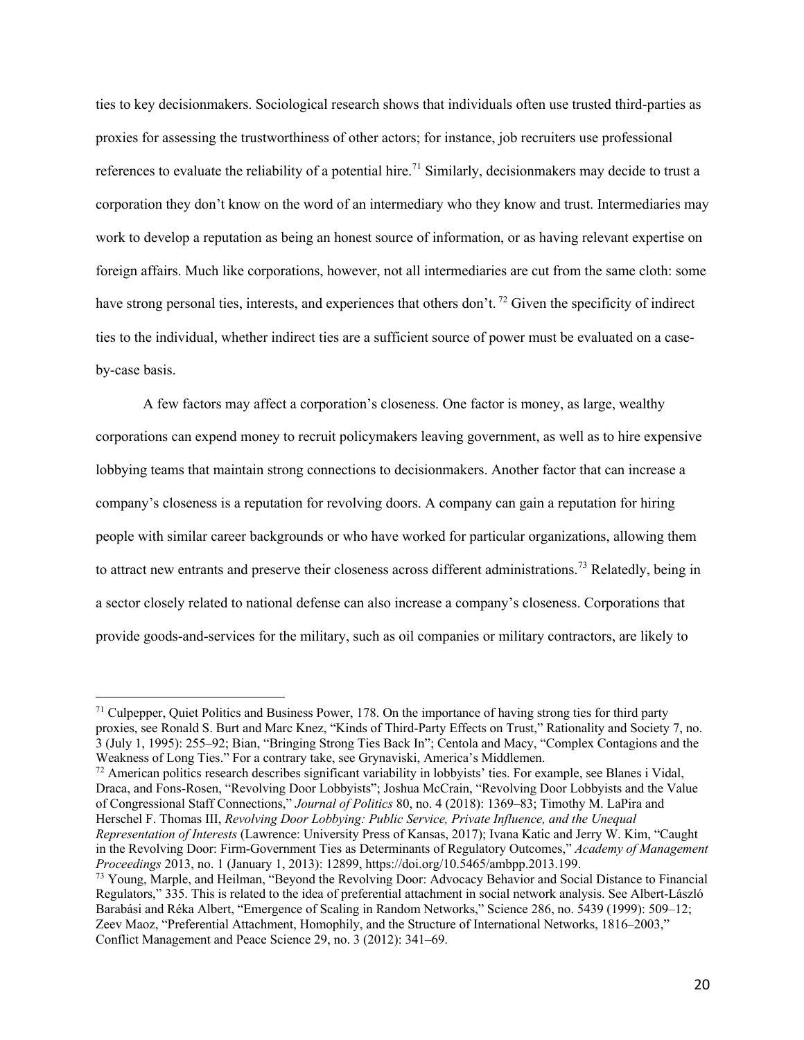ties to key decisionmakers. Sociological research shows that individuals often use trusted third-parties as proxies for assessing the trustworthiness of other actors; for instance, job recruiters use professional references to evaluate the reliability of a potential hire.[71] Similarly, decisionmakers may decide to trust a corporation they don't know on the word of an intermediary who they know and trust. Intermediaries may work to develop a reputation as being an honest source of information, or as having relevant expertise on foreign affairs. Much like corporations, however, not all intermediaries are cut from the same cloth: some have strong personal ties, interests, and experiences that others don't. [72] Given the specificity of indirect ties to the individual, whether indirect ties are a sufficient source of power must be evaluated on a case-by-case basis.

A few factors may affect a corporation's closeness. One factor is money, as large, wealthy corporations can expend money to recruit policymakers leaving government, as well as to hire expensive lobbying teams that maintain strong connections to decisionmakers. Another factor that can increase a company's closeness is a reputation for revolving doors. A company can gain a reputation for hiring people with similar career backgrounds or who have worked for particular organizations, allowing them to attract new entrants and preserve their closeness across different administrations.[73] Relatedly, being in a sector closely related to national defense can also increase a company's closeness. Corporations that provide goods-and-services for the military, such as oil companies or military contractors, are likely to

---

[71] Culpepper, Quiet Politics and Business Power, 178. On the importance of having strong ties for third party proxies, see Ronald S. Burt and Marc Knez, "Kinds of Third-Party Effects on Trust," Rationality and Society 7, no. 3 (July 1, 1995): 255–92; Bian, "Bringing Strong Ties Back In"; Centola and Macy, "Complex Contagions and the Weakness of Long Ties." For a contrary take, see Grynaviski, America's Middlemen.

[72] American politics research describes significant variability in lobbyists' ties. For example, see Blanes i Vidal, Draca, and Fons-Rosen, "Revolving Door Lobbyists"; Joshua McCrain, "Revolving Door Lobbyists and the Value of Congressional Staff Connections," *Journal of Politics* 80, no. 4 (2018): 1369–83; Timothy M. LaPira and Herschel F. Thomas III, *Revolving Door Lobbying: Public Service, Private Influence, and the Unequal Representation of Interests* (Lawrence: University Press of Kansas, 2017); Ivana Katic and Jerry W. Kim, "Caught in the Revolving Door: Firm-Government Ties as Determinants of Regulatory Outcomes," *Academy of Management Proceedings* 2013, no. 1 (January 1, 2013): 12899, https://doi.org/10.5465/ambpp.2013.199.

[73] Young, Marple, and Heilman, "Beyond the Revolving Door: Advocacy Behavior and Social Distance to Financial Regulators," 335. This is related to the idea of preferential attachment in social network analysis. See Albert-László Barabási and Réka Albert, "Emergence of Scaling in Random Networks," Science 286, no. 5439 (1999): 509–12; Zeev Maoz, "Preferential Attachment, Homophily, and the Structure of International Networks, 1816–2003," Conflict Management and Peace Science 29, no. 3 (2012): 341–69.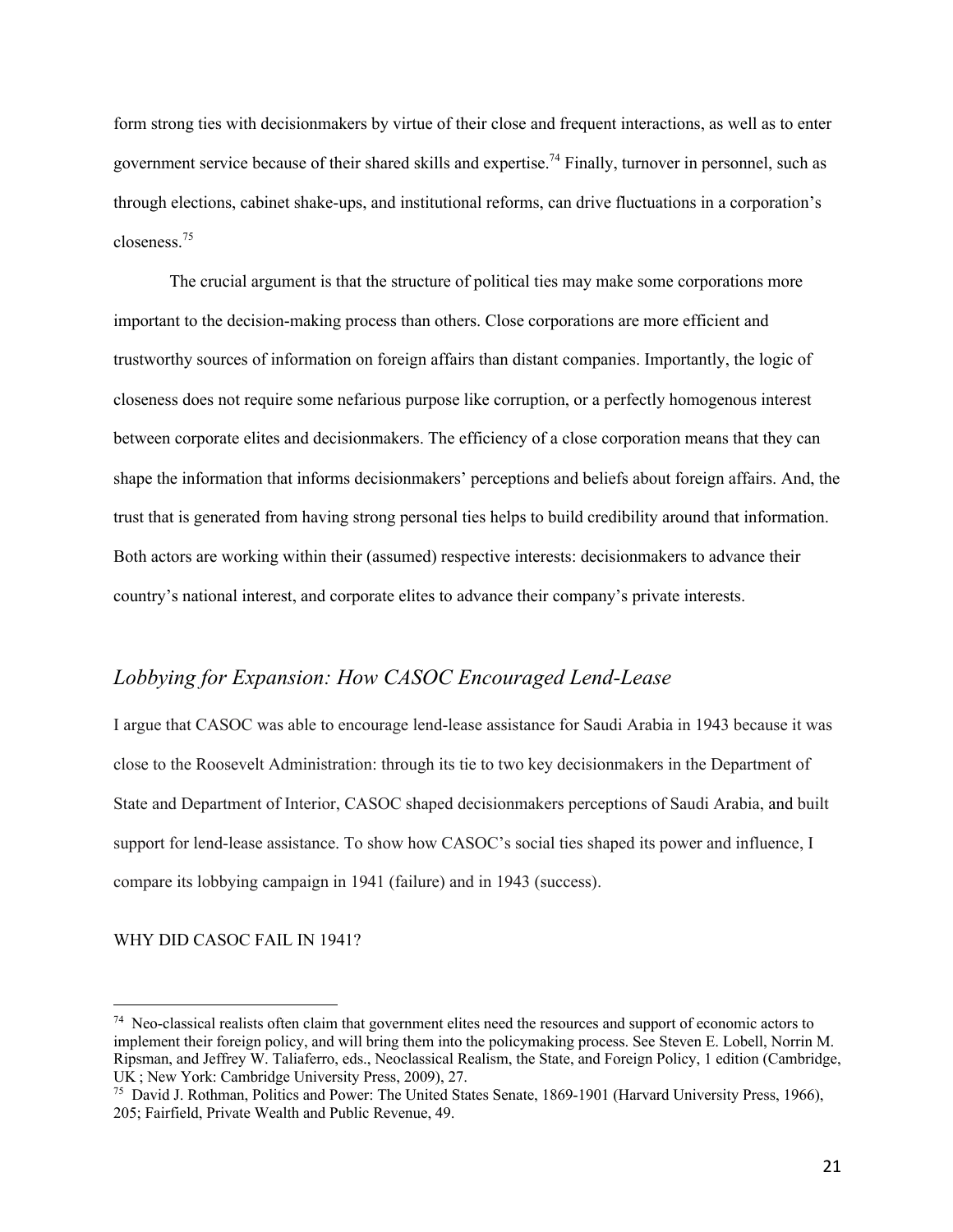form strong ties with decisionmakers by virtue of their close and frequent interactions, as well as to enter government service because of their shared skills and expertise.[74] Finally, turnover in personnel, such as through elections, cabinet shake-ups, and institutional reforms, can drive fluctuations in a corporation's closeness.[75]

The crucial argument is that the structure of political ties may make some corporations more important to the decision-making process than others. Close corporations are more efficient and trustworthy sources of information on foreign affairs than distant companies. Importantly, the logic of closeness does not require some nefarious purpose like corruption, or a perfectly homogenous interest between corporate elites and decisionmakers. The efficiency of a close corporation means that they can shape the information that informs decisionmakers' perceptions and beliefs about foreign affairs. And, the trust that is generated from having strong personal ties helps to build credibility around that information. Both actors are working within their (assumed) respective interests: decisionmakers to advance their country's national interest, and corporate elites to advance their company's private interests.

## *Lobbying for Expansion: How CASOC Encouraged Lend-Lease*

I argue that CASOC was able to encourage lend-lease assistance for Saudi Arabia in 1943 because it was close to the Roosevelt Administration: through its tie to two key decisionmakers in the Department of State and Department of Interior, CASOC shaped decisionmakers perceptions of Saudi Arabia, and built support for lend-lease assistance. To show how CASOC's social ties shaped its power and influence, I compare its lobbying campaign in 1941 (failure) and in 1943 (success).

### WHY DID CASOC FAIL IN 1941?

---

[74] Neo-classical realists often claim that government elites need the resources and support of economic actors to implement their foreign policy, and will bring them into the policymaking process. See Steven E. Lobell, Norrin M. Ripsman, and Jeffrey W. Taliaferro, eds., Neoclassical Realism, the State, and Foreign Policy, 1 edition (Cambridge, UK ; New York: Cambridge University Press, 2009), 27.

[75] David J. Rothman, Politics and Power: The United States Senate, 1869-1901 (Harvard University Press, 1966), 205; Fairfield, Private Wealth and Public Revenue, 49.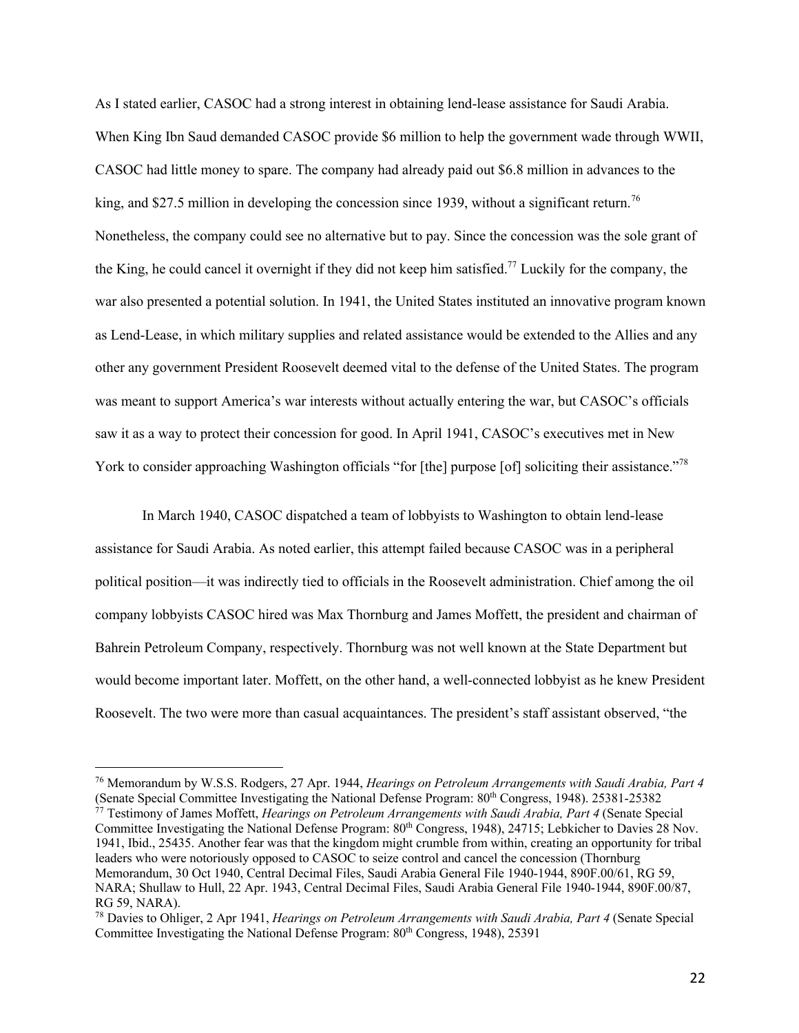As I stated earlier, CASOC had a strong interest in obtaining lend-lease assistance for Saudi Arabia. When King Ibn Saud demanded CASOC provide $6 million to help the government wade through WWII, CASOC had little money to spare. The company had already paid out $6.8 million in advances to the king, and $27.5 million in developing the concession since 1939, without a significant return.[76] Nonetheless, the company could see no alternative but to pay. Since the concession was the sole grant of the King, he could cancel it overnight if they did not keep him satisfied.[77] Luckily for the company, the war also presented a potential solution. In 1941, the United States instituted an innovative program known as Lend-Lease, in which military supplies and related assistance would be extended to the Allies and any other any government President Roosevelt deemed vital to the defense of the United States. The program was meant to support America's war interests without actually entering the war, but CASOC's officials saw it as a way to protect their concession for good. In April 1941, CASOC's executives met in New York to consider approaching Washington officials "for [the] purpose [of] soliciting their assistance."[78]

In March 1940, CASOC dispatched a team of lobbyists to Washington to obtain lend-lease assistance for Saudi Arabia. As noted earlier, this attempt failed because CASOC was in a peripheral political position—it was indirectly tied to officials in the Roosevelt administration. Chief among the oil company lobbyists CASOC hired was Max Thornburg and James Moffett, the president and chairman of Bahrein Petroleum Company, respectively. Thornburg was not well known at the State Department but would become important later. Moffett, on the other hand, a well-connected lobbyist as he knew President Roosevelt. The two were more than casual acquaintances. The president's staff assistant observed, "the

---

[76] Memorandum by W.S.S. Rodgers, 27 Apr. 1944, *Hearings on Petroleum Arrangements with Saudi Arabia, Part 4* (Senate Special Committee Investigating the National Defense Program: 80th Congress, 1948). 25381-25382

[77] Testimony of James Moffett, *Hearings on Petroleum Arrangements with Saudi Arabia, Part 4* (Senate Special Committee Investigating the National Defense Program: 80th Congress, 1948), 24715; Lebkicher to Davies 28 Nov. 1941, Ibid., 25435. Another fear was that the kingdom might crumble from within, creating an opportunity for tribal leaders who were notoriously opposed to CASOC to seize control and cancel the concession (Thornburg Memorandum, 30 Oct 1940, Central Decimal Files, Saudi Arabia General File 1940-1944, 890F.00/61, RG 59, NARA; Shullaw to Hull, 22 Apr. 1943, Central Decimal Files, Saudi Arabia General File 1940-1944, 890F.00/87, RG 59, NARA).

[78] Davies to Ohliger, 2 Apr 1941, *Hearings on Petroleum Arrangements with Saudi Arabia, Part 4* (Senate Special Committee Investigating the National Defense Program: 80th Congress, 1948), 25391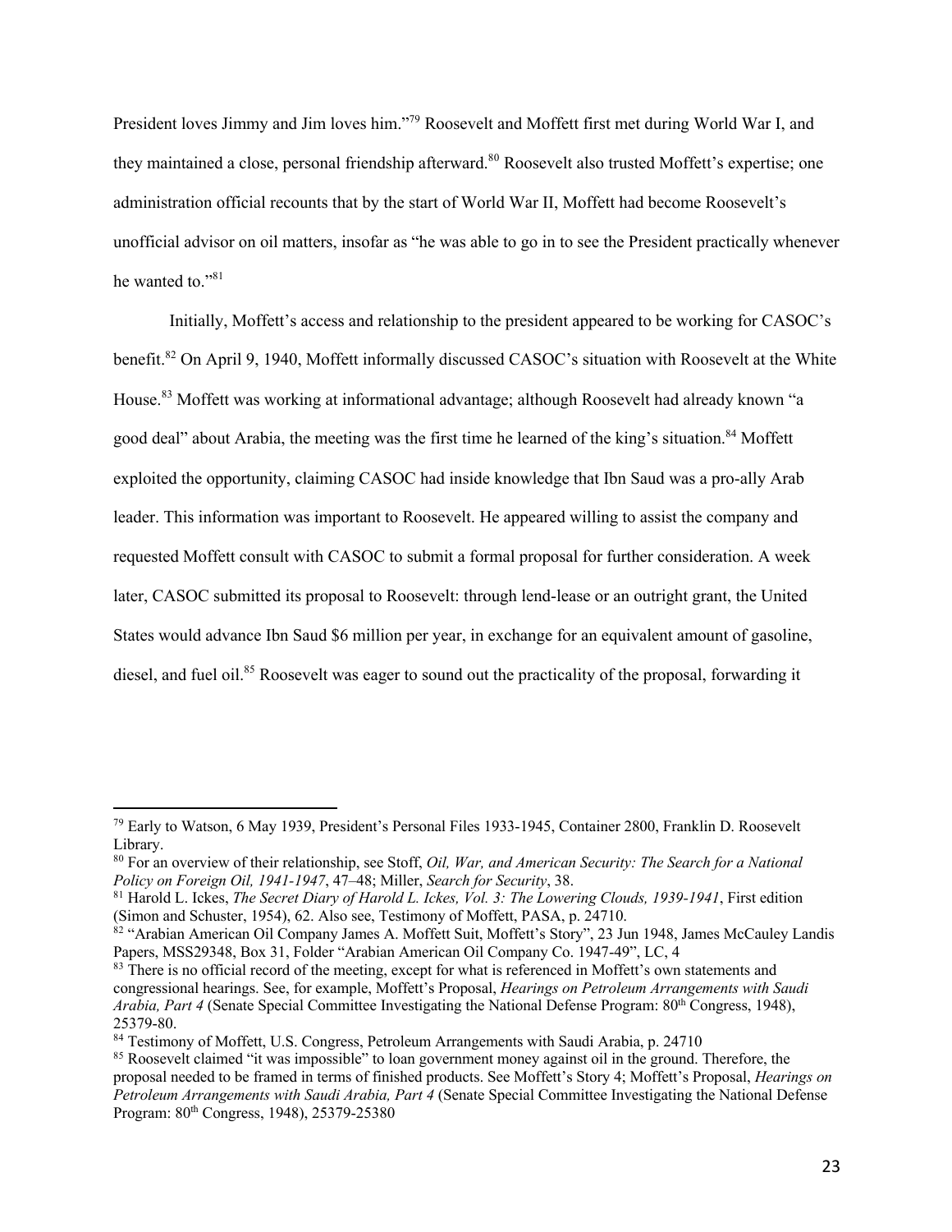President loves Jimmy and Jim loves him."[79] Roosevelt and Moffett first met during World War I, and they maintained a close, personal friendship afterward.[80] Roosevelt also trusted Moffett's expertise; one administration official recounts that by the start of World War II, Moffett had become Roosevelt's unofficial advisor on oil matters, insofar as "he was able to go in to see the President practically whenever he wanted to."[81]

Initially, Moffett's access and relationship to the president appeared to be working for CASOC's benefit.[82] On April 9, 1940, Moffett informally discussed CASOC's situation with Roosevelt at the White House.[83] Moffett was working at informational advantage; although Roosevelt had already known "a good deal" about Arabia, the meeting was the first time he learned of the king's situation.[84] Moffett exploited the opportunity, claiming CASOC had inside knowledge that Ibn Saud was a pro-ally Arab leader. This information was important to Roosevelt. He appeared willing to assist the company and requested Moffett consult with CASOC to submit a formal proposal for further consideration. A week later, CASOC submitted its proposal to Roosevelt: through lend-lease or an outright grant, the United States would advance Ibn Saud $6 million per year, in exchange for an equivalent amount of gasoline, diesel, and fuel oil.[85] Roosevelt was eager to sound out the practicality of the proposal, forwarding it

---

[79] Early to Watson, 6 May 1939, President's Personal Files 1933-1945, Container 2800, Franklin D. Roosevelt Library.

[80] For an overview of their relationship, see Stoff, *Oil, War, and American Security: The Search for a National Policy on Foreign Oil, 1941-1947*, 47–48; Miller, *Search for Security*, 38.

[81] Harold L. Ickes, *The Secret Diary of Harold L. Ickes, Vol. 3: The Lowering Clouds, 1939-1941*, First edition (Simon and Schuster, 1954), 62. Also see, Testimony of Moffett, PASA, p. 24710.

[82] "Arabian American Oil Company James A. Moffett Suit, Moffett's Story", 23 Jun 1948, James McCauley Landis Papers, MSS29348, Box 31, Folder "Arabian American Oil Company Co. 1947-49", LC, 4

[83] There is no official record of the meeting, except for what is referenced in Moffett's own statements and congressional hearings. See, for example, Moffett's Proposal, *Hearings on Petroleum Arrangements with Saudi Arabia, Part 4* (Senate Special Committee Investigating the National Defense Program: 80th Congress, 1948), 25379-80.

[84] Testimony of Moffett, U.S. Congress, Petroleum Arrangements with Saudi Arabia, p. 24710

[85] Roosevelt claimed "it was impossible" to loan government money against oil in the ground. Therefore, the proposal needed to be framed in terms of finished products. See Moffett's Story 4; Moffett's Proposal, *Hearings on Petroleum Arrangements with Saudi Arabia, Part 4* (Senate Special Committee Investigating the National Defense Program: 80th Congress, 1948), 25379-25380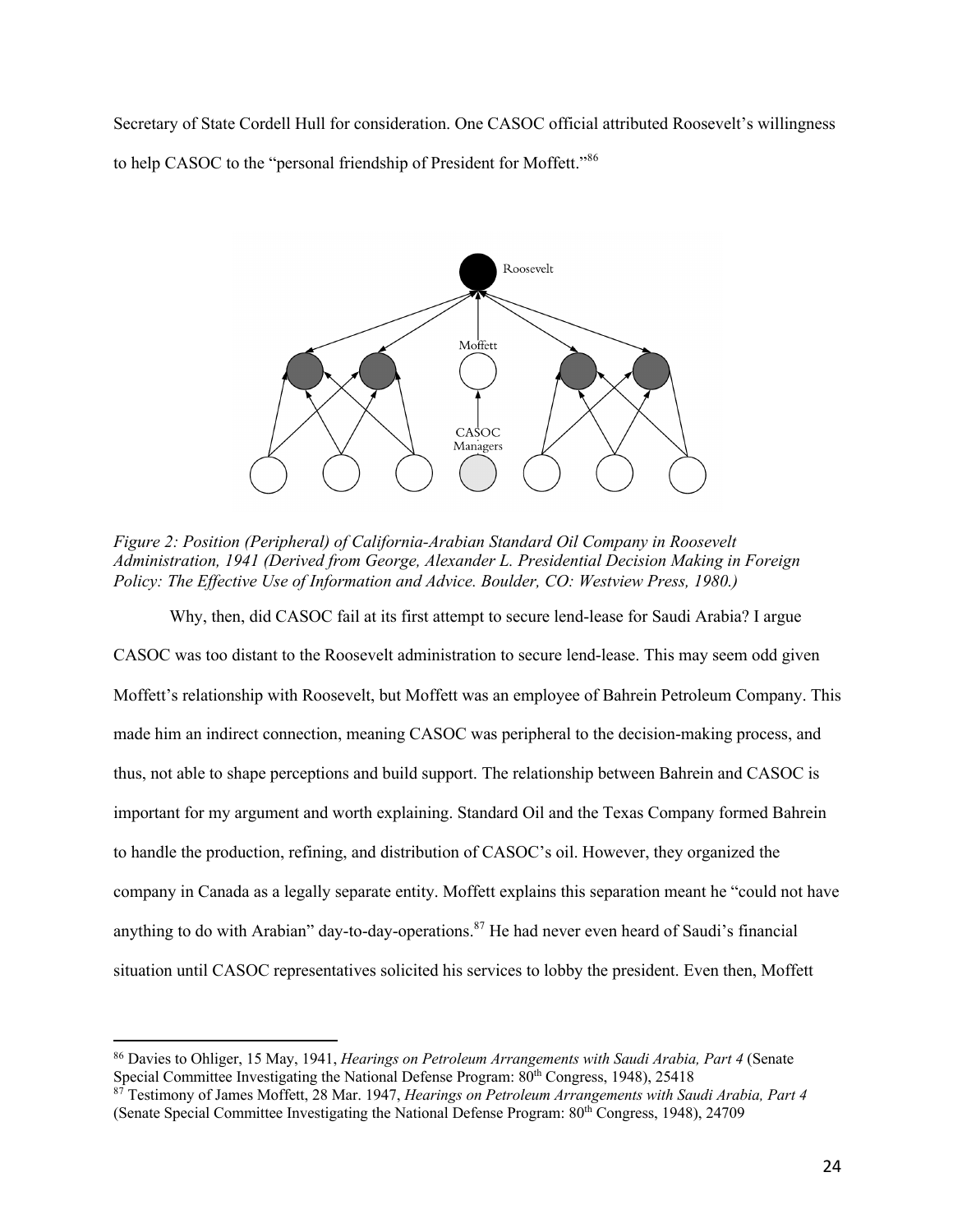Secretary of State Cordell Hull for consideration. One CASOC official attributed Roosevelt's willingness to help CASOC to the "personal friendship of President for Moffett."[86]

*Figure 2: Position (Peripheral) of California-Arabian Standard Oil Company in Roosevelt Administration, 1941 (Derived from George, Alexander L. Presidential Decision Making in Foreign Policy: The Effective Use of Information and Advice. Boulder, CO: Westview Press, 1980.)*

Why, then, did CASOC fail at its first attempt to secure lend-lease for Saudi Arabia? I argue CASOC was too distant to the Roosevelt administration to secure lend-lease. This may seem odd given Moffett's relationship with Roosevelt, but Moffett was an employee of Bahrein Petroleum Company. This made him an indirect connection, meaning CASOC was peripheral to the decision-making process, and thus, not able to shape perceptions and build support. The relationship between Bahrein and CASOC is important for my argument and worth explaining. Standard Oil and the Texas Company formed Bahrein to handle the production, refining, and distribution of CASOC's oil. However, they organized the company in Canada as a legally separate entity. Moffett explains this separation meant he "could not have anything to do with Arabian" day-to-day-operations.[87] He had never even heard of Saudi's financial situation until CASOC representatives solicited his services to lobby the president. Even then, Moffett

---

[86] Davies to Ohliger, 15 May, 1941, *Hearings on Petroleum Arrangements with Saudi Arabia, Part 4* (Senate Special Committee Investigating the National Defense Program: 80th Congress, 1948), 25418

[87] Testimony of James Moffett, 28 Mar. 1947, *Hearings on Petroleum Arrangements with Saudi Arabia, Part 4* (Senate Special Committee Investigating the National Defense Program: 80th Congress, 1948), 24709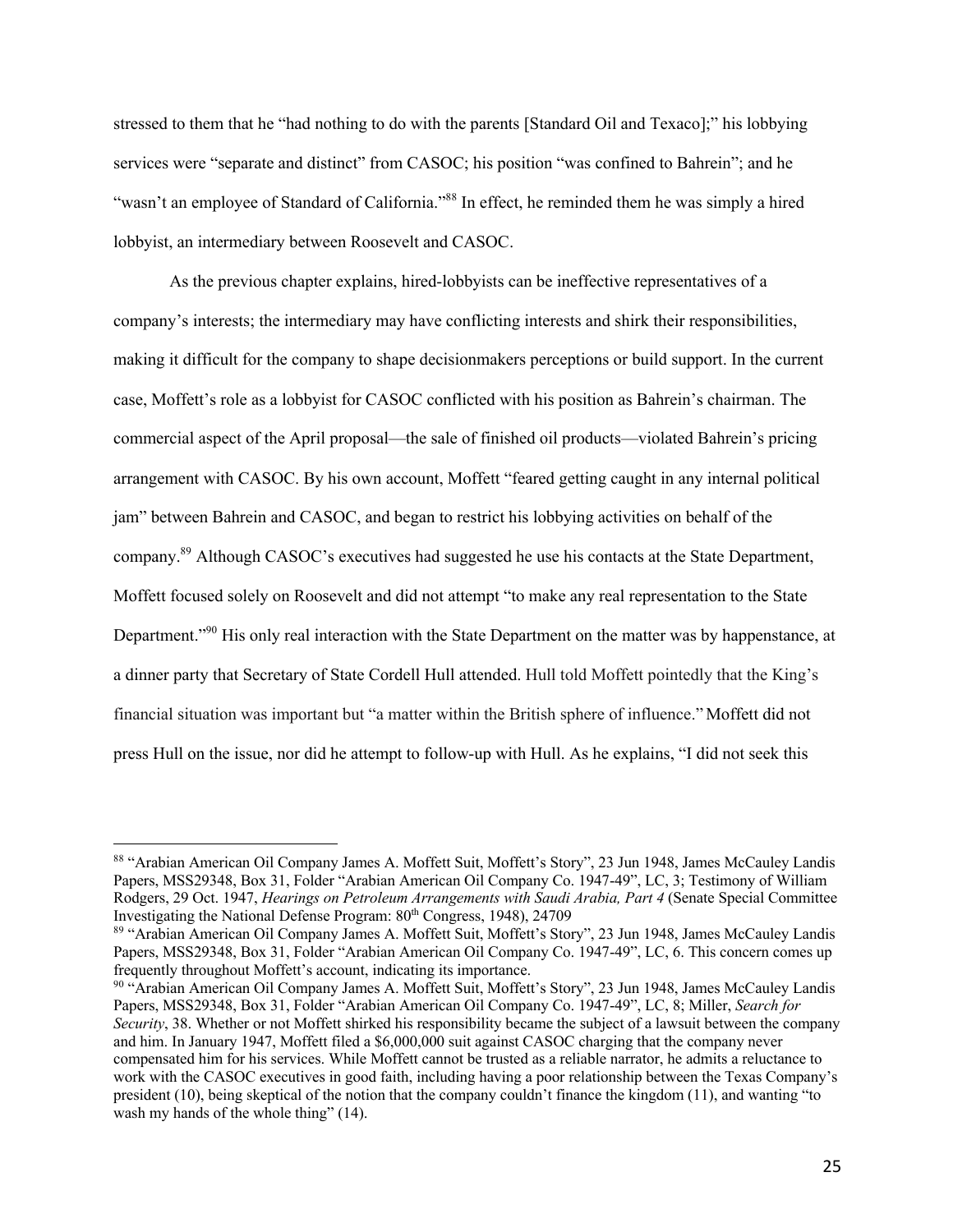stressed to them that he "had nothing to do with the parents [Standard Oil and Texaco];" his lobbying services were "separate and distinct" from CASOC; his position "was confined to Bahrein"; and he "wasn't an employee of Standard of California."[88] In effect, he reminded them he was simply a hired lobbyist, an intermediary between Roosevelt and CASOC.

As the previous chapter explains, hired-lobbyists can be ineffective representatives of a company's interests; the intermediary may have conflicting interests and shirk their responsibilities, making it difficult for the company to shape decisionmakers perceptions or build support. In the current case, Moffett's role as a lobbyist for CASOC conflicted with his position as Bahrein's chairman. The commercial aspect of the April proposal—the sale of finished oil products—violated Bahrein's pricing arrangement with CASOC. By his own account, Moffett "feared getting caught in any internal political jam" between Bahrein and CASOC, and began to restrict his lobbying activities on behalf of the company.[89] Although CASOC's executives had suggested he use his contacts at the State Department, Moffett focused solely on Roosevelt and did not attempt "to make any real representation to the State Department."[90] His only real interaction with the State Department on the matter was by happenstance, at a dinner party that Secretary of State Cordell Hull attended. Hull told Moffett pointedly that the King's financial situation was important but "a matter within the British sphere of influence." Moffett did not press Hull on the issue, nor did he attempt to follow-up with Hull. As he explains, "I did not seek this

---

[88] "Arabian American Oil Company James A. Moffett Suit, Moffett's Story", 23 Jun 1948, James McCauley Landis Papers, MSS29348, Box 31, Folder "Arabian American Oil Company Co. 1947-49", LC, 3; Testimony of William Rodgers, 29 Oct. 1947, *Hearings on Petroleum Arrangements with Saudi Arabia, Part 4* (Senate Special Committee Investigating the National Defense Program: 80th Congress, 1948), 24709

[89] "Arabian American Oil Company James A. Moffett Suit, Moffett's Story", 23 Jun 1948, James McCauley Landis Papers, MSS29348, Box 31, Folder "Arabian American Oil Company Co. 1947-49", LC, 6. This concern comes up frequently throughout Moffett's account, indicating its importance.

[90] "Arabian American Oil Company James A. Moffett Suit, Moffett's Story", 23 Jun 1948, James McCauley Landis Papers, MSS29348, Box 31, Folder "Arabian American Oil Company Co. 1947-49", LC, 8; Miller, *Search for Security*, 38. Whether or not Moffett shirked his responsibility became the subject of a lawsuit between the company and him. In January 1947, Moffett filed a $6,000,000 suit against CASOC charging that the company never compensated him for his services. While Moffett cannot be trusted as a reliable narrator, he admits a reluctance to work with the CASOC executives in good faith, including having a poor relationship between the Texas Company's president (10), being skeptical of the notion that the company couldn't finance the kingdom (11), and wanting "to wash my hands of the whole thing" (14).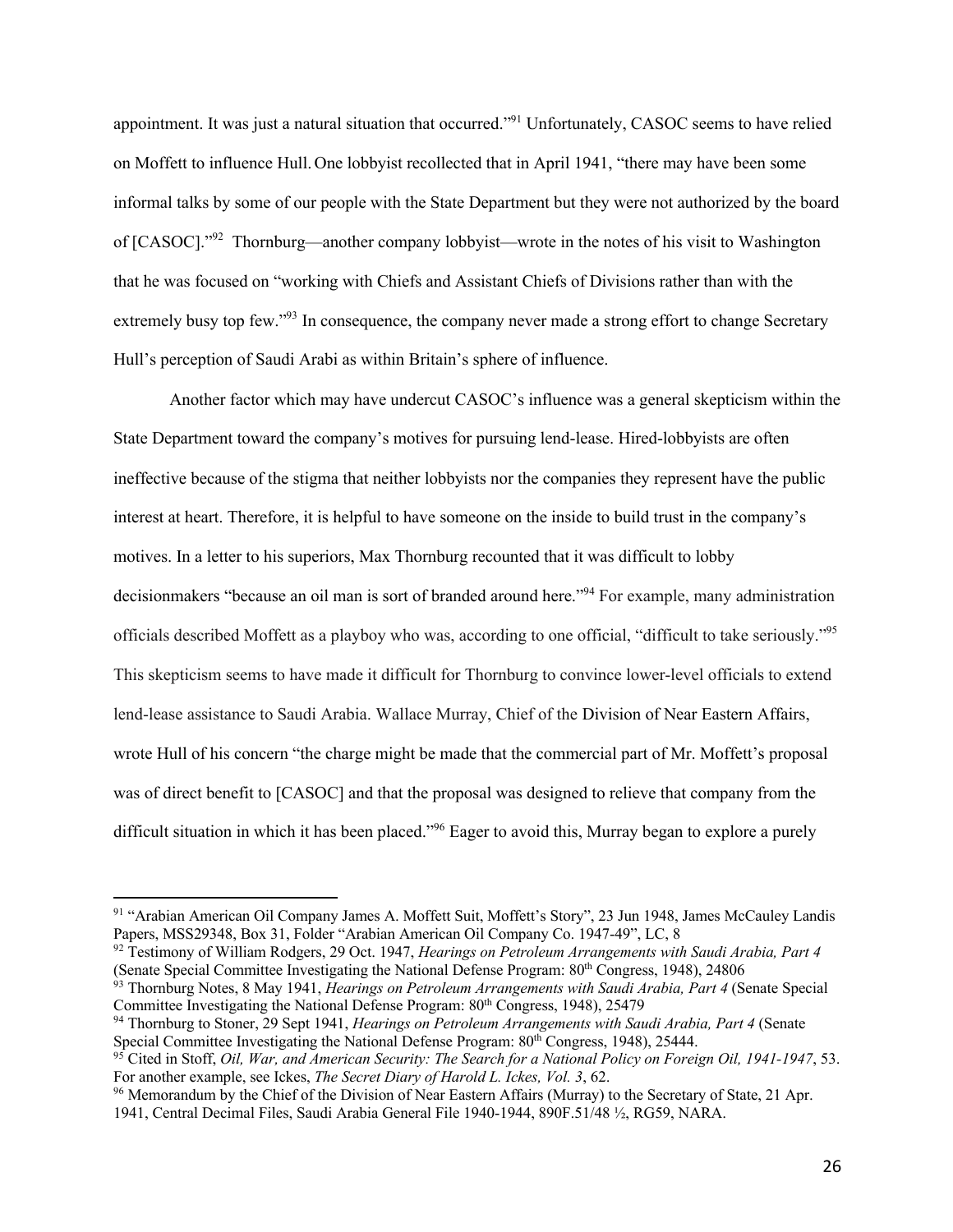appointment. It was just a natural situation that occurred."[91] Unfortunately, CASOC seems to have relied on Moffett to influence Hull. One lobbyist recollected that in April 1941, "there may have been some informal talks by some of our people with the State Department but they were not authorized by the board of [CASOC]."[92] Thornburg—another company lobbyist—wrote in the notes of his visit to Washington that he was focused on "working with Chiefs and Assistant Chiefs of Divisions rather than with the extremely busy top few."[93] In consequence, the company never made a strong effort to change Secretary Hull's perception of Saudi Arabi as within Britain's sphere of influence.

Another factor which may have undercut CASOC's influence was a general skepticism within the State Department toward the company's motives for pursuing lend-lease. Hired-lobbyists are often ineffective because of the stigma that neither lobbyists nor the companies they represent have the public interest at heart. Therefore, it is helpful to have someone on the inside to build trust in the company's motives. In a letter to his superiors, Max Thornburg recounted that it was difficult to lobby decisionmakers "because an oil man is sort of branded around here."[94] For example, many administration officials described Moffett as a playboy who was, according to one official, "difficult to take seriously."[95] This skepticism seems to have made it difficult for Thornburg to convince lower-level officials to extend lend-lease assistance to Saudi Arabia. Wallace Murray, Chief of the Division of Near Eastern Affairs, wrote Hull of his concern "the charge might be made that the commercial part of Mr. Moffett's proposal was of direct benefit to [CASOC] and that the proposal was designed to relieve that company from the difficult situation in which it has been placed."[96] Eager to avoid this, Murray began to explore a purely

---

[91] "Arabian American Oil Company James A. Moffett Suit, Moffett's Story", 23 Jun 1948, James McCauley Landis Papers, MSS29348, Box 31, Folder "Arabian American Oil Company Co. 1947-49", LC, 8

[92] Testimony of William Rodgers, 29 Oct. 1947, *Hearings on Petroleum Arrangements with Saudi Arabia, Part 4* (Senate Special Committee Investigating the National Defense Program: 80th Congress, 1948), 24806

[93] Thornburg Notes, 8 May 1941, *Hearings on Petroleum Arrangements with Saudi Arabia, Part 4* (Senate Special Committee Investigating the National Defense Program: 80th Congress, 1948), 25479

[94] Thornburg to Stoner, 29 Sept 1941, *Hearings on Petroleum Arrangements with Saudi Arabia, Part 4* (Senate Special Committee Investigating the National Defense Program: 80th Congress, 1948), 25444.

[95] Cited in Stoff, *Oil, War, and American Security: The Search for a National Policy on Foreign Oil, 1941-1947*, 53. For another example, see Ickes, *The Secret Diary of Harold L. Ickes, Vol. 3*, 62.

[96] Memorandum by the Chief of the Division of Near Eastern Affairs (Murray) to the Secretary of State, 21 Apr. 1941, Central Decimal Files, Saudi Arabia General File 1940-1944, 890F.51/48 ½, RG59, NARA.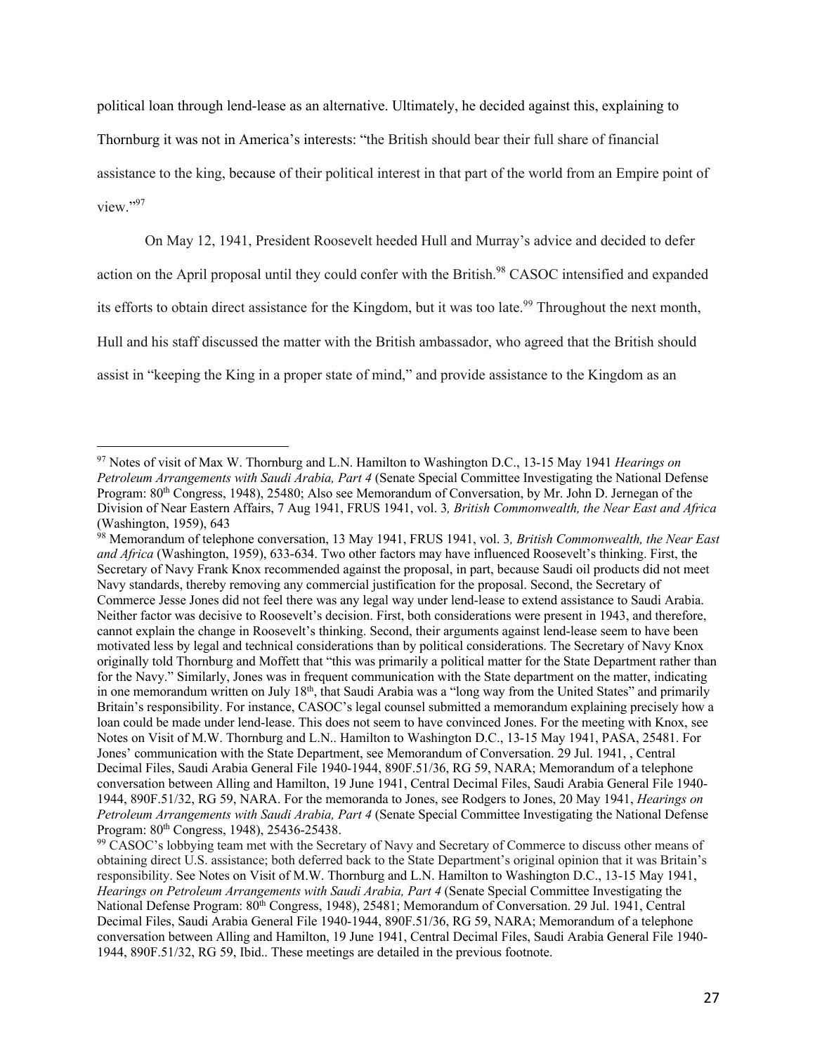political loan through lend-lease as an alternative. Ultimately, he decided against this, explaining to Thornburg it was not in America's interests: "the British should bear their full share of financial assistance to the king, because of their political interest in that part of the world from an Empire point of view."[97]

On May 12, 1941, President Roosevelt heeded Hull and Murray's advice and decided to defer action on the April proposal until they could confer with the British.[98] CASOC intensified and expanded its efforts to obtain direct assistance for the Kingdom, but it was too late.[99] Throughout the next month, Hull and his staff discussed the matter with the British ambassador, who agreed that the British should assist in "keeping the King in a proper state of mind," and provide assistance to the Kingdom as an

---

[97] Notes of visit of Max W. Thornburg and L.N. Hamilton to Washington D.C., 13-15 May 1941 *Hearings on Petroleum Arrangements with Saudi Arabia, Part 4* (Senate Special Committee Investigating the National Defense Program: 80th Congress, 1948), 25480; Also see Memorandum of Conversation, by Mr. John D. Jernegan of the Division of Near Eastern Affairs, 7 Aug 1941, FRUS 1941, vol. 3*, British Commonwealth, the Near East and Africa* (Washington, 1959), 643

[98] Memorandum of telephone conversation, 13 May 1941, FRUS 1941, vol. 3*, British Commonwealth, the Near East and Africa* (Washington, 1959), 633-634. Two other factors may have influenced Roosevelt's thinking. First, the Secretary of Navy Frank Knox recommended against the proposal, in part, because Saudi oil products did not meet Navy standards, thereby removing any commercial justification for the proposal. Second, the Secretary of Commerce Jesse Jones did not feel there was any legal way under lend-lease to extend assistance to Saudi Arabia. Neither factor was decisive to Roosevelt's decision. First, both considerations were present in 1943, and therefore, cannot explain the change in Roosevelt's thinking. Second, their arguments against lend-lease seem to have been motivated less by legal and technical considerations than by political considerations. The Secretary of Navy Knox originally told Thornburg and Moffett that "this was primarily a political matter for the State Department rather than for the Navy." Similarly, Jones was in frequent communication with the State department on the matter, indicating in one memorandum written on July 18th, that Saudi Arabia was a "long way from the United States" and primarily Britain's responsibility. For instance, CASOC's legal counsel submitted a memorandum explaining precisely how a loan could be made under lend-lease. This does not seem to have convinced Jones. For the meeting with Knox, see Notes on Visit of M.W. Thornburg and L.N.. Hamilton to Washington D.C., 13-15 May 1941, PASA, 25481. For Jones' communication with the State Department, see Memorandum of Conversation. 29 Jul. 1941, , Central Decimal Files, Saudi Arabia General File 1940-1944, 890F.51/36, RG 59, NARA; Memorandum of a telephone conversation between Alling and Hamilton, 19 June 1941, Central Decimal Files, Saudi Arabia General File 1940-1944, 890F.51/32, RG 59, NARA. For the memoranda to Jones, see Rodgers to Jones, 20 May 1941, *Hearings on Petroleum Arrangements with Saudi Arabia, Part 4* (Senate Special Committee Investigating the National Defense Program: 80th Congress, 1948), 25436-25438.

[99] CASOC's lobbying team met with the Secretary of Navy and Secretary of Commerce to discuss other means of obtaining direct U.S. assistance; both deferred back to the State Department's original opinion that it was Britain's responsibility. See Notes on Visit of M.W. Thornburg and L.N. Hamilton to Washington D.C., 13-15 May 1941, *Hearings on Petroleum Arrangements with Saudi Arabia, Part 4* (Senate Special Committee Investigating the National Defense Program: 80th Congress, 1948), 25481; Memorandum of Conversation. 29 Jul. 1941, Central Decimal Files, Saudi Arabia General File 1940-1944, 890F.51/36, RG 59, NARA; Memorandum of a telephone conversation between Alling and Hamilton, 19 June 1941, Central Decimal Files, Saudi Arabia General File 1940-1944, 890F.51/32, RG 59, Ibid.. These meetings are detailed in the previous footnote.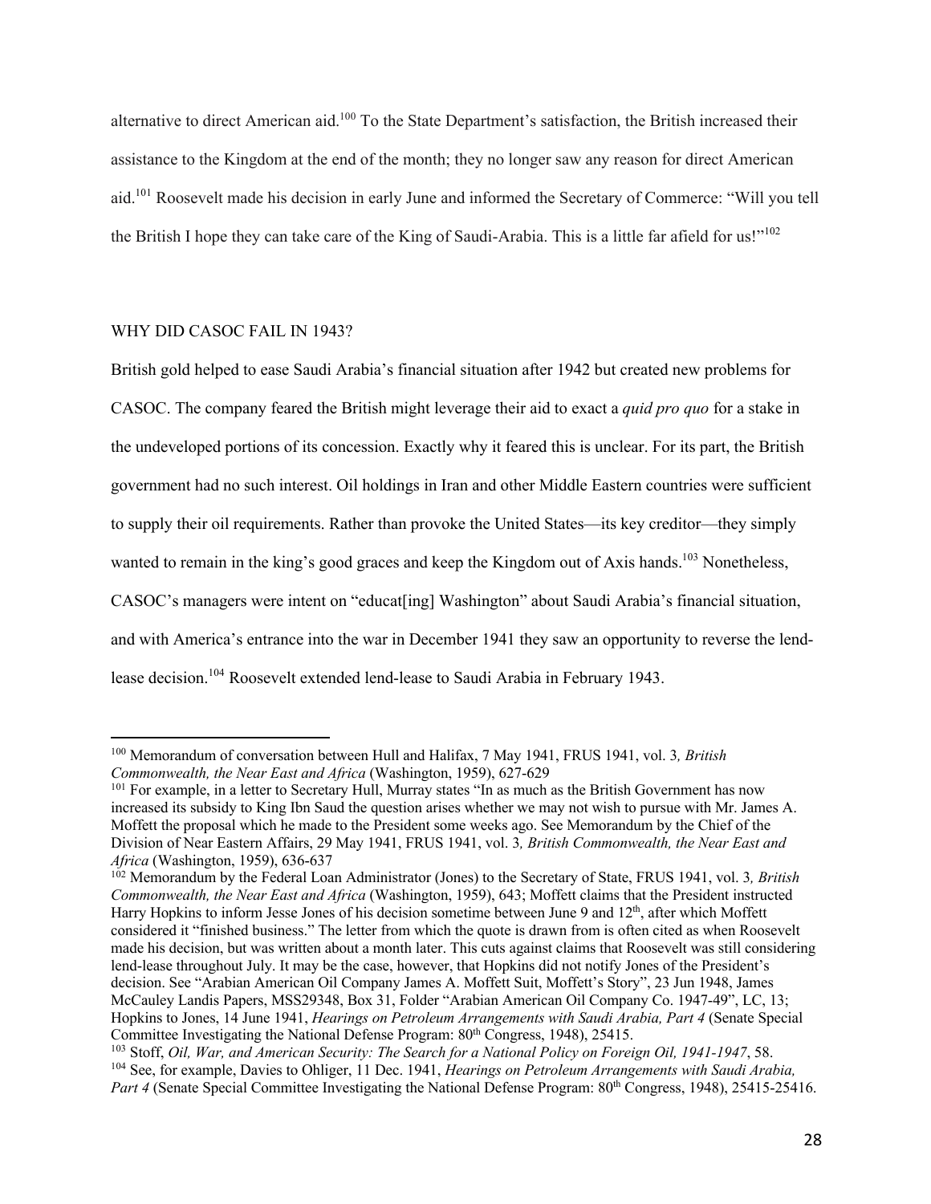alternative to direct American aid.[100] To the State Department's satisfaction, the British increased their assistance to the Kingdom at the end of the month; they no longer saw any reason for direct American aid.[101] Roosevelt made his decision in early June and informed the Secretary of Commerce: "Will you tell the British I hope they can take care of the King of Saudi-Arabia. This is a little far afield for us!"[102]

## WHY DID CASOC FAIL IN 1943?

British gold helped to ease Saudi Arabia's financial situation after 1942 but created new problems for CASOC. The company feared the British might leverage their aid to exact a *quid pro quo* for a stake in the undeveloped portions of its concession. Exactly why it feared this is unclear. For its part, the British government had no such interest. Oil holdings in Iran and other Middle Eastern countries were sufficient to supply their oil requirements. Rather than provoke the United States—its key creditor—they simply wanted to remain in the king's good graces and keep the Kingdom out of Axis hands.[103] Nonetheless, CASOC's managers were intent on "educat[ing] Washington" about Saudi Arabia's financial situation, and with America's entrance into the war in December 1941 they saw an opportunity to reverse the lend-lease decision.[104] Roosevelt extended lend-lease to Saudi Arabia in February 1943.

---

[100] Memorandum of conversation between Hull and Halifax, 7 May 1941, FRUS 1941, vol. 3*, British Commonwealth, the Near East and Africa* (Washington, 1959), 627-629

[101] For example, in a letter to Secretary Hull, Murray states "In as much as the British Government has now increased its subsidy to King Ibn Saud the question arises whether we may not wish to pursue with Mr. James A. Moffett the proposal which he made to the President some weeks ago. See Memorandum by the Chief of the Division of Near Eastern Affairs, 29 May 1941, FRUS 1941, vol. 3*, British Commonwealth, the Near East and Africa* (Washington, 1959), 636-637

[102] Memorandum by the Federal Loan Administrator (Jones) to the Secretary of State, FRUS 1941, vol. 3*, British Commonwealth, the Near East and Africa* (Washington, 1959), 643; Moffett claims that the President instructed Harry Hopkins to inform Jesse Jones of his decision sometime between June 9 and 12th, after which Moffett considered it "finished business." The letter from which the quote is drawn from is often cited as when Roosevelt made his decision, but was written about a month later. This cuts against claims that Roosevelt was still considering lend-lease throughout July. It may be the case, however, that Hopkins did not notify Jones of the President's decision. See "Arabian American Oil Company James A. Moffett Suit, Moffett's Story", 23 Jun 1948, James McCauley Landis Papers, MSS29348, Box 31, Folder "Arabian American Oil Company Co. 1947-49", LC, 13; Hopkins to Jones, 14 June 1941, *Hearings on Petroleum Arrangements with Saudi Arabia, Part 4* (Senate Special Committee Investigating the National Defense Program: 80th Congress, 1948), 25415.

[103] Stoff, *Oil, War, and American Security: The Search for a National Policy on Foreign Oil, 1941-1947*, 58.

[104] See, for example, Davies to Ohliger, 11 Dec. 1941, *Hearings on Petroleum Arrangements with Saudi Arabia, Part 4* (Senate Special Committee Investigating the National Defense Program: 80th Congress, 1948), 25415-25416.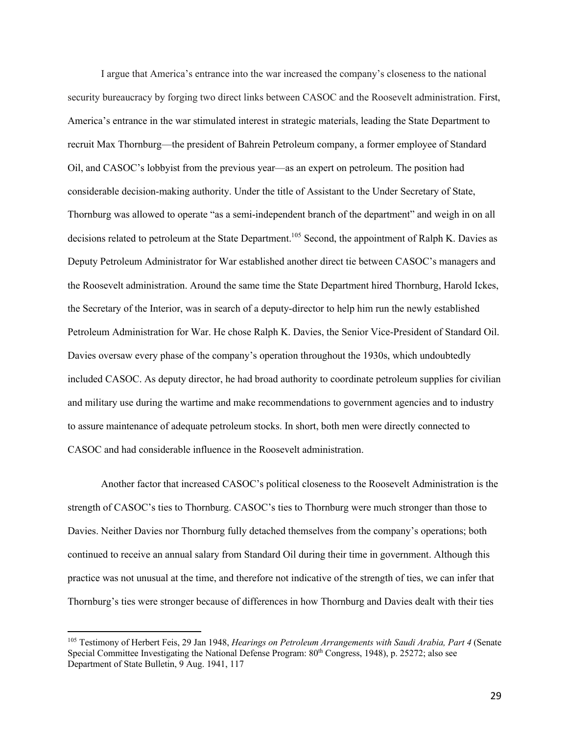I argue that America's entrance into the war increased the company's closeness to the national security bureaucracy by forging two direct links between CASOC and the Roosevelt administration. First, America's entrance in the war stimulated interest in strategic materials, leading the State Department to recruit Max Thornburg—the president of Bahrein Petroleum company, a former employee of Standard Oil, and CASOC's lobbyist from the previous year—as an expert on petroleum. The position had considerable decision-making authority. Under the title of Assistant to the Under Secretary of State, Thornburg was allowed to operate "as a semi-independent branch of the department" and weigh in on all decisions related to petroleum at the State Department.[105] Second, the appointment of Ralph K. Davies as Deputy Petroleum Administrator for War established another direct tie between CASOC's managers and the Roosevelt administration. Around the same time the State Department hired Thornburg, Harold Ickes, the Secretary of the Interior, was in search of a deputy-director to help him run the newly established Petroleum Administration for War. He chose Ralph K. Davies, the Senior Vice-President of Standard Oil. Davies oversaw every phase of the company's operation throughout the 1930s, which undoubtedly included CASOC. As deputy director, he had broad authority to coordinate petroleum supplies for civilian and military use during the wartime and make recommendations to government agencies and to industry to assure maintenance of adequate petroleum stocks. In short, both men were directly connected to CASOC and had considerable influence in the Roosevelt administration.

Another factor that increased CASOC's political closeness to the Roosevelt Administration is the strength of CASOC's ties to Thornburg. CASOC's ties to Thornburg were much stronger than those to Davies. Neither Davies nor Thornburg fully detached themselves from the company's operations; both continued to receive an annual salary from Standard Oil during their time in government. Although this practice was not unusual at the time, and therefore not indicative of the strength of ties, we can infer that Thornburg's ties were stronger because of differences in how Thornburg and Davies dealt with their ties

---

[105] Testimony of Herbert Feis, 29 Jan 1948, *Hearings on Petroleum Arrangements with Saudi Arabia, Part 4* (Senate Special Committee Investigating the National Defense Program: 80th Congress, 1948), p. 25272; also see Department of State Bulletin, 9 Aug. 1941, 117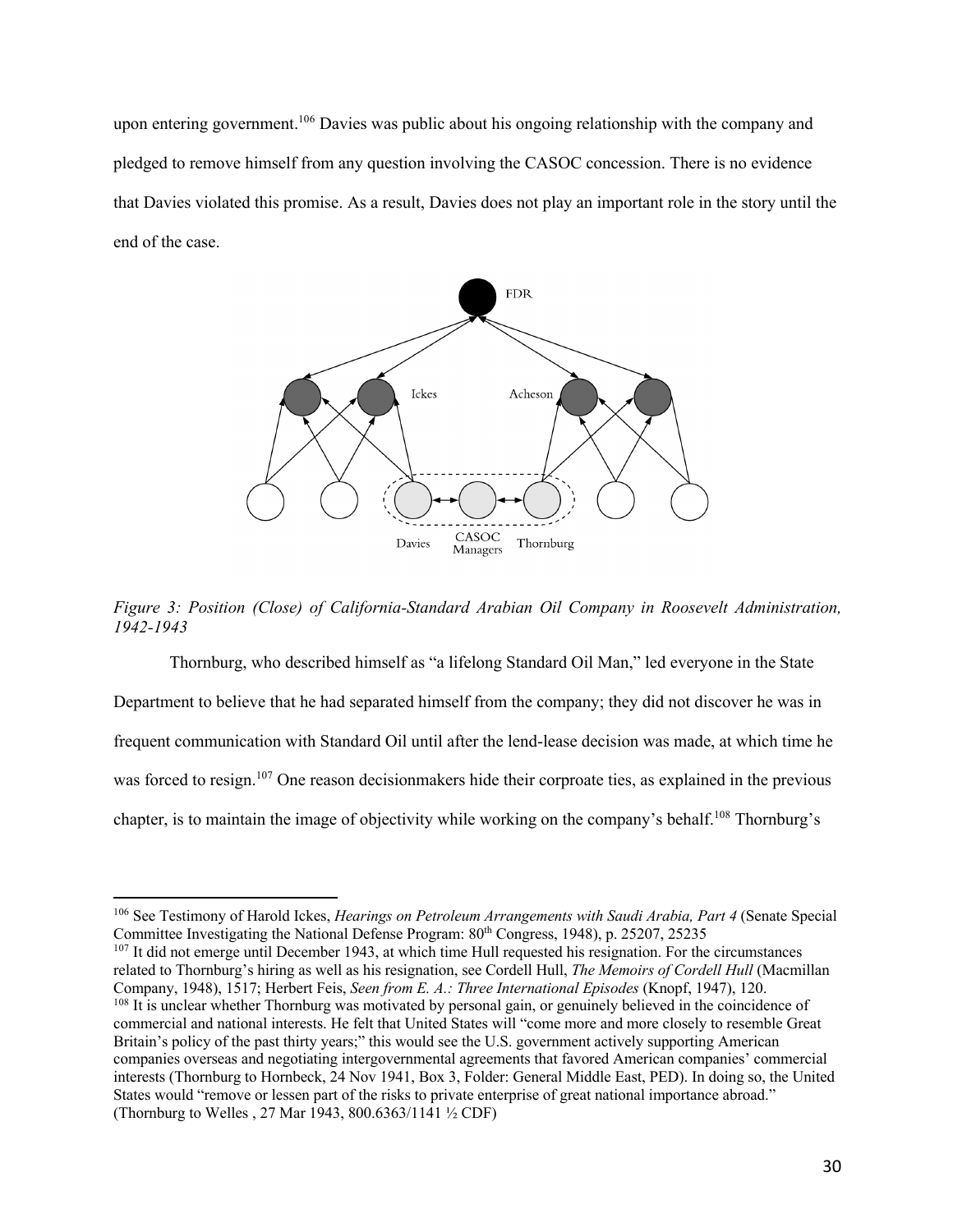upon entering government.[106] Davies was public about his ongoing relationship with the company and pledged to remove himself from any question involving the CASOC concession. There is no evidence that Davies violated this promise. As a result, Davies does not play an important role in the story until the end of the case.

*Figure 3: Position (Close) of California-Standard Arabian Oil Company in Roosevelt Administration, 1942-1943*

Thornburg, who described himself as "a lifelong Standard Oil Man," led everyone in the State Department to believe that he had separated himself from the company; they did not discover he was in frequent communication with Standard Oil until after the lend-lease decision was made, at which time he was forced to resign.[107] One reason decisionmakers hide their corproate ties, as explained in the previous chapter, is to maintain the image of objectivity while working on the company's behalf.[108] Thornburg's

---

[106] See Testimony of Harold Ickes, *Hearings on Petroleum Arrangements with Saudi Arabia, Part 4* (Senate Special Committee Investigating the National Defense Program: 80th Congress, 1948), p. 25207, 25235

[107] It did not emerge until December 1943, at which time Hull requested his resignation. For the circumstances related to Thornburg's hiring as well as his resignation, see Cordell Hull, *The Memoirs of Cordell Hull* (Macmillan Company, 1948), 1517; Herbert Feis, *Seen from E. A.: Three International Episodes* (Knopf, 1947), 120.

[108] It is unclear whether Thornburg was motivated by personal gain, or genuinely believed in the coincidence of commercial and national interests. He felt that United States will "come more and more closely to resemble Great Britain's policy of the past thirty years;" this would see the U.S. government actively supporting American companies overseas and negotiating intergovernmental agreements that favored American companies' commercial interests (Thornburg to Hornbeck, 24 Nov 1941, Box 3, Folder: General Middle East, PED). In doing so, the United States would "remove or lessen part of the risks to private enterprise of great national importance abroad." (Thornburg to Welles , 27 Mar 1943, 800.6363/1141 ½ CDF)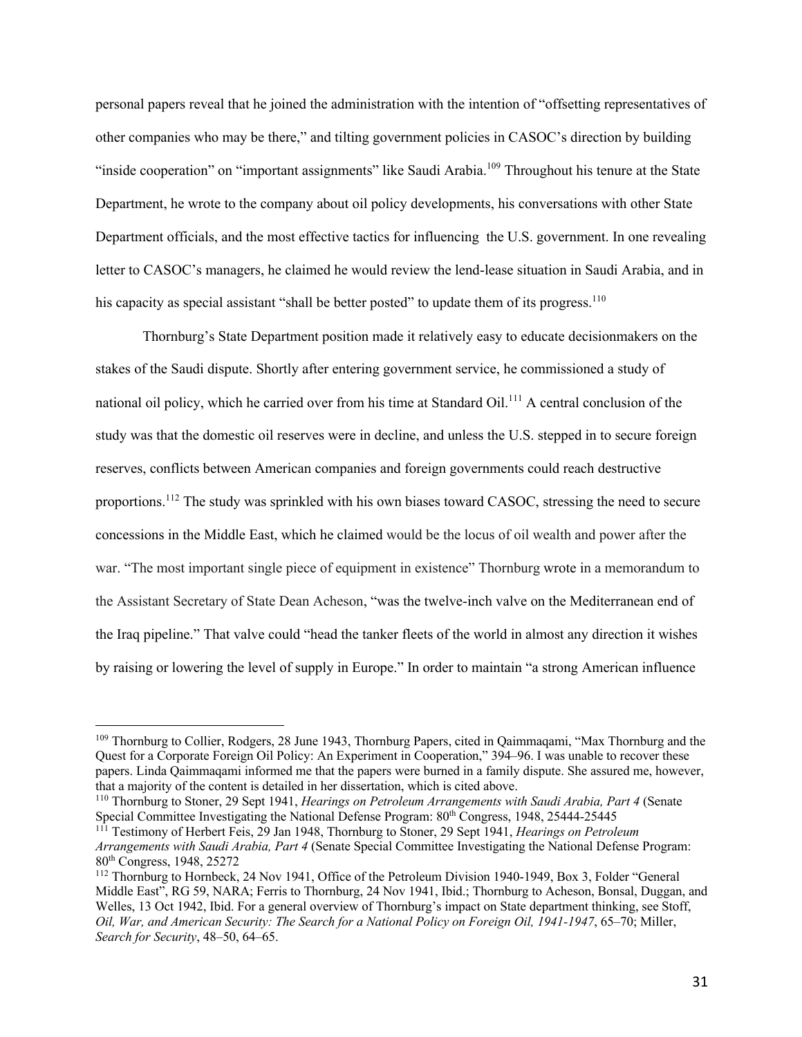personal papers reveal that he joined the administration with the intention of "offsetting representatives of other companies who may be there," and tilting government policies in CASOC's direction by building "inside cooperation" on "important assignments" like Saudi Arabia.[109] Throughout his tenure at the State Department, he wrote to the company about oil policy developments, his conversations with other State Department officials, and the most effective tactics for influencing the U.S. government. In one revealing letter to CASOC's managers, he claimed he would review the lend-lease situation in Saudi Arabia, and in his capacity as special assistant "shall be better posted" to update them of its progress.[110]

Thornburg's State Department position made it relatively easy to educate decisionmakers on the stakes of the Saudi dispute. Shortly after entering government service, he commissioned a study of national oil policy, which he carried over from his time at Standard Oil.[111] A central conclusion of the study was that the domestic oil reserves were in decline, and unless the U.S. stepped in to secure foreign reserves, conflicts between American companies and foreign governments could reach destructive proportions.[112] The study was sprinkled with his own biases toward CASOC, stressing the need to secure concessions in the Middle East, which he claimed would be the locus of oil wealth and power after the war. "The most important single piece of equipment in existence" Thornburg wrote in a memorandum to the Assistant Secretary of State Dean Acheson, "was the twelve-inch valve on the Mediterranean end of the Iraq pipeline." That valve could "head the tanker fleets of the world in almost any direction it wishes by raising or lowering the level of supply in Europe." In order to maintain "a strong American influence

---

[109] Thornburg to Collier, Rodgers, 28 June 1943, Thornburg Papers, cited in Qaimmaqami, "Max Thornburg and the Quest for a Corporate Foreign Oil Policy: An Experiment in Cooperation," 394–96. I was unable to recover these papers. Linda Qaimmaqami informed me that the papers were burned in a family dispute. She assured me, however, that a majority of the content is detailed in her dissertation, which is cited above.

[110] Thornburg to Stoner, 29 Sept 1941, *Hearings on Petroleum Arrangements with Saudi Arabia, Part 4* (Senate Special Committee Investigating the National Defense Program: 80th Congress, 1948, 25444-25445

[111] Testimony of Herbert Feis, 29 Jan 1948, Thornburg to Stoner, 29 Sept 1941, *Hearings on Petroleum Arrangements with Saudi Arabia, Part 4* (Senate Special Committee Investigating the National Defense Program: 80th Congress, 1948, 25272

[112] Thornburg to Hornbeck, 24 Nov 1941, Office of the Petroleum Division 1940-1949, Box 3, Folder "General Middle East", RG 59, NARA; Ferris to Thornburg, 24 Nov 1941, Ibid.; Thornburg to Acheson, Bonsal, Duggan, and Welles, 13 Oct 1942, Ibid. For a general overview of Thornburg's impact on State department thinking, see Stoff, *Oil, War, and American Security: The Search for a National Policy on Foreign Oil, 1941-1947*, 65–70; Miller, *Search for Security*, 48–50, 64–65.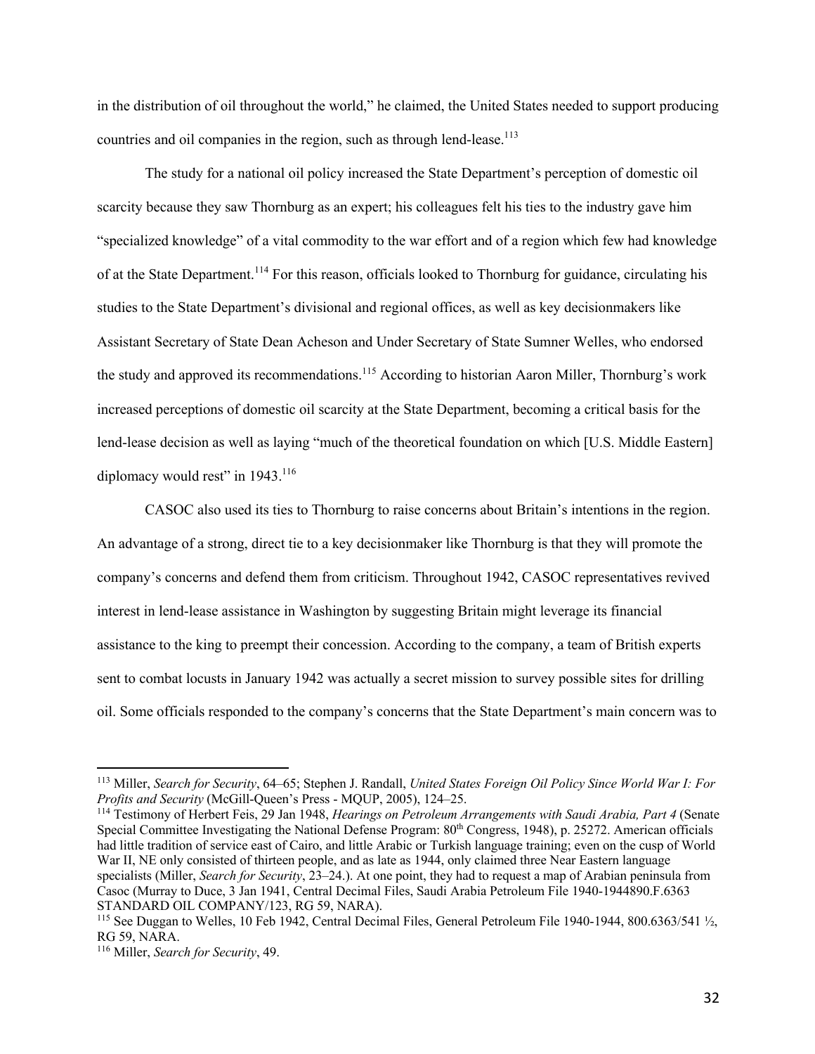in the distribution of oil throughout the world," he claimed, the United States needed to support producing countries and oil companies in the region, such as through lend-lease.[113]

The study for a national oil policy increased the State Department's perception of domestic oil scarcity because they saw Thornburg as an expert; his colleagues felt his ties to the industry gave him "specialized knowledge" of a vital commodity to the war effort and of a region which few had knowledge of at the State Department.[114] For this reason, officials looked to Thornburg for guidance, circulating his studies to the State Department's divisional and regional offices, as well as key decisionmakers like Assistant Secretary of State Dean Acheson and Under Secretary of State Sumner Welles, who endorsed the study and approved its recommendations.[115] According to historian Aaron Miller, Thornburg's work increased perceptions of domestic oil scarcity at the State Department, becoming a critical basis for the lend-lease decision as well as laying "much of the theoretical foundation on which [U.S. Middle Eastern] diplomacy would rest" in 1943.[116]

CASOC also used its ties to Thornburg to raise concerns about Britain's intentions in the region. An advantage of a strong, direct tie to a key decisionmaker like Thornburg is that they will promote the company's concerns and defend them from criticism. Throughout 1942, CASOC representatives revived interest in lend-lease assistance in Washington by suggesting Britain might leverage its financial assistance to the king to preempt their concession. According to the company, a team of British experts sent to combat locusts in January 1942 was actually a secret mission to survey possible sites for drilling oil. Some officials responded to the company's concerns that the State Department's main concern was to

---

[113] Miller, *Search for Security*, 64–65; Stephen J. Randall, *United States Foreign Oil Policy Since World War I: For Profits and Security* (McGill-Queen's Press - MQUP, 2005), 124–25.

[114] Testimony of Herbert Feis, 29 Jan 1948, *Hearings on Petroleum Arrangements with Saudi Arabia, Part 4* (Senate Special Committee Investigating the National Defense Program: 80th Congress, 1948), p. 25272. American officials had little tradition of service east of Cairo, and little Arabic or Turkish language training; even on the cusp of World War II, NE only consisted of thirteen people, and as late as 1944, only claimed three Near Eastern language specialists (Miller, *Search for Security*, 23–24.). At one point, they had to request a map of Arabian peninsula from Casoc (Murray to Duce, 3 Jan 1941, Central Decimal Files, Saudi Arabia Petroleum File 1940-1944890.F.6363 STANDARD OIL COMPANY/123, RG 59, NARA).

[115] See Duggan to Welles, 10 Feb 1942, Central Decimal Files, General Petroleum File 1940-1944, 800.6363/541 ½, RG 59, NARA.

[116] Miller, *Search for Security*, 49.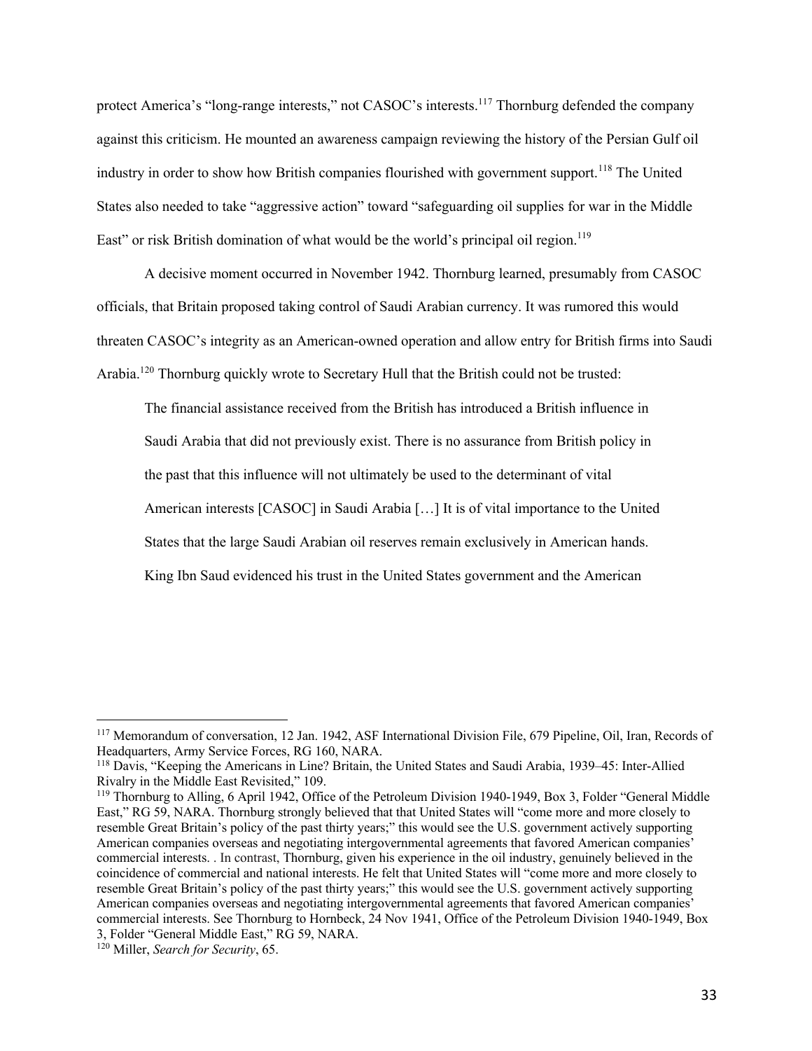protect America's "long-range interests," not CASOC's interests.[117] Thornburg defended the company against this criticism. He mounted an awareness campaign reviewing the history of the Persian Gulf oil industry in order to show how British companies flourished with government support.[118] The United States also needed to take "aggressive action" toward "safeguarding oil supplies for war in the Middle East" or risk British domination of what would be the world's principal oil region.[119]

A decisive moment occurred in November 1942. Thornburg learned, presumably from CASOC officials, that Britain proposed taking control of Saudi Arabian currency. It was rumored this would threaten CASOC's integrity as an American-owned operation and allow entry for British firms into Saudi Arabia.[120] Thornburg quickly wrote to Secretary Hull that the British could not be trusted:

> The financial assistance received from the British has introduced a British influence in Saudi Arabia that did not previously exist. There is no assurance from British policy in the past that this influence will not ultimately be used to the determinant of vital American interests [CASOC] in Saudi Arabia […] It is of vital importance to the United States that the large Saudi Arabian oil reserves remain exclusively in American hands. King Ibn Saud evidenced his trust in the United States government and the American

---

[117] Memorandum of conversation, 12 Jan. 1942, ASF International Division File, 679 Pipeline, Oil, Iran, Records of Headquarters, Army Service Forces, RG 160, NARA.

[118] Davis, "Keeping the Americans in Line? Britain, the United States and Saudi Arabia, 1939–45: Inter-Allied Rivalry in the Middle East Revisited," 109.

[119] Thornburg to Alling, 6 April 1942, Office of the Petroleum Division 1940-1949, Box 3, Folder "General Middle East," RG 59, NARA. Thornburg strongly believed that that United States will "come more and more closely to resemble Great Britain's policy of the past thirty years;" this would see the U.S. government actively supporting American companies overseas and negotiating intergovernmental agreements that favored American companies' commercial interests. . In contrast, Thornburg, given his experience in the oil industry, genuinely believed in the coincidence of commercial and national interests. He felt that United States will "come more and more closely to resemble Great Britain's policy of the past thirty years;" this would see the U.S. government actively supporting American companies overseas and negotiating intergovernmental agreements that favored American companies' commercial interests. See Thornburg to Hornbeck, 24 Nov 1941, Office of the Petroleum Division 1940-1949, Box 3, Folder "General Middle East," RG 59, NARA.

[120] Miller, *Search for Security*, 65.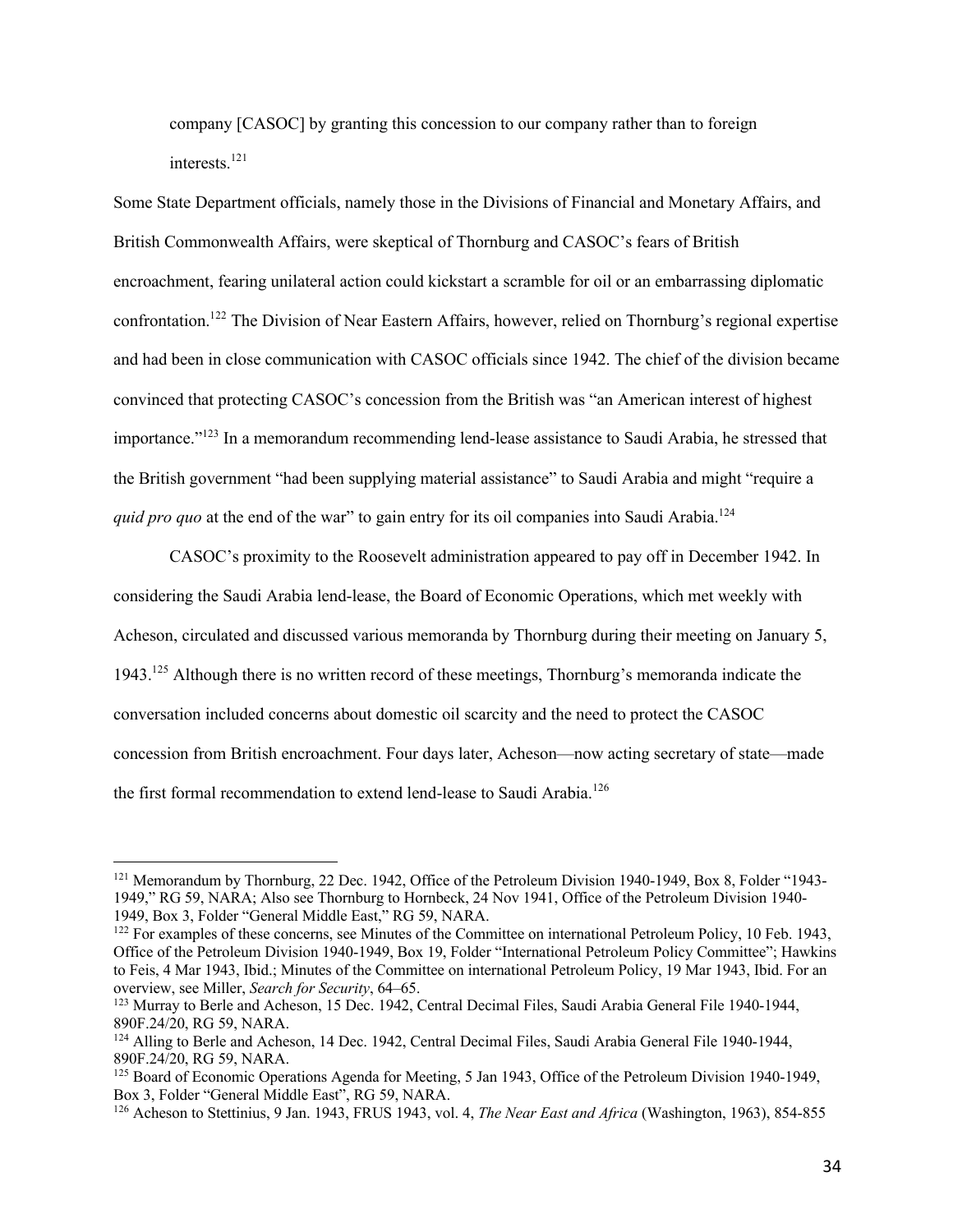company [CASOC] by granting this concession to our company rather than to foreign interests.[121]

Some State Department officials, namely those in the Divisions of Financial and Monetary Affairs, and British Commonwealth Affairs, were skeptical of Thornburg and CASOC's fears of British encroachment, fearing unilateral action could kickstart a scramble for oil or an embarrassing diplomatic confrontation.[122] The Division of Near Eastern Affairs, however, relied on Thornburg's regional expertise and had been in close communication with CASOC officials since 1942. The chief of the division became convinced that protecting CASOC's concession from the British was "an American interest of highest importance."[123] In a memorandum recommending lend-lease assistance to Saudi Arabia, he stressed that the British government "had been supplying material assistance" to Saudi Arabia and might "require a *quid pro quo* at the end of the war" to gain entry for its oil companies into Saudi Arabia.[124]

CASOC's proximity to the Roosevelt administration appeared to pay off in December 1942. In considering the Saudi Arabia lend-lease, the Board of Economic Operations, which met weekly with Acheson, circulated and discussed various memoranda by Thornburg during their meeting on January 5, 1943.[125] Although there is no written record of these meetings, Thornburg's memoranda indicate the conversation included concerns about domestic oil scarcity and the need to protect the CASOC concession from British encroachment. Four days later, Acheson—now acting secretary of state—made the first formal recommendation to extend lend-lease to Saudi Arabia.[126]

---

[121] Memorandum by Thornburg, 22 Dec. 1942, Office of the Petroleum Division 1940-1949, Box 8, Folder "1943-1949," RG 59, NARA; Also see Thornburg to Hornbeck, 24 Nov 1941, Office of the Petroleum Division 1940-1949, Box 3, Folder "General Middle East," RG 59, NARA.

[122] For examples of these concerns, see Minutes of the Committee on international Petroleum Policy, 10 Feb. 1943, Office of the Petroleum Division 1940-1949, Box 19, Folder "International Petroleum Policy Committee"; Hawkins to Feis, 4 Mar 1943, Ibid.; Minutes of the Committee on international Petroleum Policy, 19 Mar 1943, Ibid. For an overview, see Miller, *Search for Security*, 64–65.

[123] Murray to Berle and Acheson, 15 Dec. 1942, Central Decimal Files, Saudi Arabia General File 1940-1944, 890F.24/20, RG 59, NARA.

[124] Alling to Berle and Acheson, 14 Dec. 1942, Central Decimal Files, Saudi Arabia General File 1940-1944, 890F.24/20, RG 59, NARA.

[125] Board of Economic Operations Agenda for Meeting, 5 Jan 1943, Office of the Petroleum Division 1940-1949, Box 3, Folder "General Middle East", RG 59, NARA.

[126] Acheson to Stettinius, 9 Jan. 1943, FRUS 1943, vol. 4, *The Near East and Africa* (Washington, 1963), 854-855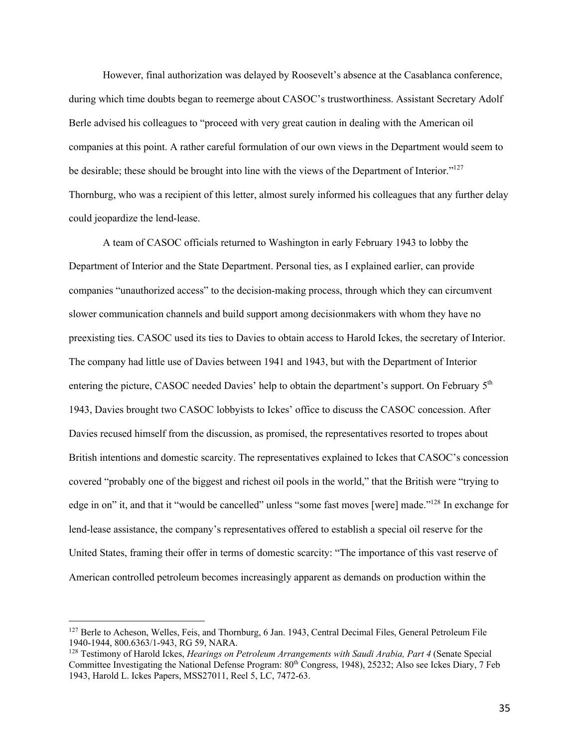However, final authorization was delayed by Roosevelt's absence at the Casablanca conference, during which time doubts began to reemerge about CASOC's trustworthiness. Assistant Secretary Adolf Berle advised his colleagues to "proceed with very great caution in dealing with the American oil companies at this point. A rather careful formulation of our own views in the Department would seem to be desirable; these should be brought into line with the views of the Department of Interior."[127] Thornburg, who was a recipient of this letter, almost surely informed his colleagues that any further delay could jeopardize the lend-lease.

A team of CASOC officials returned to Washington in early February 1943 to lobby the Department of Interior and the State Department. Personal ties, as I explained earlier, can provide companies "unauthorized access" to the decision-making process, through which they can circumvent slower communication channels and build support among decisionmakers with whom they have no preexisting ties. CASOC used its ties to Davies to obtain access to Harold Ickes, the secretary of Interior. The company had little use of Davies between 1941 and 1943, but with the Department of Interior entering the picture, CASOC needed Davies' help to obtain the department's support. On February 5th 1943, Davies brought two CASOC lobbyists to Ickes' office to discuss the CASOC concession. After Davies recused himself from the discussion, as promised, the representatives resorted to tropes about British intentions and domestic scarcity. The representatives explained to Ickes that CASOC's concession covered "probably one of the biggest and richest oil pools in the world," that the British were "trying to edge in on" it, and that it "would be cancelled" unless "some fast moves [were] made."[128] In exchange for lend-lease assistance, the company's representatives offered to establish a special oil reserve for the United States, framing their offer in terms of domestic scarcity: "The importance of this vast reserve of American controlled petroleum becomes increasingly apparent as demands on production within the

---

[127] Berle to Acheson, Welles, Feis, and Thornburg, 6 Jan. 1943, Central Decimal Files, General Petroleum File 1940-1944, 800.6363/1-943, RG 59, NARA.

[128] Testimony of Harold Ickes, *Hearings on Petroleum Arrangements with Saudi Arabia, Part 4* (Senate Special Committee Investigating the National Defense Program: 80th Congress, 1948), 25232; Also see Ickes Diary, 7 Feb 1943, Harold L. Ickes Papers, MSS27011, Reel 5, LC, 7472-63.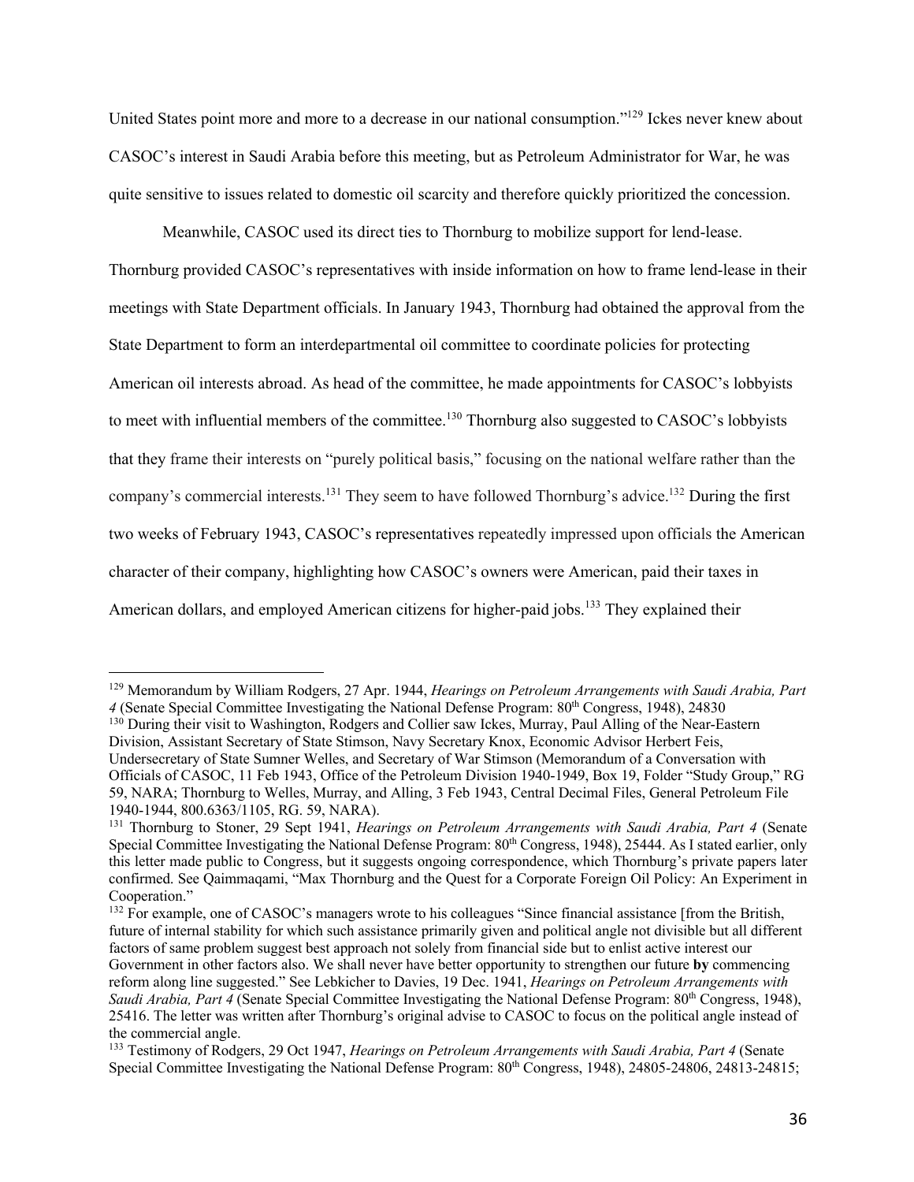United States point more and more to a decrease in our national consumption."[129] Ickes never knew about CASOC's interest in Saudi Arabia before this meeting, but as Petroleum Administrator for War, he was quite sensitive to issues related to domestic oil scarcity and therefore quickly prioritized the concession.

Meanwhile, CASOC used its direct ties to Thornburg to mobilize support for lend-lease. Thornburg provided CASOC's representatives with inside information on how to frame lend-lease in their meetings with State Department officials. In January 1943, Thornburg had obtained the approval from the State Department to form an interdepartmental oil committee to coordinate policies for protecting American oil interests abroad. As head of the committee, he made appointments for CASOC's lobbyists to meet with influential members of the committee.[130] Thornburg also suggested to CASOC's lobbyists that they frame their interests on "purely political basis," focusing on the national welfare rather than the company's commercial interests.[131] They seem to have followed Thornburg's advice.[132] During the first two weeks of February 1943, CASOC's representatives repeatedly impressed upon officials the American character of their company, highlighting how CASOC's owners were American, paid their taxes in American dollars, and employed American citizens for higher-paid jobs.[133] They explained their

---

[129] Memorandum by William Rodgers, 27 Apr. 1944, *Hearings on Petroleum Arrangements with Saudi Arabia, Part 4* (Senate Special Committee Investigating the National Defense Program: 80th Congress, 1948), 24830

[130] During their visit to Washington, Rodgers and Collier saw Ickes, Murray, Paul Alling of the Near-Eastern Division, Assistant Secretary of State Stimson, Navy Secretary Knox, Economic Advisor Herbert Feis, Undersecretary of State Sumner Welles, and Secretary of War Stimson (Memorandum of a Conversation with Officials of CASOC, 11 Feb 1943, Office of the Petroleum Division 1940-1949, Box 19, Folder "Study Group," RG 59, NARA; Thornburg to Welles, Murray, and Alling, 3 Feb 1943, Central Decimal Files, General Petroleum File 1940-1944, 800.6363/1105, RG. 59, NARA).

[131] Thornburg to Stoner, 29 Sept 1941, *Hearings on Petroleum Arrangements with Saudi Arabia, Part 4* (Senate Special Committee Investigating the National Defense Program: 80th Congress, 1948), 25444. As I stated earlier, only this letter made public to Congress, but it suggests ongoing correspondence, which Thornburg's private papers later confirmed. See Qaimmaqami, "Max Thornburg and the Quest for a Corporate Foreign Oil Policy: An Experiment in Cooperation."

[132] For example, one of CASOC's managers wrote to his colleagues "Since financial assistance [from the British, future of internal stability for which such assistance primarily given and political angle not divisible but all different factors of same problem suggest best approach not solely from financial side but to enlist active interest our Government in other factors also. We shall never have better opportunity to strengthen our future **by** commencing reform along line suggested." See Lebkicher to Davies, 19 Dec. 1941, *Hearings on Petroleum Arrangements with Saudi Arabia, Part 4* (Senate Special Committee Investigating the National Defense Program: 80th Congress, 1948), 25416. The letter was written after Thornburg's original advise to CASOC to focus on the political angle instead of the commercial angle.

[133] Testimony of Rodgers, 29 Oct 1947, *Hearings on Petroleum Arrangements with Saudi Arabia, Part 4* (Senate Special Committee Investigating the National Defense Program: 80th Congress, 1948), 24805-24806, 24813-24815;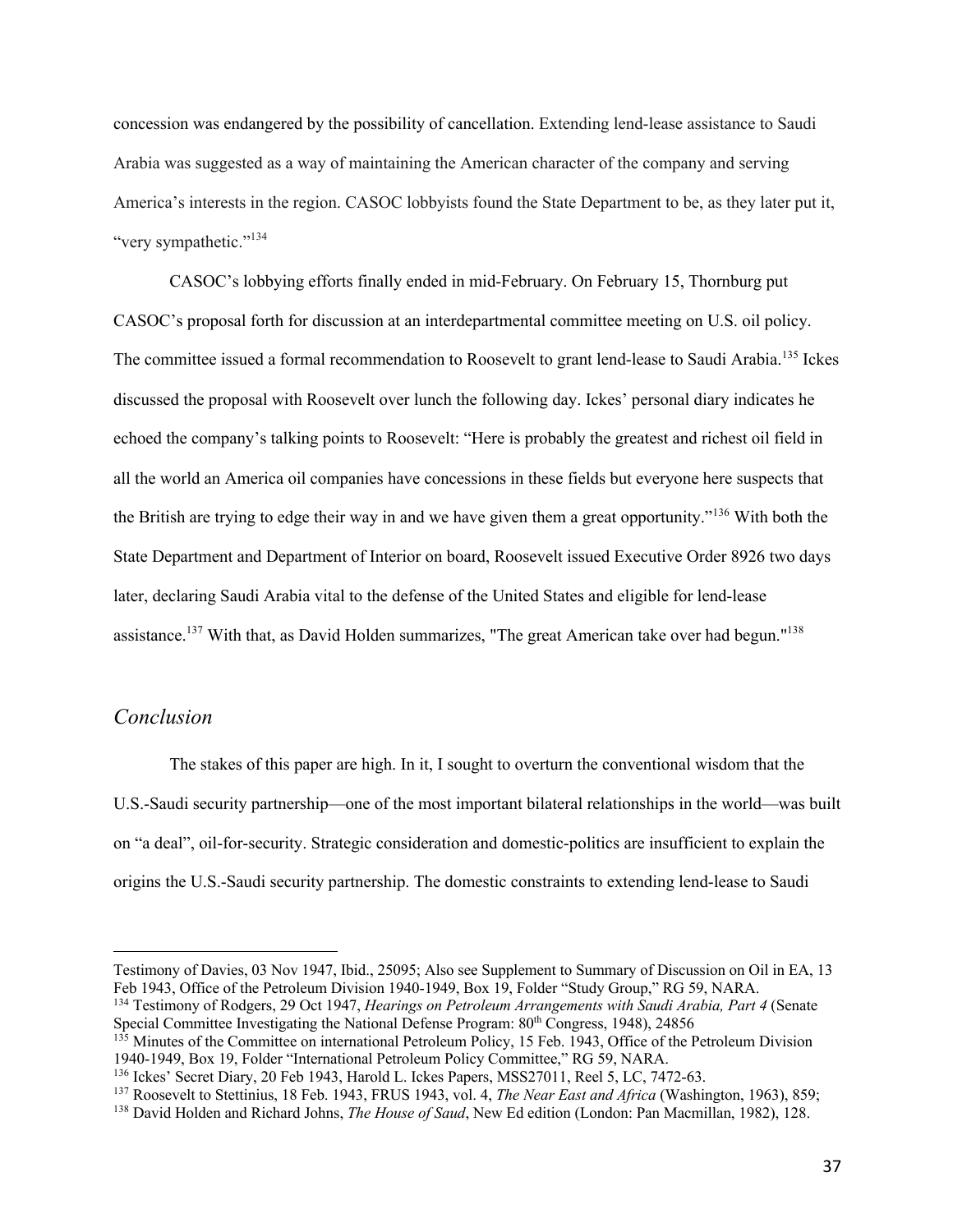concession was endangered by the possibility of cancellation. Extending lend-lease assistance to Saudi Arabia was suggested as a way of maintaining the American character of the company and serving America's interests in the region. CASOC lobbyists found the State Department to be, as they later put it, "very sympathetic."[134]

CASOC's lobbying efforts finally ended in mid-February. On February 15, Thornburg put CASOC's proposal forth for discussion at an interdepartmental committee meeting on U.S. oil policy. The committee issued a formal recommendation to Roosevelt to grant lend-lease to Saudi Arabia.[135] Ickes discussed the proposal with Roosevelt over lunch the following day. Ickes' personal diary indicates he echoed the company's talking points to Roosevelt: "Here is probably the greatest and richest oil field in all the world an America oil companies have concessions in these fields but everyone here suspects that the British are trying to edge their way in and we have given them a great opportunity."[136] With both the State Department and Department of Interior on board, Roosevelt issued Executive Order 8926 two days later, declaring Saudi Arabia vital to the defense of the United States and eligible for lend-lease assistance.[137] With that, as David Holden summarizes, "The great American take over had begun."[138]

## *Conclusion*

The stakes of this paper are high. In it, I sought to overturn the conventional wisdom that the U.S.-Saudi security partnership—one of the most important bilateral relationships in the world—was built on "a deal", oil-for-security. Strategic consideration and domestic-politics are insufficient to explain the origins the U.S.-Saudi security partnership. The domestic constraints to extending lend-lease to Saudi

---

Testimony of Davies, 03 Nov 1947, Ibid., 25095; Also see Supplement to Summary of Discussion on Oil in EA, 13 Feb 1943, Office of the Petroleum Division 1940-1949, Box 19, Folder "Study Group," RG 59, NARA.

[134] Testimony of Rodgers, 29 Oct 1947, *Hearings on Petroleum Arrangements with Saudi Arabia, Part 4* (Senate Special Committee Investigating the National Defense Program: 80th Congress, 1948), 24856

[135] Minutes of the Committee on international Petroleum Policy, 15 Feb. 1943, Office of the Petroleum Division 1940-1949, Box 19, Folder "International Petroleum Policy Committee," RG 59, NARA.

[136] Ickes' Secret Diary, 20 Feb 1943, Harold L. Ickes Papers, MSS27011, Reel 5, LC, 7472-63.

[137] Roosevelt to Stettinius, 18 Feb. 1943, FRUS 1943, vol. 4, *The Near East and Africa* (Washington, 1963), 859;

[138] David Holden and Richard Johns, *The House of Saud*, New Ed edition (London: Pan Macmillan, 1982), 128.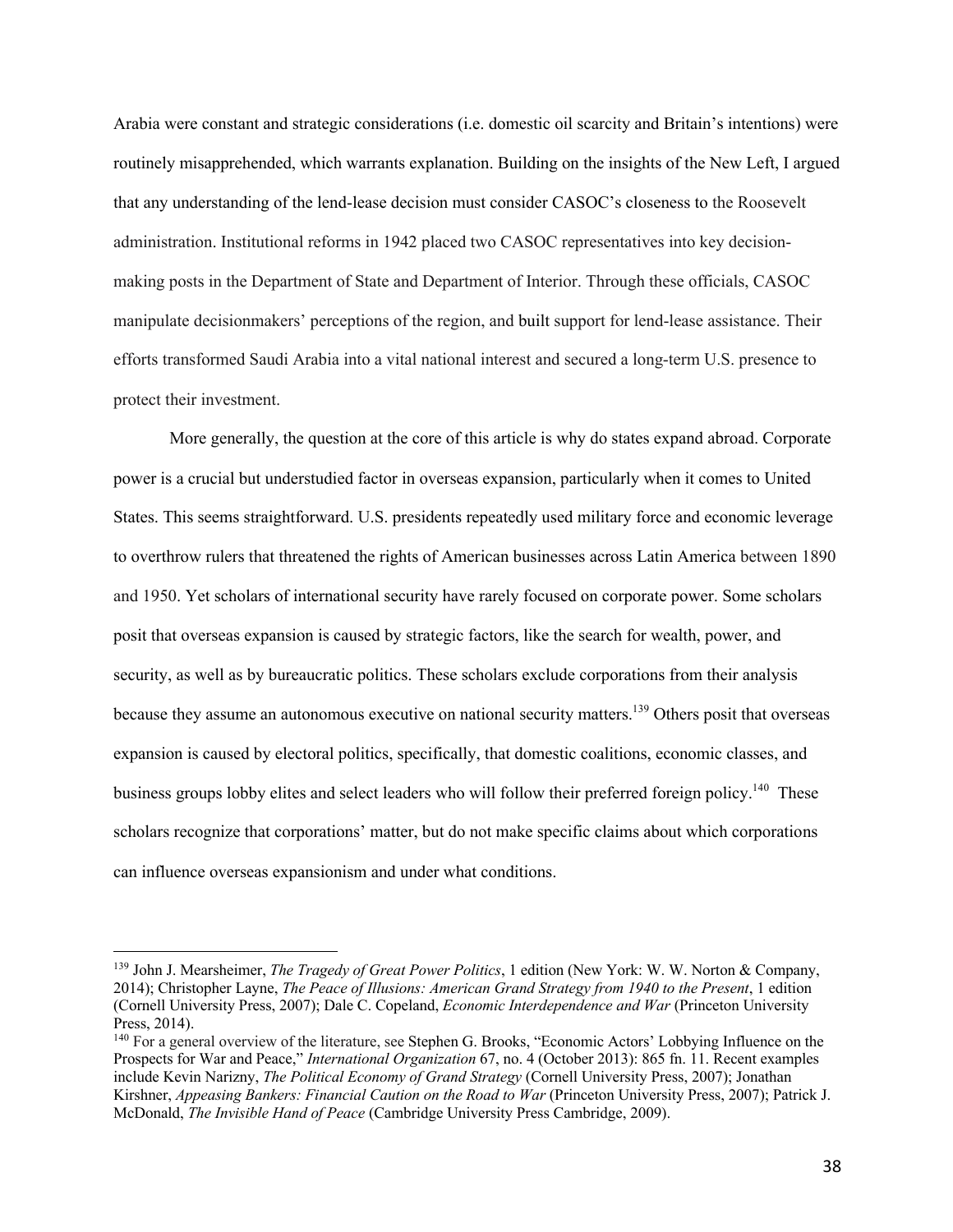Arabia were constant and strategic considerations (i.e. domestic oil scarcity and Britain's intentions) were routinely misapprehended, which warrants explanation. Building on the insights of the New Left, I argued that any understanding of the lend-lease decision must consider CASOC's closeness to the Roosevelt administration. Institutional reforms in 1942 placed two CASOC representatives into key decision-making posts in the Department of State and Department of Interior. Through these officials, CASOC manipulate decisionmakers' perceptions of the region, and built support for lend-lease assistance. Their efforts transformed Saudi Arabia into a vital national interest and secured a long-term U.S. presence to protect their investment.

More generally, the question at the core of this article is why do states expand abroad. Corporate power is a crucial but understudied factor in overseas expansion, particularly when it comes to United States. This seems straightforward. U.S. presidents repeatedly used military force and economic leverage to overthrow rulers that threatened the rights of American businesses across Latin America between 1890 and 1950. Yet scholars of international security have rarely focused on corporate power. Some scholars posit that overseas expansion is caused by strategic factors, like the search for wealth, power, and security, as well as by bureaucratic politics. These scholars exclude corporations from their analysis because they assume an autonomous executive on national security matters.[139] Others posit that overseas expansion is caused by electoral politics, specifically, that domestic coalitions, economic classes, and business groups lobby elites and select leaders who will follow their preferred foreign policy.[140] These scholars recognize that corporations' matter, but do not make specific claims about which corporations can influence overseas expansionism and under what conditions.

---

[139] John J. Mearsheimer, *The Tragedy of Great Power Politics*, 1 edition (New York: W. W. Norton & Company, 2014); Christopher Layne, *The Peace of Illusions: American Grand Strategy from 1940 to the Present*, 1 edition (Cornell University Press, 2007); Dale C. Copeland, *Economic Interdependence and War* (Princeton University Press, 2014).

[140] For a general overview of the literature, see Stephen G. Brooks, "Economic Actors' Lobbying Influence on the Prospects for War and Peace," *International Organization* 67, no. 4 (October 2013): 865 fn. 11. Recent examples include Kevin Narizny, *The Political Economy of Grand Strategy* (Cornell University Press, 2007); Jonathan Kirshner, *Appeasing Bankers: Financial Caution on the Road to War* (Princeton University Press, 2007); Patrick J. McDonald, *The Invisible Hand of Peace* (Cambridge University Press Cambridge, 2009).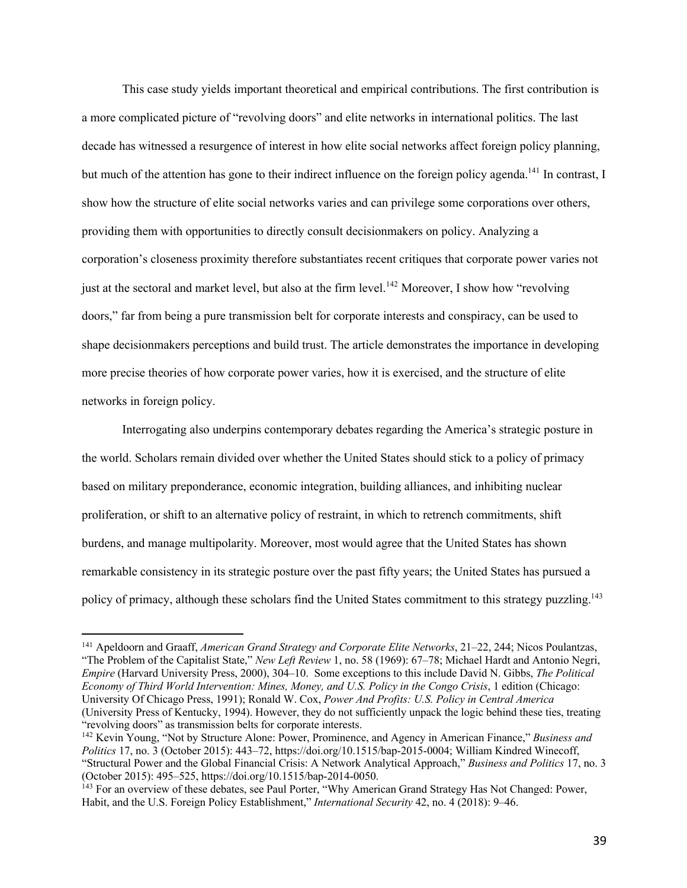This case study yields important theoretical and empirical contributions. The first contribution is a more complicated picture of "revolving doors" and elite networks in international politics. The last decade has witnessed a resurgence of interest in how elite social networks affect foreign policy planning, but much of the attention has gone to their indirect influence on the foreign policy agenda.[141] In contrast, I show how the structure of elite social networks varies and can privilege some corporations over others, providing them with opportunities to directly consult decisionmakers on policy. Analyzing a corporation's closeness proximity therefore substantiates recent critiques that corporate power varies not just at the sectoral and market level, but also at the firm level.[142] Moreover, I show how "revolving doors," far from being a pure transmission belt for corporate interests and conspiracy, can be used to shape decisionmakers perceptions and build trust. The article demonstrates the importance in developing more precise theories of how corporate power varies, how it is exercised, and the structure of elite networks in foreign policy.

Interrogating also underpins contemporary debates regarding the America's strategic posture in the world. Scholars remain divided over whether the United States should stick to a policy of primacy based on military preponderance, economic integration, building alliances, and inhibiting nuclear proliferation, or shift to an alternative policy of restraint, in which to retrench commitments, shift burdens, and manage multipolarity. Moreover, most would agree that the United States has shown remarkable consistency in its strategic posture over the past fifty years; the United States has pursued a policy of primacy, although these scholars find the United States commitment to this strategy puzzling.[143]

---

[141] Apeldoorn and Graaff, *American Grand Strategy and Corporate Elite Networks*, 21–22, 244; Nicos Poulantzas, "The Problem of the Capitalist State," *New Left Review* 1, no. 58 (1969): 67–78; Michael Hardt and Antonio Negri, *Empire* (Harvard University Press, 2000), 304–10. Some exceptions to this include David N. Gibbs, *The Political Economy of Third World Intervention: Mines, Money, and U.S. Policy in the Congo Crisis*, 1 edition (Chicago: University Of Chicago Press, 1991); Ronald W. Cox, *Power And Profits: U.S. Policy in Central America* (University Press of Kentucky, 1994). However, they do not sufficiently unpack the logic behind these ties, treating "revolving doors" as transmission belts for corporate interests.

[142] Kevin Young, "Not by Structure Alone: Power, Prominence, and Agency in American Finance," *Business and Politics* 17, no. 3 (October 2015): 443–72, https://doi.org/10.1515/bap-2015-0004; William Kindred Winecoff, "Structural Power and the Global Financial Crisis: A Network Analytical Approach," *Business and Politics* 17, no. 3 (October 2015): 495–525, https://doi.org/10.1515/bap-2014-0050.

[143] For an overview of these debates, see Paul Porter, "Why American Grand Strategy Has Not Changed: Power, Habit, and the U.S. Foreign Policy Establishment," *International Security* 42, no. 4 (2018): 9–46.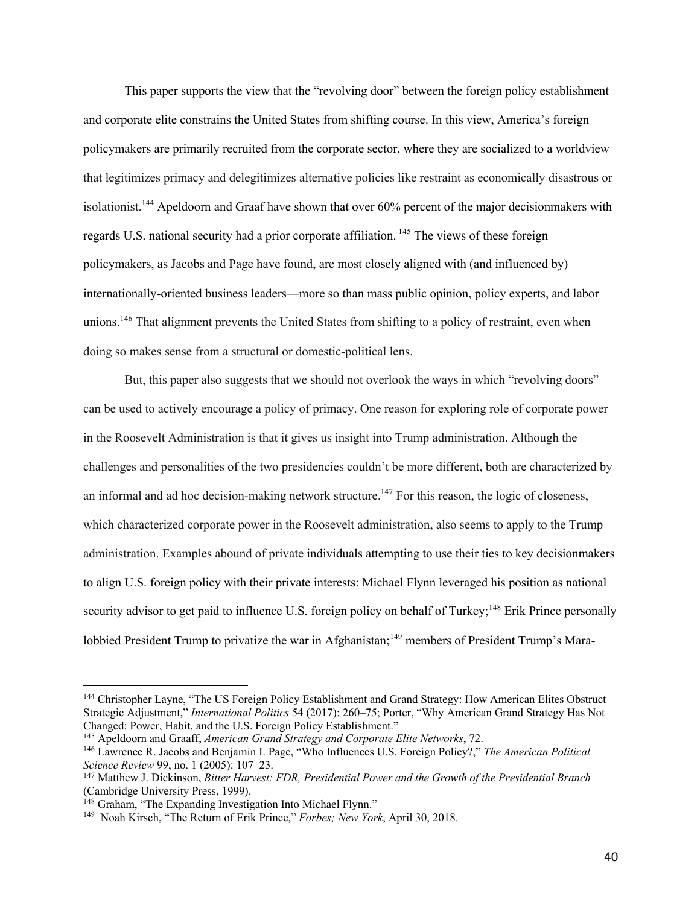This paper supports the view that the "revolving door" between the foreign policy establishment and corporate elite constrains the United States from shifting course. In this view, America's foreign policymakers are primarily recruited from the corporate sector, where they are socialized to a worldview that legitimizes primacy and delegitimizes alternative policies like restraint as economically disastrous or isolationist.[144] Apeldoorn and Graaf have shown that over 60% percent of the major decisionmakers with regards U.S. national security had a prior corporate affiliation. [145] The views of these foreign policymakers, as Jacobs and Page have found, are most closely aligned with (and influenced by) internationally-oriented business leaders—more so than mass public opinion, policy experts, and labor unions.[146] That alignment prevents the United States from shifting to a policy of restraint, even when doing so makes sense from a structural or domestic-political lens.

But, this paper also suggests that we should not overlook the ways in which "revolving doors" can be used to actively encourage a policy of primacy. One reason for exploring role of corporate power in the Roosevelt Administration is that it gives us insight into Trump administration. Although the challenges and personalities of the two presidencies couldn't be more different, both are characterized by an informal and ad hoc decision-making network structure.[147] For this reason, the logic of closeness, which characterized corporate power in the Roosevelt administration, also seems to apply to the Trump administration. Examples abound of private individuals attempting to use their ties to key decisionmakers to align U.S. foreign policy with their private interests: Michael Flynn leveraged his position as national security advisor to get paid to influence U.S. foreign policy on behalf of Turkey;[148] Erik Prince personally lobbied President Trump to privatize the war in Afghanistan;[149] members of President Trump's Mara-

---

[144] Christopher Layne, "The US Foreign Policy Establishment and Grand Strategy: How American Elites Obstruct Strategic Adjustment," *International Politics* 54 (2017): 260–75; Porter, "Why American Grand Strategy Has Not Changed: Power, Habit, and the U.S. Foreign Policy Establishment."

[145] Apeldoorn and Graaff, *American Grand Strategy and Corporate Elite Networks*, 72.

[146] Lawrence R. Jacobs and Benjamin I. Page, "Who Influences U.S. Foreign Policy?," *The American Political Science Review* 99, no. 1 (2005): 107–23.

[147] Matthew J. Dickinson, *Bitter Harvest: FDR, Presidential Power and the Growth of the Presidential Branch* (Cambridge University Press, 1999).

[148] Graham, "The Expanding Investigation Into Michael Flynn."

[149] Noah Kirsch, "The Return of Erik Prince," *Forbes; New York*, April 30, 2018.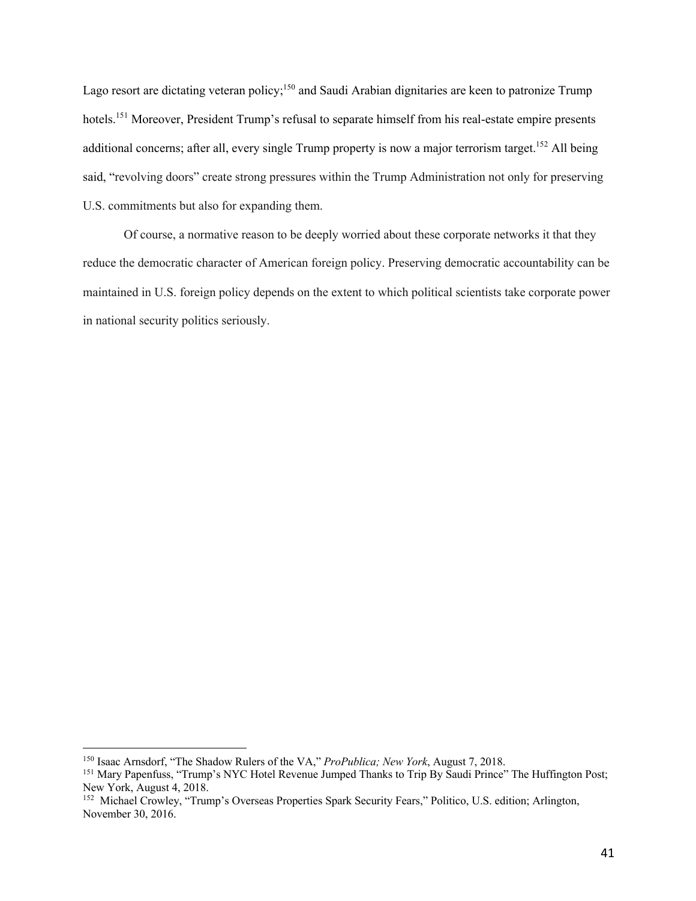Lago resort are dictating veteran policy;[150] and Saudi Arabian dignitaries are keen to patronize Trump hotels.[151] Moreover, President Trump's refusal to separate himself from his real-estate empire presents additional concerns; after all, every single Trump property is now a major terrorism target.[152] All being said, "revolving doors" create strong pressures within the Trump Administration not only for preserving U.S. commitments but also for expanding them.

Of course, a normative reason to be deeply worried about these corporate networks it that they reduce the democratic character of American foreign policy. Preserving democratic accountability can be maintained in U.S. foreign policy depends on the extent to which political scientists take corporate power in national security politics seriously.

---

[150] Isaac Arnsdorf, "The Shadow Rulers of the VA," *ProPublica; New York*, August 7, 2018.

[151] Mary Papenfuss, "Trump's NYC Hotel Revenue Jumped Thanks to Trip By Saudi Prince" The Huffington Post; New York, August 4, 2018.

[152] Michael Crowley, "Trump's Overseas Properties Spark Security Fears," Politico, U.S. edition; Arlington, November 30, 2016.